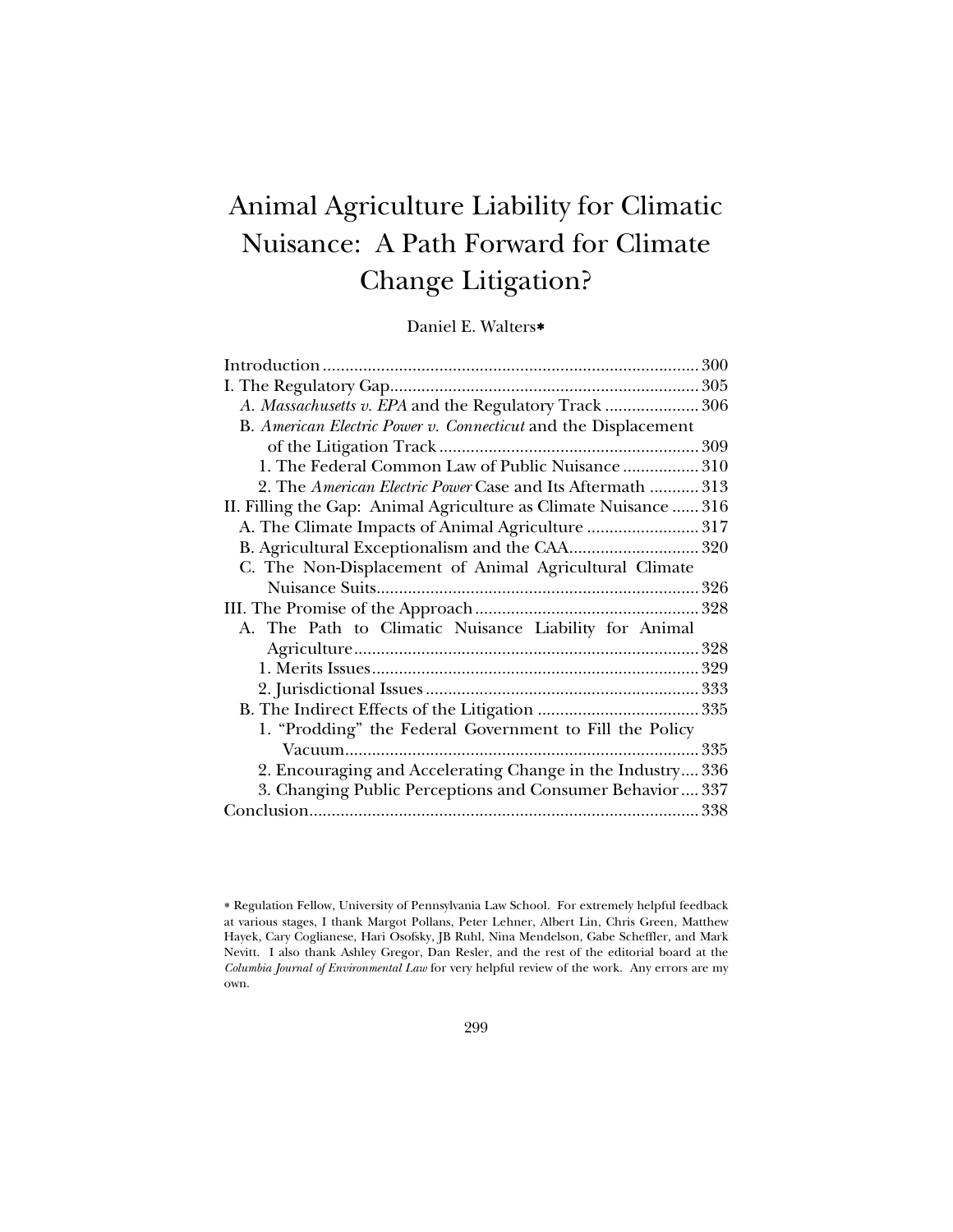# Animal Agriculture Liability for Climatic Nuisance: A Path Forward for Climate Change Litigation?

Daniel E. Walters*

Introduction .................................................................................... 300
I. The Regulatory Gap..................................................................... 305
  *A. Massachusetts v. EPA* and the Regulatory Track ..................... 306
  B. *American Electric Power v. Connecticut* and the Displacement of the Litigation Track .......................................................... 309
    1. The Federal Common Law of Public Nuisance ................. 310
    2. The *American Electric Power* Case and Its Aftermath ........... 313
II. Filling the Gap: Animal Agriculture as Climate Nuisance ...... 316
  A. The Climate Impacts of Animal Agriculture ......................... 317
  B. Agricultural Exceptionalism and the CAA............................. 320
  C. The Non-Displacement of Animal Agricultural Climate Nuisance Suits........................................................................ 326
III. The Promise of the Approach .................................................. 328
  A. The Path to Climatic Nuisance Liability for Animal Agriculture............................................................................. 328
    1. Merits Issues......................................................................... 329
    2. Jurisdictional Issues ............................................................. 333
  B. The Indirect Effects of the Litigation .................................... 335
    1. "Prodding" the Federal Government to Fill the Policy Vacuum............................................................................... 335
    2. Encouraging and Accelerating Change in the Industry.... 336
    3. Changing Public Perceptions and Consumer Behavior .... 337
Conclusion....................................................................................... 338

\* Regulation Fellow, University of Pennsylvania Law School. For extremely helpful feedback at various stages, I thank Margot Pollans, Peter Lehner, Albert Lin, Chris Green, Matthew Hayek, Cary Coglianese, Hari Osofsky, JB Ruhl, Nina Mendelson, Gabe Scheffler, and Mark Nevitt. I also thank Ashley Gregor, Dan Resler, and the rest of the editorial board at the *Columbia Journal of Environmental Law* for very helpful review of the work. Any errors are my own.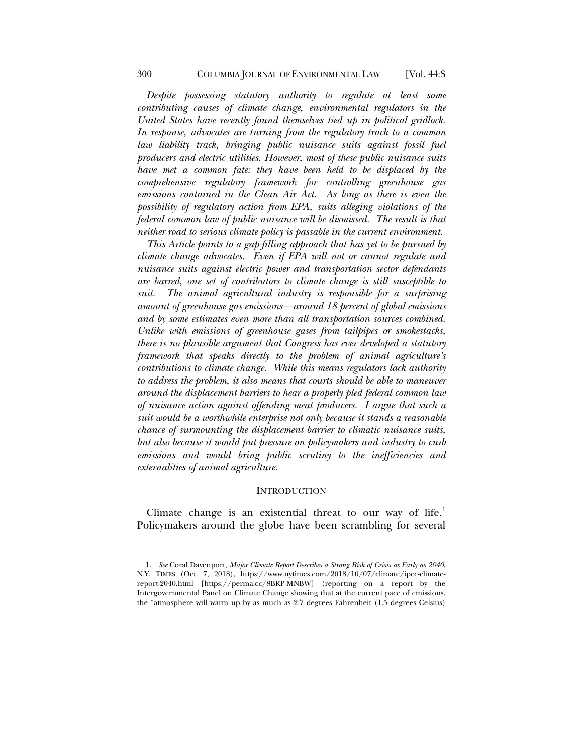*Despite possessing statutory authority to regulate at least some contributing causes of climate change, environmental regulators in the United States have recently found themselves tied up in political gridlock. In response, advocates are turning from the regulatory track to a common law liability track, bringing public nuisance suits against fossil fuel producers and electric utilities. However, most of these public nuisance suits have met a common fate: they have been held to be displaced by the comprehensive regulatory framework for controlling greenhouse gas emissions contained in the Clean Air Act. As long as there is even the possibility of regulatory action from EPA, suits alleging violations of the federal common law of public nuisance will be dismissed. The result is that neither road to serious climate policy is passable in the current environment.*

*This Article points to a gap-filling approach that has yet to be pursued by climate change advocates. Even if EPA will not or cannot regulate and nuisance suits against electric power and transportation sector defendants are barred, one set of contributors to climate change is still susceptible to suit. The animal agricultural industry is responsible for a surprising amount of greenhouse gas emissions—around 18 percent of global emissions and by some estimates even more than all transportation sources combined. Unlike with emissions of greenhouse gases from tailpipes or smokestacks, there is no plausible argument that Congress has ever developed a statutory framework that speaks directly to the problem of animal agriculture's contributions to climate change. While this means regulators lack authority to address the problem, it also means that courts should be able to maneuver around the displacement barriers to hear a properly pled federal common law of nuisance action against offending meat producers. I argue that such a suit would be a worthwhile enterprise not only because it stands a reasonable chance of surmounting the displacement barrier to climatic nuisance suits, but also because it would put pressure on policymakers and industry to curb emissions and would bring public scrutiny to the inefficiencies and externalities of animal agriculture.*

## INTRODUCTION

Climate change is an existential threat to our way of life.[1] Policymakers around the globe have been scrambling for several

1. *See* Coral Davenport, *Major Climate Report Describes a Strong Risk of Crisis as Early as 2040*, N.Y. TIMES (Oct. 7, 2018), https://www.nytimes.com/2018/10/07/climate/ipcc-climate-report-2040.html [https://perma.cc/8BRP-MNBW] (reporting on a report by the Intergovernmental Panel on Climate Change showing that at the current pace of emissions, the "atmosphere will warm up by as much as 2.7 degrees Fahrenheit (1.5 degrees Celsius)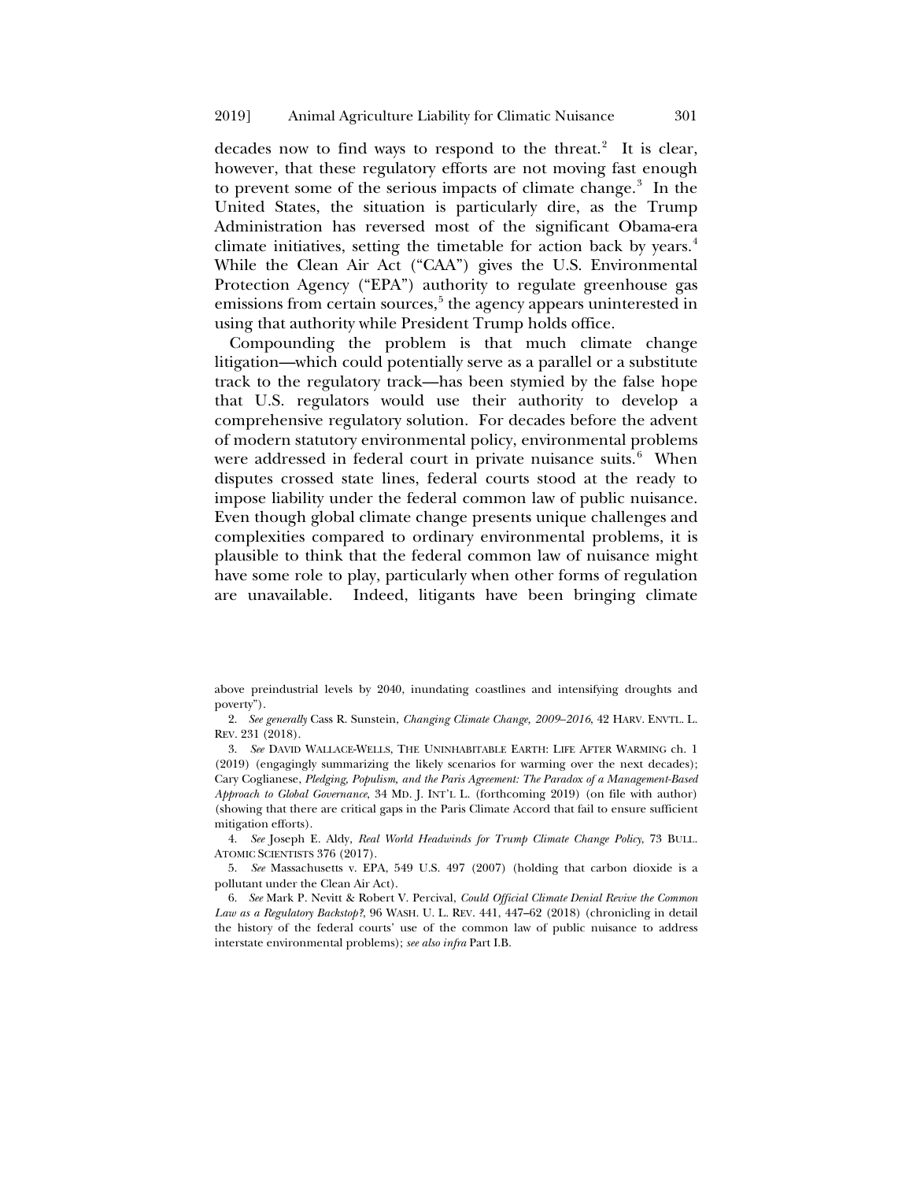decades now to find ways to respond to the threat.[2] It is clear, however, that these regulatory efforts are not moving fast enough to prevent some of the serious impacts of climate change.[3] In the United States, the situation is particularly dire, as the Trump Administration has reversed most of the significant Obama-era climate initiatives, setting the timetable for action back by years.[4] While the Clean Air Act ("CAA") gives the U.S. Environmental Protection Agency ("EPA") authority to regulate greenhouse gas emissions from certain sources,[5] the agency appears uninterested in using that authority while President Trump holds office.

Compounding the problem is that much climate change litigation—which could potentially serve as a parallel or a substitute track to the regulatory track—has been stymied by the false hope that U.S. regulators would use their authority to develop a comprehensive regulatory solution. For decades before the advent of modern statutory environmental policy, environmental problems were addressed in federal court in private nuisance suits.[6] When disputes crossed state lines, federal courts stood at the ready to impose liability under the federal common law of public nuisance. Even though global climate change presents unique challenges and complexities compared to ordinary environmental problems, it is plausible to think that the federal common law of nuisance might have some role to play, particularly when other forms of regulation are unavailable. Indeed, litigants have been bringing climate

---

above preindustrial levels by 2040, inundating coastlines and intensifying droughts and poverty").

2. *See generally* Cass R. Sunstein, *Changing Climate Change, 2009–2016*, 42 HARV. ENVTL. L. REV. 231 (2018).

3. *See* DAVID WALLACE-WELLS, THE UNINHABITABLE EARTH: LIFE AFTER WARMING ch. 1 (2019) (engagingly summarizing the likely scenarios for warming over the next decades); Cary Coglianese, *Pledging, Populism, and the Paris Agreement: The Paradox of a Management-Based Approach to Global Governance*, 34 MD. J. INT'L L. (forthcoming 2019) (on file with author) (showing that there are critical gaps in the Paris Climate Accord that fail to ensure sufficient mitigation efforts).

4. *See* Joseph E. Aldy, *Real World Headwinds for Trump Climate Change Policy*, 73 BULL. ATOMIC SCIENTISTS 376 (2017).

5. *See* Massachusetts v. EPA, 549 U.S. 497 (2007) (holding that carbon dioxide is a pollutant under the Clean Air Act).

6. *See* Mark P. Nevitt & Robert V. Percival, *Could Official Climate Denial Revive the Common Law as a Regulatory Backstop?*, 96 WASH. U. L. REV. 441, 447–62 (2018) (chronicling in detail the history of the federal courts' use of the common law of public nuisance to address interstate environmental problems); *see also infra* Part I.B.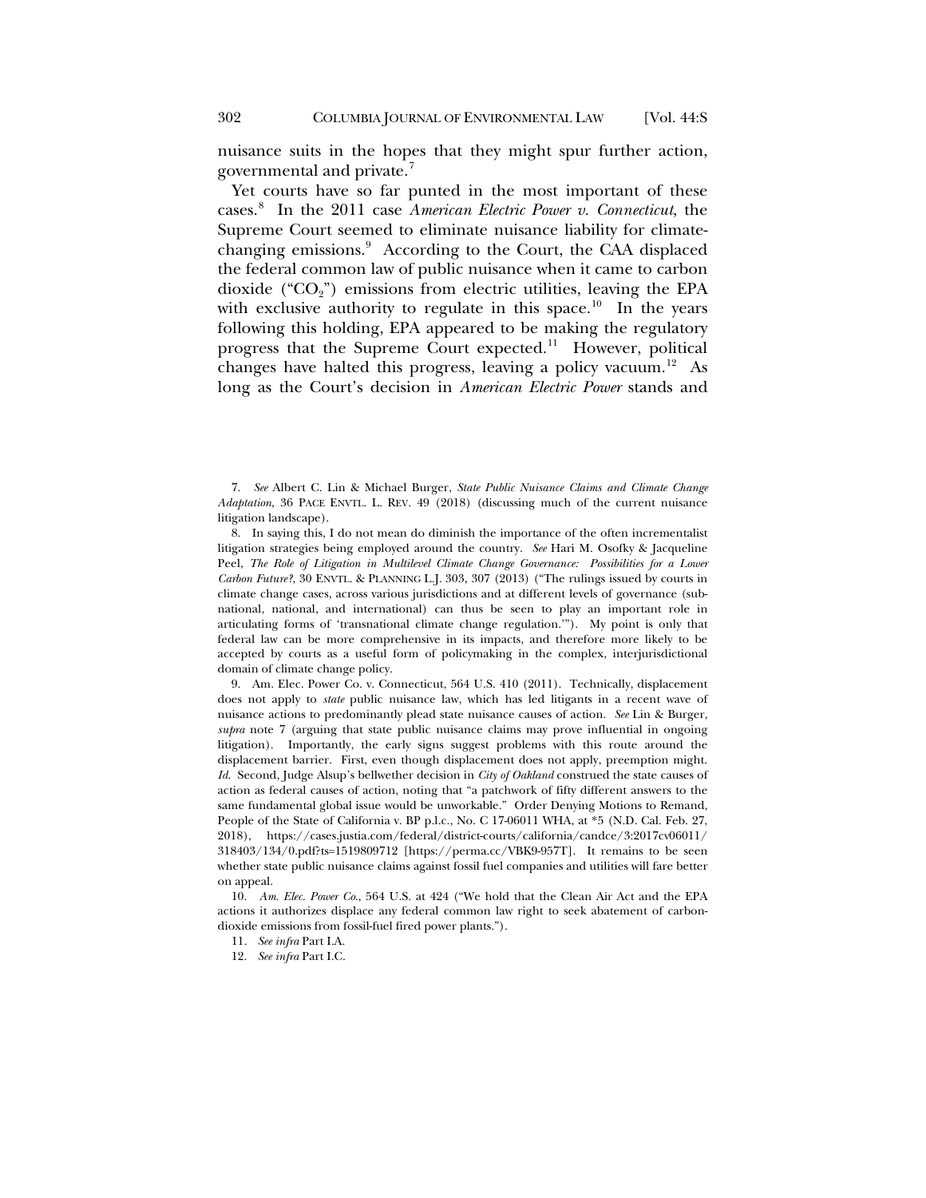nuisance suits in the hopes that they might spur further action, governmental and private.[7]

Yet courts have so far punted in the most important of these cases.[8] In the 2011 case *American Electric Power v. Connecticut*, the Supreme Court seemed to eliminate nuisance liability for climate-changing emissions.[9] According to the Court, the CAA displaced the federal common law of public nuisance when it came to carbon dioxide ("$CO_2$") emissions from electric utilities, leaving the EPA with exclusive authority to regulate in this space.[10] In the years following this holding, EPA appeared to be making the regulatory progress that the Supreme Court expected.[11] However, political changes have halted this progress, leaving a policy vacuum.[12] As long as the Court's decision in *American Electric Power* stands and

---

7. *See* Albert C. Lin & Michael Burger, *State Public Nuisance Claims and Climate Change Adaptation*, 36 PACE ENVTL. L. REV. 49 (2018) (discussing much of the current nuisance litigation landscape).

8. In saying this, I do not mean do diminish the importance of the often incrementalist litigation strategies being employed around the country. *See* Hari M. Osofky & Jacqueline Peel, *The Role of Litigation in Multilevel Climate Change Governance: Possibilities for a Lower Carbon Future?*, 30 ENVTL. & PLANNING L.J. 303, 307 (2013) ("The rulings issued by courts in climate change cases, across various jurisdictions and at different levels of governance (sub-national, national, and international) can thus be seen to play an important role in articulating forms of 'transnational climate change regulation.'"). My point is only that federal law can be more comprehensive in its impacts, and therefore more likely to be accepted by courts as a useful form of policymaking in the complex, interjurisdictional domain of climate change policy.

9. Am. Elec. Power Co. v. Connecticut, 564 U.S. 410 (2011). Technically, displacement does not apply to *state* public nuisance law, which has led litigants in a recent wave of nuisance actions to predominantly plead state nuisance causes of action. *See* Lin & Burger, *supra* note 7 (arguing that state public nuisance claims may prove influential in ongoing litigation). Importantly, the early signs suggest problems with this route around the displacement barrier. First, even though displacement does not apply, preemption might. *Id.* Second, Judge Alsup's bellwether decision in *City of Oakland* construed the state causes of action as federal causes of action, noting that "a patchwork of fifty different answers to the same fundamental global issue would be unworkable." Order Denying Motions to Remand, People of the State of California v. BP p.l.c., No. C 17-06011 WHA, at *5 (N.D. Cal. Feb. 27, 2018), https://cases.justia.com/federal/district-courts/california/candce/3:2017cv06011/318403/134/0.pdf?ts=1519809712 [https://perma.cc/VBK9-957T]. It remains to be seen whether state public nuisance claims against fossil fuel companies and utilities will fare better on appeal.

10. *Am. Elec. Power Co.*, 564 U.S. at 424 ("We hold that the Clean Air Act and the EPA actions it authorizes displace any federal common law right to seek abatement of carbon-dioxide emissions from fossil-fuel fired power plants.").

11. *See infra* Part I.A.

12. *See infra* Part I.C.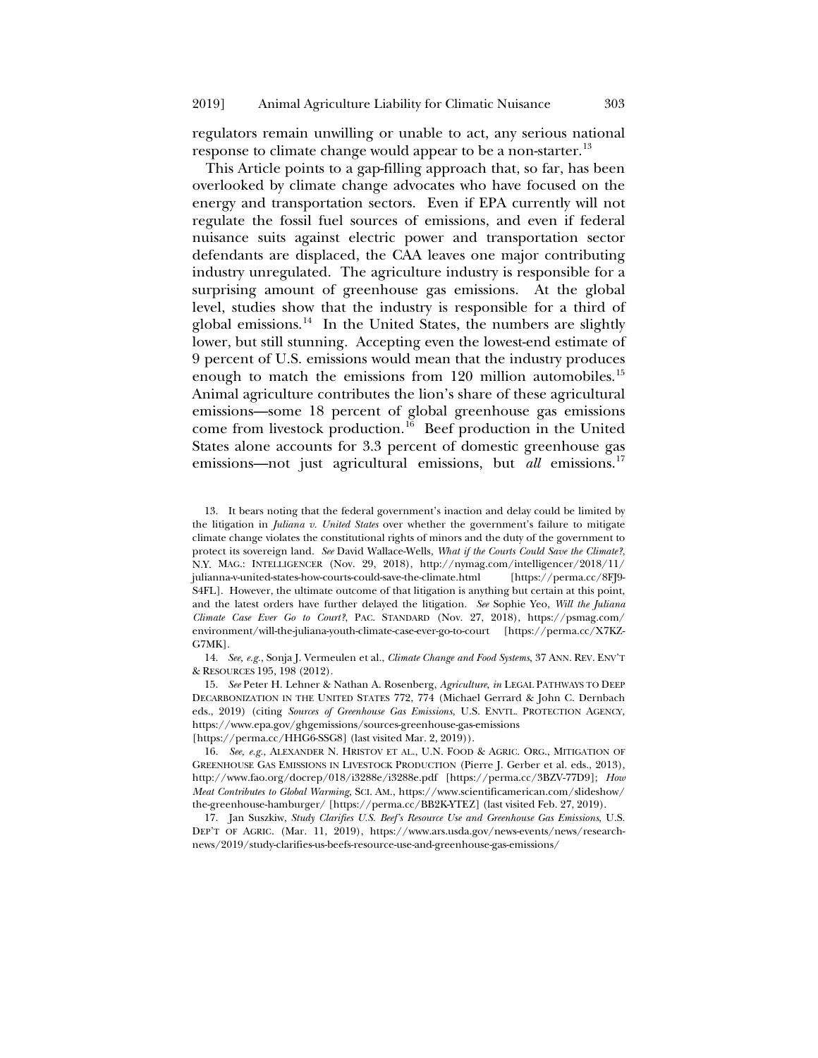regulators remain unwilling or unable to act, any serious national response to climate change would appear to be a non-starter.[13]

This Article points to a gap-filling approach that, so far, has been overlooked by climate change advocates who have focused on the energy and transportation sectors. Even if EPA currently will not regulate the fossil fuel sources of emissions, and even if federal nuisance suits against electric power and transportation sector defendants are displaced, the CAA leaves one major contributing industry unregulated. The agriculture industry is responsible for a surprising amount of greenhouse gas emissions. At the global level, studies show that the industry is responsible for a third of global emissions.[14] In the United States, the numbers are slightly lower, but still stunning. Accepting even the lowest-end estimate of 9 percent of U.S. emissions would mean that the industry produces enough to match the emissions from 120 million automobiles.[15] Animal agriculture contributes the lion's share of these agricultural emissions—some 18 percent of global greenhouse gas emissions come from livestock production.[16] Beef production in the United States alone accounts for 3.3 percent of domestic greenhouse gas emissions—not just agricultural emissions, but *all* emissions.[17]

---

13. It bears noting that the federal government's inaction and delay could be limited by the litigation in *Juliana v. United States* over whether the government's failure to mitigate climate change violates the constitutional rights of minors and the duty of the government to protect its sovereign land. *See* David Wallace-Wells, *What if the Courts Could Save the Climate?*, N.Y. MAG.: INTELLIGENCER (Nov. 29, 2018), http://nymag.com/intelligencer/2018/11/julianna-v-united-states-how-courts-could-save-the-climate.html [https://perma.cc/8FJ9-S4FL]. However, the ultimate outcome of that litigation is anything but certain at this point, and the latest orders have further delayed the litigation. *See* Sophie Yeo, *Will the Juliana Climate Case Ever Go to Court?*, PAC. STANDARD (Nov. 27, 2018), https://psmag.com/environment/will-the-juliana-youth-climate-case-ever-go-to-court [https://perma.cc/X7KZ-G7MK].

14. *See, e.g.*, Sonja J. Vermeulen et al., *Climate Change and Food Systems*, 37 ANN. REV. ENV'T & RESOURCES 195, 198 (2012).

15. *See* Peter H. Lehner & Nathan A. Rosenberg, *Agriculture*, *in* LEGAL PATHWAYS TO DEEP DECARBONIZATION IN THE UNITED STATES 772, 774 (Michael Gerrard & John C. Dernbach eds., 2019) (citing *Sources of Greenhouse Gas Emissions*, U.S. ENVTL. PROTECTION AGENCY, https://www.epa.gov/ghgemissions/sources-greenhouse-gas-emissions [https://perma.cc/HHG6-SSG8] (last visited Mar. 2, 2019)).

16. *See, e.g.*, ALEXANDER N. HRISTOV ET AL., U.N. FOOD & AGRIC. ORG., MITIGATION OF GREENHOUSE GAS EMISSIONS IN LIVESTOCK PRODUCTION (Pierre J. Gerber et al. eds., 2013), http://www.fao.org/docrep/018/i3288e/i3288e.pdf [https://perma.cc/3BZV-77D9]; *How Meat Contributes to Global Warming*, SCI. AM., https://www.scientificamerican.com/slideshow/the-greenhouse-hamburger/ [https://perma.cc/BB2K-YTEZ] (last visited Feb. 27, 2019).

17. Jan Suszkiw, *Study Clarifies U.S. Beef's Resource Use and Greenhouse Gas Emissions*, U.S. DEP'T OF AGRIC. (Mar. 11, 2019), https://www.ars.usda.gov/news-events/news/research-news/2019/study-clarifies-us-beefs-resource-use-and-greenhouse-gas-emissions/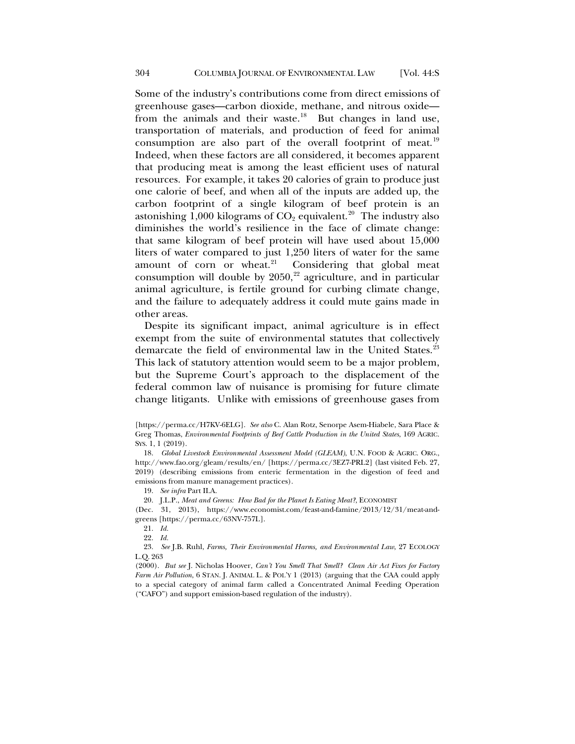Some of the industry's contributions come from direct emissions of greenhouse gases—carbon dioxide, methane, and nitrous oxide—from the animals and their waste.[18] But changes in land use, transportation of materials, and production of feed for animal consumption are also part of the overall footprint of meat.[19] Indeed, when these factors are all considered, it becomes apparent that producing meat is among the least efficient uses of natural resources. For example, it takes 20 calories of grain to produce just one calorie of beef, and when all of the inputs are added up, the carbon footprint of a single kilogram of beef protein is an astonishing 1,000 kilograms of $CO_2$ equivalent.[20] The industry also diminishes the world's resilience in the face of climate change: that same kilogram of beef protein will have used about 15,000 liters of water compared to just 1,250 liters of water for the same amount of corn or wheat.[21] Considering that global meat consumption will double by 2050,[22] agriculture, and in particular animal agriculture, is fertile ground for curbing climate change, and the failure to adequately address it could mute gains made in other areas.

Despite its significant impact, animal agriculture is in effect exempt from the suite of environmental statutes that collectively demarcate the field of environmental law in the United States.[23] This lack of statutory attention would seem to be a major problem, but the Supreme Court's approach to the displacement of the federal common law of nuisance is promising for future climate change litigants. Unlike with emissions of greenhouse gases from

[https://perma.cc/H7KV-6ELG]. *See also* C. Alan Rotz, Senorpe Asem-Hiabele, Sara Place & Greg Thomas, *Environmental Footprints of Beef Cattle Production in the United States*, 169 AGRIC. SYS. 1, 1 (2019).

18. *Global Livestock Environmental Assessment Model (GLEAM)*, U.N. FOOD & AGRIC. ORG., http://www.fao.org/gleam/results/en/ [https://perma.cc/3EZ7-PRL2] (last visited Feb. 27, 2019) (describing emissions from enteric fermentation in the digestion of feed and emissions from manure management practices).

19. *See infra* Part II.A.

20. J.L.P., *Meat and Greens: How Bad for the Planet Is Eating Meat?*, ECONOMIST (Dec. 31, 2013), https://www.economist.com/feast-and-famine/2013/12/31/meat-and-greens [https://perma.cc/63NV-757L].

21. *Id.*

22. *Id.*

23. *See* J.B. Ruhl, *Farms, Their Environmental Harms, and Environmental Law*, 27 ECOLOGY L.Q. 263 (2000). *But see* J. Nicholas Hoover, *Can't You Smell That Smell? Clean Air Act Fixes for Factory Farm Air Pollution*, 6 STAN. J. ANIMAL L. & POL'Y 1 (2013) (arguing that the CAA could apply to a special category of animal farm called a Concentrated Animal Feeding Operation ("CAFO") and support emission-based regulation of the industry).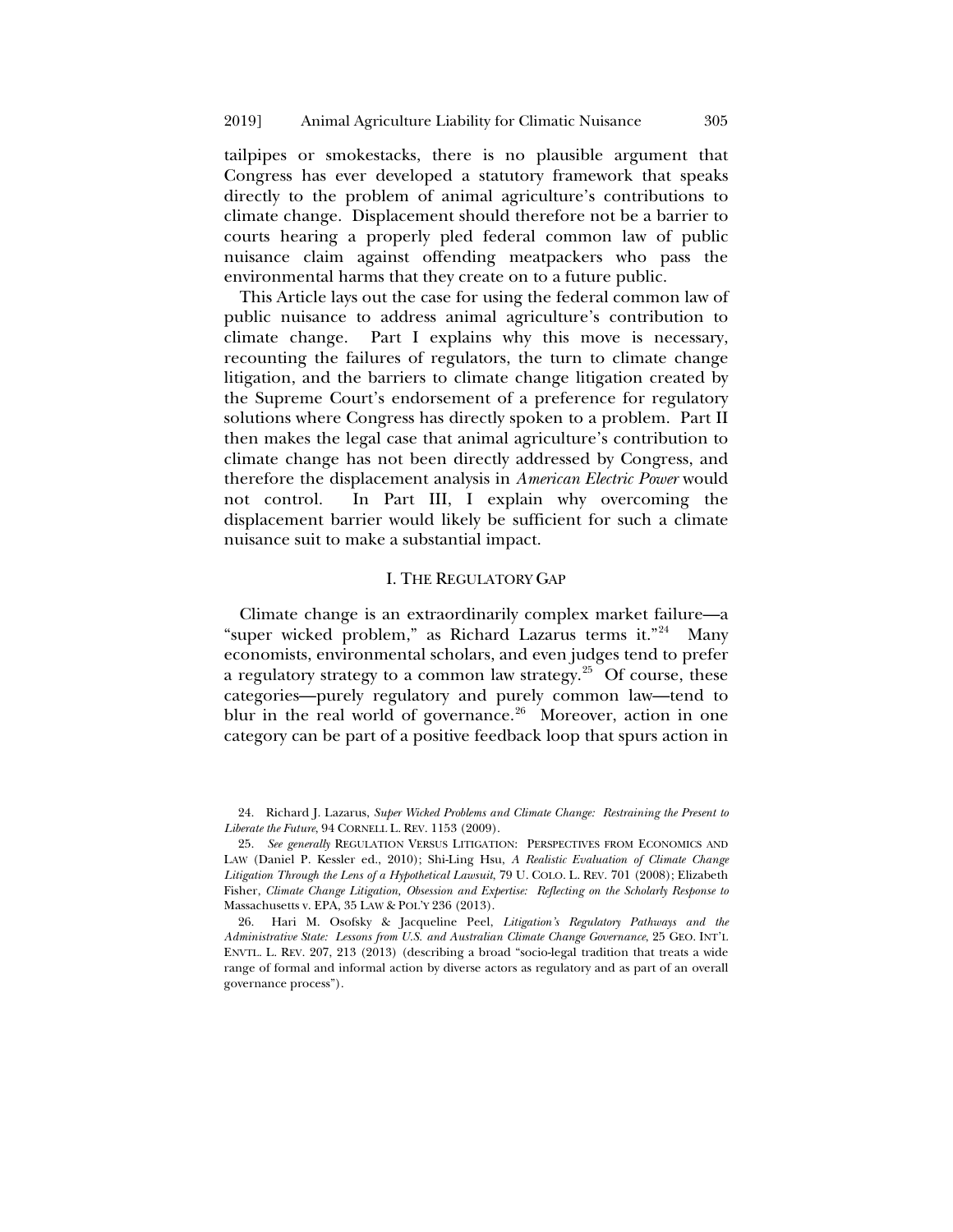tailpipes or smokestacks, there is no plausible argument that Congress has ever developed a statutory framework that speaks directly to the problem of animal agriculture's contributions to climate change. Displacement should therefore not be a barrier to courts hearing a properly pled federal common law of public nuisance claim against offending meatpackers who pass the environmental harms that they create on to a future public.

This Article lays out the case for using the federal common law of public nuisance to address animal agriculture's contribution to climate change. Part I explains why this move is necessary, recounting the failures of regulators, the turn to climate change litigation, and the barriers to climate change litigation created by the Supreme Court's endorsement of a preference for regulatory solutions where Congress has directly spoken to a problem. Part II then makes the legal case that animal agriculture's contribution to climate change has not been directly addressed by Congress, and therefore the displacement analysis in *American Electric Power* would not control. In Part III, I explain why overcoming the displacement barrier would likely be sufficient for such a climate nuisance suit to make a substantial impact.

## I. The Regulatory Gap

Climate change is an extraordinarily complex market failure—a "super wicked problem," as Richard Lazarus terms it."[24] Many economists, environmental scholars, and even judges tend to prefer a regulatory strategy to a common law strategy.[25] Of course, these categories—purely regulatory and purely common law—tend to blur in the real world of governance.[26] Moreover, action in one category can be part of a positive feedback loop that spurs action in

---

24. Richard J. Lazarus, *Super Wicked Problems and Climate Change: Restraining the Present to Liberate the Future*, 94 CORNELL L. REV. 1153 (2009).

25. *See generally* REGULATION VERSUS LITIGATION: PERSPECTIVES FROM ECONOMICS AND LAW (Daniel P. Kessler ed., 2010); Shi-Ling Hsu, *A Realistic Evaluation of Climate Change Litigation Through the Lens of a Hypothetical Lawsuit*, 79 U. COLO. L. REV. 701 (2008); Elizabeth Fisher, *Climate Change Litigation, Obsession and Expertise: Reflecting on the Scholarly Response to* Massachusetts v. EPA, 35 LAW & POL'Y 236 (2013).

26. Hari M. Osofsky & Jacqueline Peel, *Litigation's Regulatory Pathways and the Administrative State: Lessons from U.S. and Australian Climate Change Governance*, 25 GEO. INT'L ENVTL. L. REV. 207, 213 (2013) (describing a broad "socio-legal tradition that treats a wide range of formal and informal action by diverse actors as regulatory and as part of an overall governance process").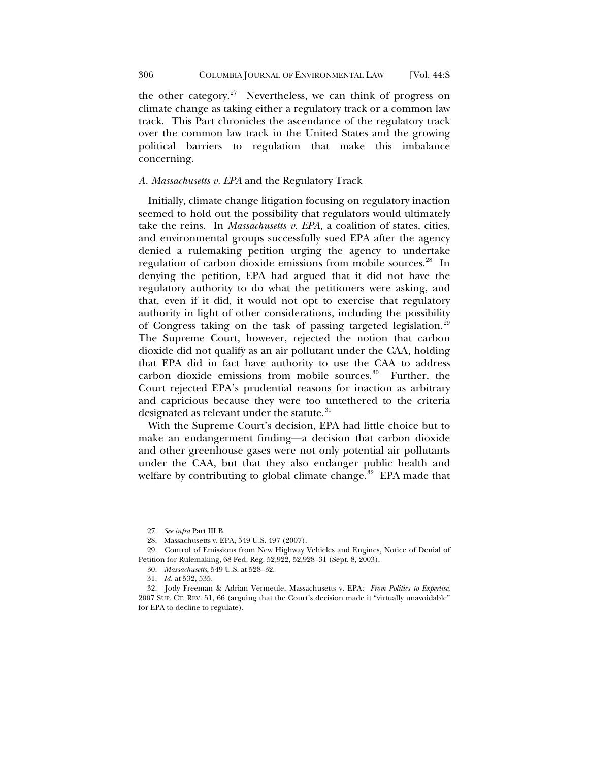the other category.[27] Nevertheless, we can think of progress on climate change as taking either a regulatory track or a common law track. This Part chronicles the ascendance of the regulatory track over the common law track in the United States and the growing political barriers to regulation that make this imbalance concerning.

### *A. Massachusetts v. EPA* and the Regulatory Track

Initially, climate change litigation focusing on regulatory inaction seemed to hold out the possibility that regulators would ultimately take the reins. In *Massachusetts v. EPA*, a coalition of states, cities, and environmental groups successfully sued EPA after the agency denied a rulemaking petition urging the agency to undertake regulation of carbon dioxide emissions from mobile sources.[28] In denying the petition, EPA had argued that it did not have the regulatory authority to do what the petitioners were asking, and that, even if it did, it would not opt to exercise that regulatory authority in light of other considerations, including the possibility of Congress taking on the task of passing targeted legislation.[29] The Supreme Court, however, rejected the notion that carbon dioxide did not qualify as an air pollutant under the CAA, holding that EPA did in fact have authority to use the CAA to address carbon dioxide emissions from mobile sources.[30] Further, the Court rejected EPA's prudential reasons for inaction as arbitrary and capricious because they were too untethered to the criteria designated as relevant under the statute.[31]

With the Supreme Court's decision, EPA had little choice but to make an endangerment finding—a decision that carbon dioxide and other greenhouse gases were not only potential air pollutants under the CAA, but that they also endanger public health and welfare by contributing to global climate change.[32] EPA made that

---

27. *See infra* Part III.B.

28. Massachusetts v. EPA, 549 U.S. 497 (2007).

29. Control of Emissions from New Highway Vehicles and Engines, Notice of Denial of Petition for Rulemaking, 68 Fed. Reg. 52,922, 52,928–31 (Sept. 8, 2003).

30. *Massachusetts*, 549 U.S. at 528–32.

31. *Id.* at 532, 535.

32. Jody Freeman & Adrian Vermeule, Massachusetts v. EPA*: From Politics to Expertise*, 2007 SUP. CT. REV. 51, 66 (arguing that the Court's decision made it "virtually unavoidable" for EPA to decline to regulate).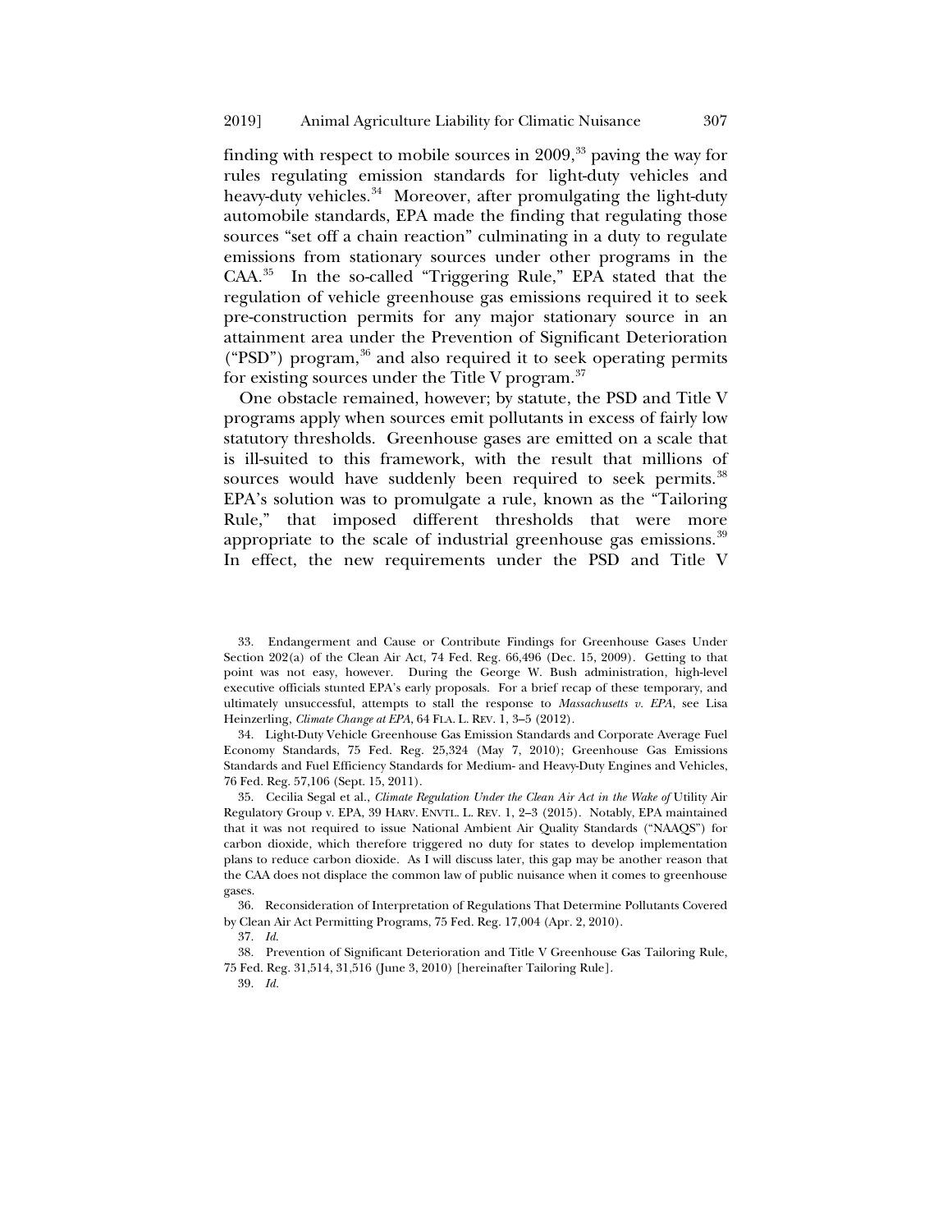finding with respect to mobile sources in 2009,[33] paving the way for rules regulating emission standards for light-duty vehicles and heavy-duty vehicles.[34] Moreover, after promulgating the light-duty automobile standards, EPA made the finding that regulating those sources "set off a chain reaction" culminating in a duty to regulate emissions from stationary sources under other programs in the CAA.[35] In the so-called "Triggering Rule," EPA stated that the regulation of vehicle greenhouse gas emissions required it to seek pre-construction permits for any major stationary source in an attainment area under the Prevention of Significant Deterioration ("PSD") program,[36] and also required it to seek operating permits for existing sources under the Title V program.[37]

One obstacle remained, however; by statute, the PSD and Title V programs apply when sources emit pollutants in excess of fairly low statutory thresholds. Greenhouse gases are emitted on a scale that is ill-suited to this framework, with the result that millions of sources would have suddenly been required to seek permits.[38] EPA's solution was to promulgate a rule, known as the "Tailoring Rule," that imposed different thresholds that were more appropriate to the scale of industrial greenhouse gas emissions.[39] In effect, the new requirements under the PSD and Title V

---

33. Endangerment and Cause or Contribute Findings for Greenhouse Gases Under Section 202(a) of the Clean Air Act, 74 Fed. Reg. 66,496 (Dec. 15, 2009). Getting to that point was not easy, however. During the George W. Bush administration, high-level executive officials stunted EPA's early proposals. For a brief recap of these temporary, and ultimately unsuccessful, attempts to stall the response to *Massachusetts v. EPA*, see Lisa Heinzerling, *Climate Change at EPA*, 64 FLA. L. REV. 1, 3–5 (2012).

34. Light-Duty Vehicle Greenhouse Gas Emission Standards and Corporate Average Fuel Economy Standards, 75 Fed. Reg. 25,324 (May 7, 2010); Greenhouse Gas Emissions Standards and Fuel Efficiency Standards for Medium- and Heavy-Duty Engines and Vehicles, 76 Fed. Reg. 57,106 (Sept. 15, 2011).

35. Cecilia Segal et al., *Climate Regulation Under the Clean Air Act in the Wake of* Utility Air Regulatory Group v. EPA, 39 HARV. ENVTL. L. REV. 1, 2–3 (2015). Notably, EPA maintained that it was not required to issue National Ambient Air Quality Standards ("NAAQS") for carbon dioxide, which therefore triggered no duty for states to develop implementation plans to reduce carbon dioxide. As I will discuss later, this gap may be another reason that the CAA does not displace the common law of public nuisance when it comes to greenhouse gases.

36. Reconsideration of Interpretation of Regulations That Determine Pollutants Covered by Clean Air Act Permitting Programs, 75 Fed. Reg. 17,004 (Apr. 2, 2010).

37. *Id.*

38. Prevention of Significant Deterioration and Title V Greenhouse Gas Tailoring Rule, 75 Fed. Reg. 31,514, 31,516 (June 3, 2010) [hereinafter Tailoring Rule].

39. *Id.*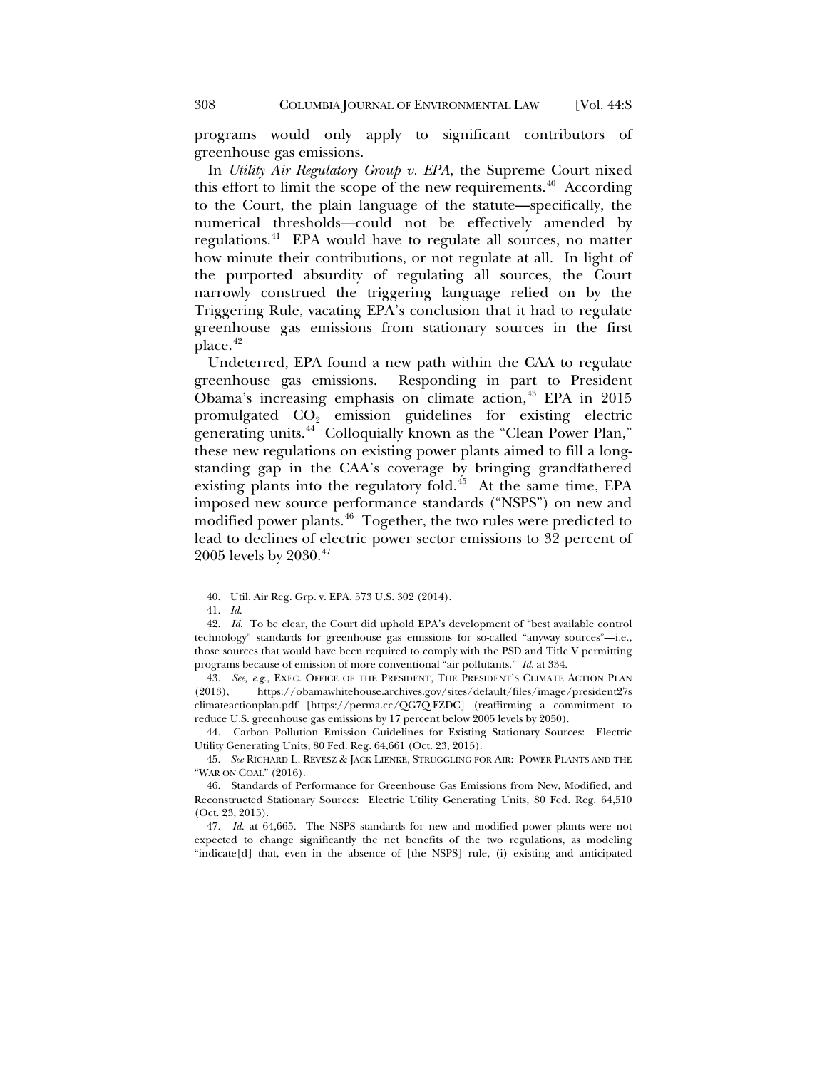programs would only apply to significant contributors of greenhouse gas emissions.

In *Utility Air Regulatory Group v. EPA*, the Supreme Court nixed this effort to limit the scope of the new requirements.[40] According to the Court, the plain language of the statute—specifically, the numerical thresholds—could not be effectively amended by regulations.[41] EPA would have to regulate all sources, no matter how minute their contributions, or not regulate at all. In light of the purported absurdity of regulating all sources, the Court narrowly construed the triggering language relied on by the Triggering Rule, vacating EPA's conclusion that it had to regulate greenhouse gas emissions from stationary sources in the first place.[42]

Undeterred, EPA found a new path within the CAA to regulate greenhouse gas emissions. Responding in part to President Obama's increasing emphasis on climate action,[43] EPA in 2015 promulgated $CO_2$ emission guidelines for existing electric generating units.[44] Colloquially known as the "Clean Power Plan," these new regulations on existing power plants aimed to fill a long-standing gap in the CAA's coverage by bringing grandfathered existing plants into the regulatory fold.[45] At the same time, EPA imposed new source performance standards ("NSPS") on new and modified power plants.[46] Together, the two rules were predicted to lead to declines of electric power sector emissions to 32 percent of 2005 levels by 2030.[47]

40. Util. Air Reg. Grp. v. EPA, 573 U.S. 302 (2014).

41. *Id.*

42. *Id.* To be clear, the Court did uphold EPA's development of "best available control technology" standards for greenhouse gas emissions for so-called "anyway sources"—i.e., those sources that would have been required to comply with the PSD and Title V permitting programs because of emission of more conventional "air pollutants." *Id.* at 334.

43. *See, e.g.*, EXEC. OFFICE OF THE PRESIDENT, THE PRESIDENT'S CLIMATE ACTION PLAN (2013), https://obamawhitehouse.archives.gov/sites/default/files/image/president27sclimateactionplan.pdf [https://perma.cc/QG7Q-FZDC] (reaffirming a commitment to reduce U.S. greenhouse gas emissions by 17 percent below 2005 levels by 2050).

44. Carbon Pollution Emission Guidelines for Existing Stationary Sources: Electric Utility Generating Units, 80 Fed. Reg. 64,661 (Oct. 23, 2015).

45. *See* RICHARD L. REVESZ & JACK LIENKE, STRUGGLING FOR AIR: POWER PLANTS AND THE "WAR ON COAL" (2016).

46. Standards of Performance for Greenhouse Gas Emissions from New, Modified, and Reconstructed Stationary Sources: Electric Utility Generating Units, 80 Fed. Reg. 64,510 (Oct. 23, 2015).

47. *Id.* at 64,665. The NSPS standards for new and modified power plants were not expected to change significantly the net benefits of the two regulations, as modeling "indicate[d] that, even in the absence of [the NSPS] rule, (i) existing and anticipated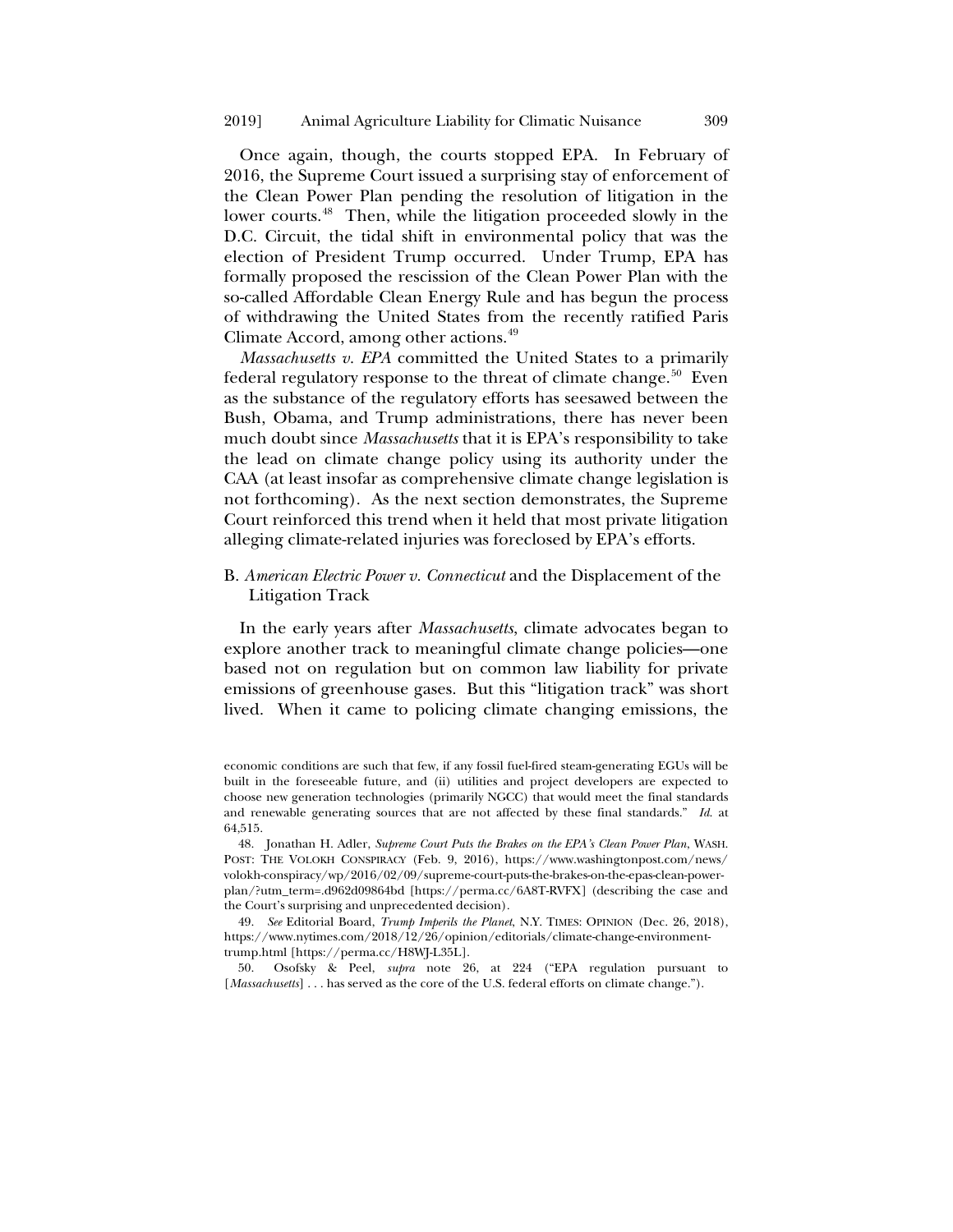Once again, though, the courts stopped EPA. In February of 2016, the Supreme Court issued a surprising stay of enforcement of the Clean Power Plan pending the resolution of litigation in the lower courts.[48] Then, while the litigation proceeded slowly in the D.C. Circuit, the tidal shift in environmental policy that was the election of President Trump occurred. Under Trump, EPA has formally proposed the rescission of the Clean Power Plan with the so-called Affordable Clean Energy Rule and has begun the process of withdrawing the United States from the recently ratified Paris Climate Accord, among other actions.[49]

*Massachusetts v. EPA* committed the United States to a primarily federal regulatory response to the threat of climate change.[50] Even as the substance of the regulatory efforts has seesawed between the Bush, Obama, and Trump administrations, there has never been much doubt since *Massachusetts* that it is EPA's responsibility to take the lead on climate change policy using its authority under the CAA (at least insofar as comprehensive climate change legislation is not forthcoming). As the next section demonstrates, the Supreme Court reinforced this trend when it held that most private litigation alleging climate-related injuries was foreclosed by EPA's efforts.

### B. *American Electric Power v. Connecticut* and the Displacement of the Litigation Track

In the early years after *Massachusetts*, climate advocates began to explore another track to meaningful climate change policies—one based not on regulation but on common law liability for private emissions of greenhouse gases. But this "litigation track" was short lived. When it came to policing climate changing emissions, the

---

economic conditions are such that few, if any fossil fuel-fired steam-generating EGUs will be built in the foreseeable future, and (ii) utilities and project developers are expected to choose new generation technologies (primarily NGCC) that would meet the final standards and renewable generating sources that are not affected by these final standards." *Id.* at 64,515.

48. Jonathan H. Adler, *Supreme Court Puts the Brakes on the EPA's Clean Power Plan*, WASH. POST: THE VOLOKH CONSPIRACY (Feb. 9, 2016), https://www.washingtonpost.com/news/volokh-conspiracy/wp/2016/02/09/supreme-court-puts-the-brakes-on-the-epas-clean-power-plan/?utm_term=.d962d09864bd [https://perma.cc/6A8T-RVFX] (describing the case and the Court's surprising and unprecedented decision).

49. *See* Editorial Board, *Trump Imperils the Planet*, N.Y. TIMES: OPINION (Dec. 26, 2018), https://www.nytimes.com/2018/12/26/opinion/editorials/climate-change-environment-trump.html [https://perma.cc/H8WJ-L35L].

50. Osofsky & Peel, *supra* note 26, at 224 ("EPA regulation pursuant to [*Massachusetts*] . . . has served as the core of the U.S. federal efforts on climate change.").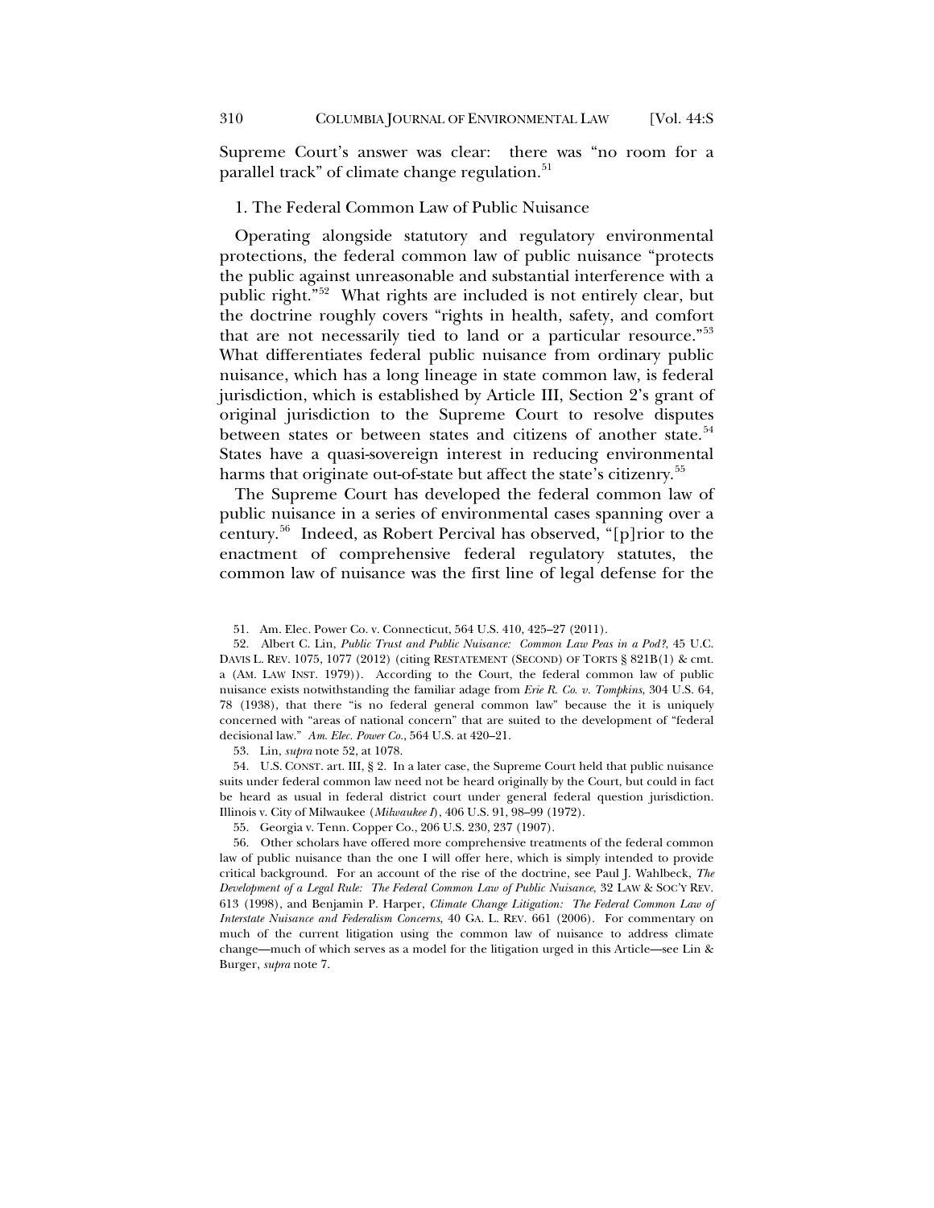Supreme Court's answer was clear: there was "no room for a parallel track" of climate change regulation.[51]

### 1. The Federal Common Law of Public Nuisance

Operating alongside statutory and regulatory environmental protections, the federal common law of public nuisance "protects the public against unreasonable and substantial interference with a public right."[52] What rights are included is not entirely clear, but the doctrine roughly covers "rights in health, safety, and comfort that are not necessarily tied to land or a particular resource."[53] What differentiates federal public nuisance from ordinary public nuisance, which has a long lineage in state common law, is federal jurisdiction, which is established by Article III, Section 2's grant of original jurisdiction to the Supreme Court to resolve disputes between states or between states and citizens of another state.[54] States have a quasi-sovereign interest in reducing environmental harms that originate out-of-state but affect the state's citizenry.[55]

The Supreme Court has developed the federal common law of public nuisance in a series of environmental cases spanning over a century.[56] Indeed, as Robert Percival has observed, "[p]rior to the enactment of comprehensive federal regulatory statutes, the common law of nuisance was the first line of legal defense for the

---

51. Am. Elec. Power Co. v. Connecticut, 564 U.S. 410, 425–27 (2011).

52. Albert C. Lin, *Public Trust and Public Nuisance: Common Law Peas in a Pod?*, 45 U.C. DAVIS L. REV. 1075, 1077 (2012) (citing RESTATEMENT (SECOND) OF TORTS § 821B(1) & cmt. a (AM. LAW INST. 1979)). According to the Court, the federal common law of public nuisance exists notwithstanding the familiar adage from *Erie R. Co. v. Tompkins*, 304 U.S. 64, 78 (1938), that there "is no federal general common law" because the it is uniquely concerned with "areas of national concern" that are suited to the development of "federal decisional law." *Am. Elec. Power Co.*, 564 U.S. at 420–21.

53. Lin, *supra* note 52, at 1078.

54. U.S. CONST. art. III, § 2. In a later case, the Supreme Court held that public nuisance suits under federal common law need not be heard originally by the Court, but could in fact be heard as usual in federal district court under general federal question jurisdiction. Illinois v. City of Milwaukee (*Milwaukee I*), 406 U.S. 91, 98–99 (1972).

55. Georgia v. Tenn. Copper Co., 206 U.S. 230, 237 (1907).

56. Other scholars have offered more comprehensive treatments of the federal common law of public nuisance than the one I will offer here, which is simply intended to provide critical background. For an account of the rise of the doctrine, see Paul J. Wahlbeck, *The Development of a Legal Rule: The Federal Common Law of Public Nuisance*, 32 LAW & SOC'Y REV. 613 (1998), and Benjamin P. Harper, *Climate Change Litigation: The Federal Common Law of Interstate Nuisance and Federalism Concerns*, 40 GA. L. REV. 661 (2006). For commentary on much of the current litigation using the common law of nuisance to address climate change—much of which serves as a model for the litigation urged in this Article—see Lin & Burger, *supra* note 7.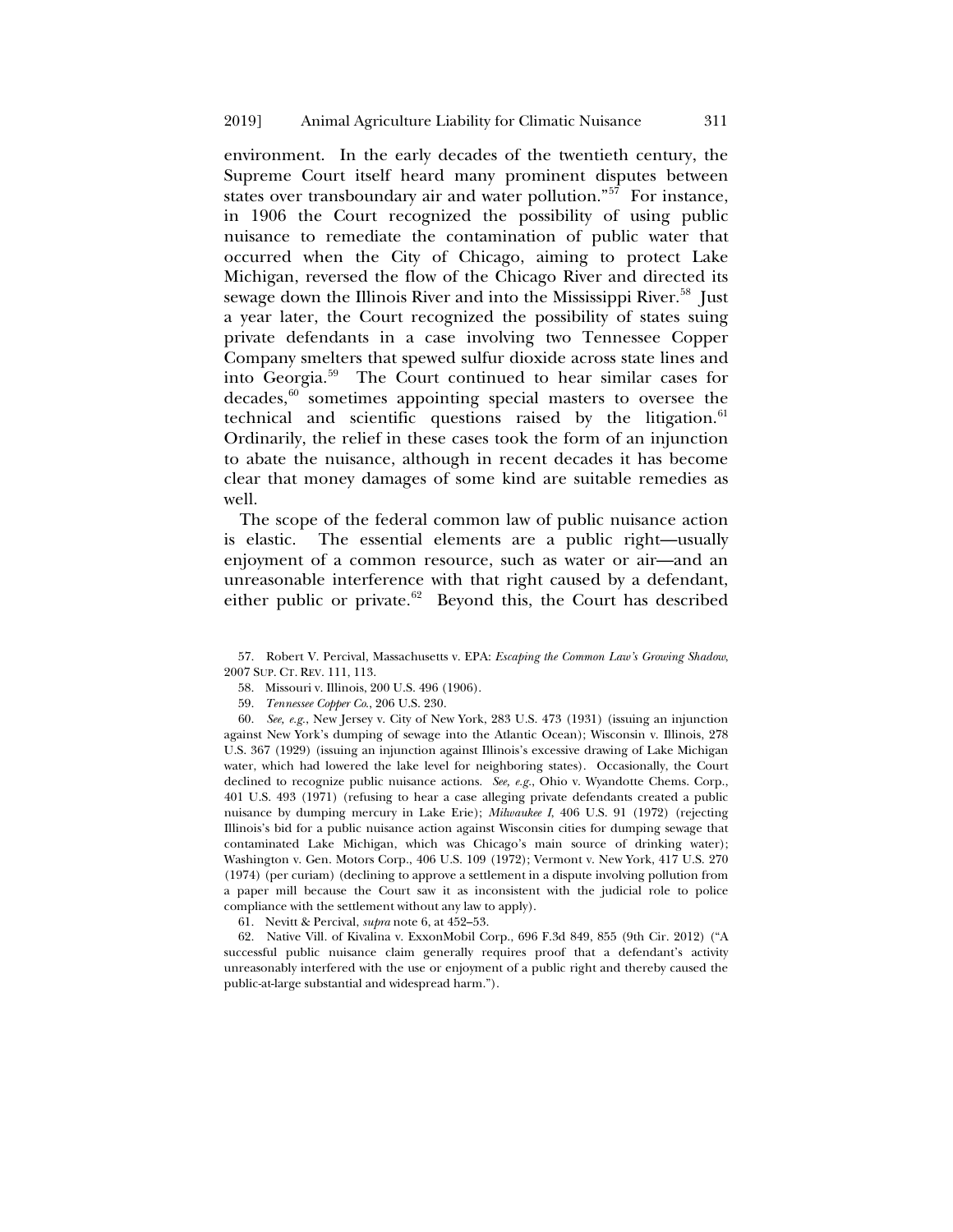environment. In the early decades of the twentieth century, the Supreme Court itself heard many prominent disputes between states over transboundary air and water pollution."[57] For instance, in 1906 the Court recognized the possibility of using public nuisance to remediate the contamination of public water that occurred when the City of Chicago, aiming to protect Lake Michigan, reversed the flow of the Chicago River and directed its sewage down the Illinois River and into the Mississippi River.[58] Just a year later, the Court recognized the possibility of states suing private defendants in a case involving two Tennessee Copper Company smelters that spewed sulfur dioxide across state lines and into Georgia.[59] The Court continued to hear similar cases for decades,[60] sometimes appointing special masters to oversee the technical and scientific questions raised by the litigation.[61] Ordinarily, the relief in these cases took the form of an injunction to abate the nuisance, although in recent decades it has become clear that money damages of some kind are suitable remedies as well.

The scope of the federal common law of public nuisance action is elastic. The essential elements are a public right—usually enjoyment of a common resource, such as water or air—and an unreasonable interference with that right caused by a defendant, either public or private.[62] Beyond this, the Court has described

57. Robert V. Percival, Massachusetts v. EPA: *Escaping the Common Law's Growing Shadow*, 2007 SUP. CT. REV. 111, 113.

58. Missouri v. Illinois, 200 U.S. 496 (1906).

59. *Tennessee Copper Co.*, 206 U.S. 230.

60. *See, e.g.*, New Jersey v. City of New York, 283 U.S. 473 (1931) (issuing an injunction against New York's dumping of sewage into the Atlantic Ocean); Wisconsin v. Illinois, 278 U.S. 367 (1929) (issuing an injunction against Illinois's excessive drawing of Lake Michigan water, which had lowered the lake level for neighboring states). Occasionally, the Court declined to recognize public nuisance actions. *See, e.g.*, Ohio v. Wyandotte Chems. Corp., 401 U.S. 493 (1971) (refusing to hear a case alleging private defendants created a public nuisance by dumping mercury in Lake Erie); *Milwaukee I*, 406 U.S. 91 (1972) (rejecting Illinois's bid for a public nuisance action against Wisconsin cities for dumping sewage that contaminated Lake Michigan, which was Chicago's main source of drinking water); Washington v. Gen. Motors Corp., 406 U.S. 109 (1972); Vermont v. New York, 417 U.S. 270 (1974) (per curiam) (declining to approve a settlement in a dispute involving pollution from a paper mill because the Court saw it as inconsistent with the judicial role to police compliance with the settlement without any law to apply).

61. Nevitt & Percival, *supra* note 6, at 452–53.

62. Native Vill. of Kivalina v. ExxonMobil Corp., 696 F.3d 849, 855 (9th Cir. 2012) ("A successful public nuisance claim generally requires proof that a defendant's activity unreasonably interfered with the use or enjoyment of a public right and thereby caused the public-at-large substantial and widespread harm.").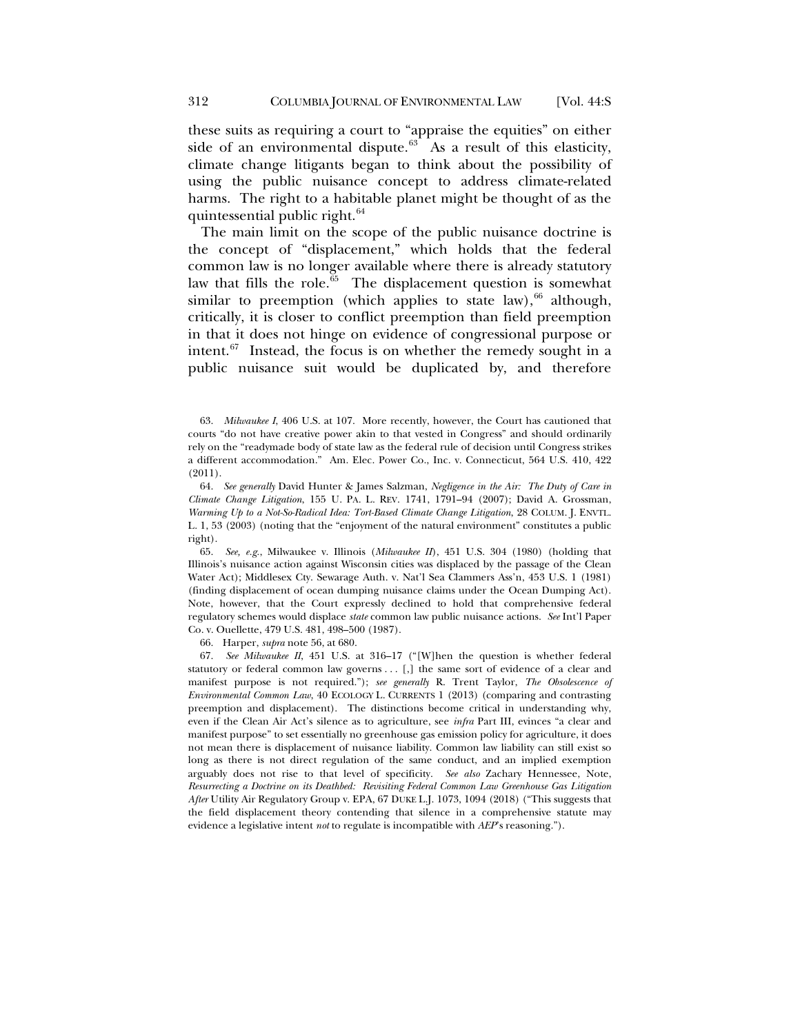these suits as requiring a court to "appraise the equities" on either side of an environmental dispute.[63] As a result of this elasticity, climate change litigants began to think about the possibility of using the public nuisance concept to address climate-related harms. The right to a habitable planet might be thought of as the quintessential public right.[64]

The main limit on the scope of the public nuisance doctrine is the concept of "displacement," which holds that the federal common law is no longer available where there is already statutory law that fills the role.[65] The displacement question is somewhat similar to preemption (which applies to state law),[66] although, critically, it is closer to conflict preemption than field preemption in that it does not hinge on evidence of congressional purpose or intent.[67] Instead, the focus is on whether the remedy sought in a public nuisance suit would be duplicated by, and therefore

---

63. *Milwaukee I*, 406 U.S. at 107. More recently, however, the Court has cautioned that courts "do not have creative power akin to that vested in Congress" and should ordinarily rely on the "readymade body of state law as the federal rule of decision until Congress strikes a different accommodation." Am. Elec. Power Co., Inc. v. Connecticut, 564 U.S. 410, 422 (2011).

64. *See generally* David Hunter & James Salzman, *Negligence in the Air: The Duty of Care in Climate Change Litigation*, 155 U. PA. L. REV. 1741, 1791–94 (2007); David A. Grossman, *Warming Up to a Not-So-Radical Idea: Tort-Based Climate Change Litigation*, 28 COLUM. J. ENVTL. L. 1, 53 (2003) (noting that the "enjoyment of the natural environment" constitutes a public right).

65. *See, e.g.*, Milwaukee v. Illinois (*Milwaukee II*), 451 U.S. 304 (1980) (holding that Illinois's nuisance action against Wisconsin cities was displaced by the passage of the Clean Water Act); Middlesex Cty. Sewarage Auth. v. Nat'l Sea Clammers Ass'n, 453 U.S. 1 (1981) (finding displacement of ocean dumping nuisance claims under the Ocean Dumping Act). Note, however, that the Court expressly declined to hold that comprehensive federal regulatory schemes would displace *state* common law public nuisance actions. *See* Int'l Paper Co. v. Ouellette, 479 U.S. 481, 498–500 (1987).

66. Harper, *supra* note 56, at 680.

67. *See Milwaukee II*, 451 U.S. at 316–17 ("[W]hen the question is whether federal statutory or federal common law governs . . . [,] the same sort of evidence of a clear and manifest purpose is not required."); *see generally* R. Trent Taylor, *The Obsolescence of Environmental Common Law*, 40 ECOLOGY L. CURRENTS 1 (2013) (comparing and contrasting preemption and displacement). The distinctions become critical in understanding why, even if the Clean Air Act's silence as to agriculture, see *infra* Part III, evinces "a clear and manifest purpose" to set essentially no greenhouse gas emission policy for agriculture, it does not mean there is displacement of nuisance liability. Common law liability can still exist so long as there is not direct regulation of the same conduct, and an implied exemption arguably does not rise to that level of specificity. *See also* Zachary Hennessee, Note, *Resurrecting a Doctrine on its Deathbed: Revisiting Federal Common Law Greenhouse Gas Litigation After* Utility Air Regulatory Group v. EPA, 67 DUKE L.J. 1073, 1094 (2018) ("This suggests that the field displacement theory contending that silence in a comprehensive statute may evidence a legislative intent *not* to regulate is incompatible with *AEP*'s reasoning.").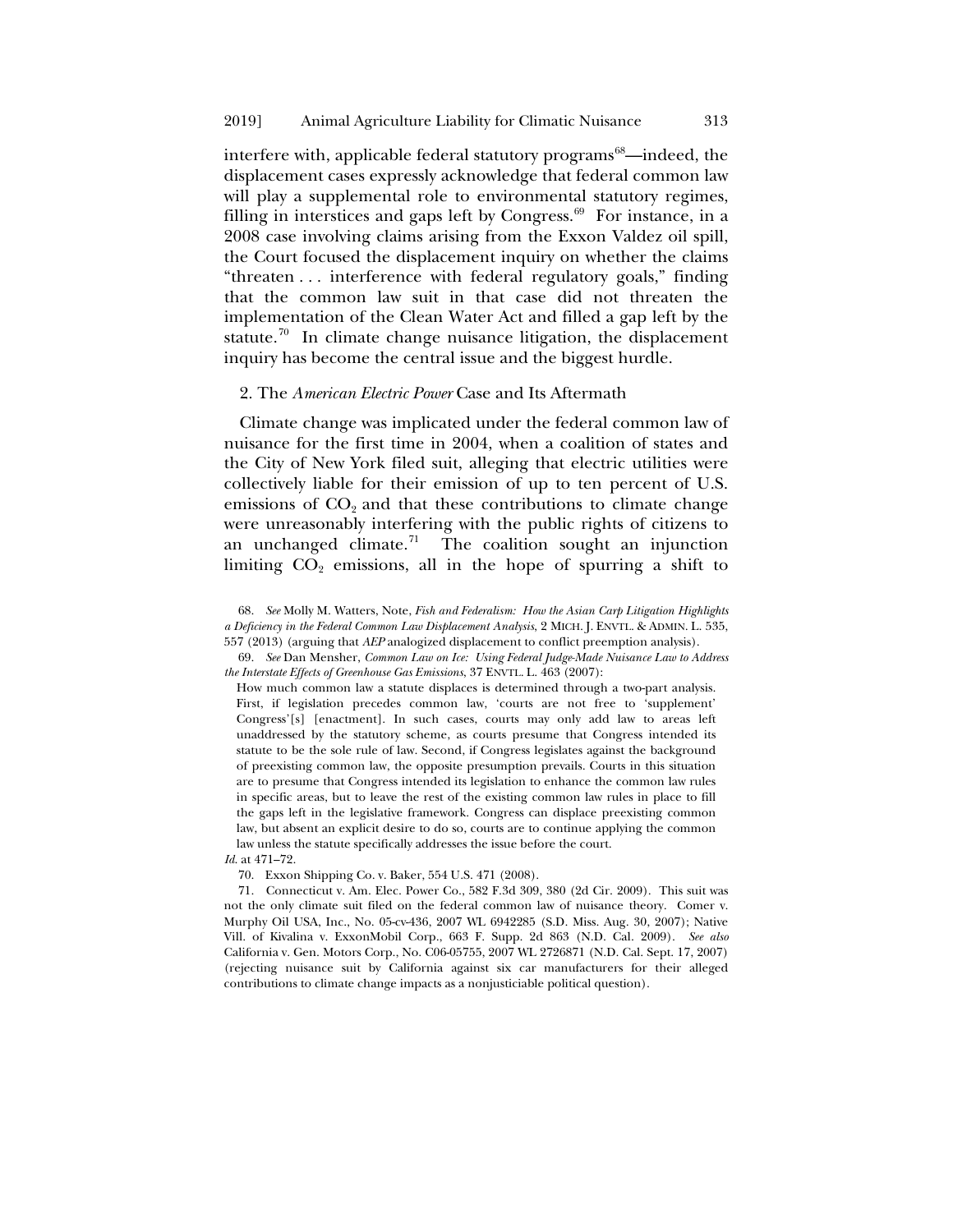interfere with, applicable federal statutory programs[68]—indeed, the displacement cases expressly acknowledge that federal common law will play a supplemental role to environmental statutory regimes, filling in interstices and gaps left by Congress.[69] For instance, in a 2008 case involving claims arising from the Exxon Valdez oil spill, the Court focused the displacement inquiry on whether the claims "threaten . . . interference with federal regulatory goals," finding that the common law suit in that case did not threaten the implementation of the Clean Water Act and filled a gap left by the statute.[70] In climate change nuisance litigation, the displacement inquiry has become the central issue and the biggest hurdle.

### 2. The *American Electric Power* Case and Its Aftermath

Climate change was implicated under the federal common law of nuisance for the first time in 2004, when a coalition of states and the City of New York filed suit, alleging that electric utilities were collectively liable for their emission of up to ten percent of U.S. emissions of $CO_2$ and that these contributions to climate change were unreasonably interfering with the public rights of citizens to an unchanged climate.[71] The coalition sought an injunction limiting $CO_2$ emissions, all in the hope of spurring a shift to

---

68. *See* Molly M. Watters, Note, *Fish and Federalism: How the Asian Carp Litigation Highlights a Deficiency in the Federal Common Law Displacement Analysis*, 2 MICH. J. ENVTL. & ADMIN. L. 535, 557 (2013) (arguing that *AEP* analogized displacement to conflict preemption analysis).

69. *See* Dan Mensher, *Common Law on Ice: Using Federal Judge-Made Nuisance Law to Address the Interstate Effects of Greenhouse Gas Emissions*, 37 ENVTL. L. 463 (2007):

> How much common law a statute displaces is determined through a two-part analysis. First, if legislation precedes common law, 'courts are not free to 'supplement' Congress'[s] [enactment]. In such cases, courts may only add law to areas left unaddressed by the statutory scheme, as courts presume that Congress intended its statute to be the sole rule of law. Second, if Congress legislates against the background of preexisting common law, the opposite presumption prevails. Courts in this situation are to presume that Congress intended its legislation to enhance the common law rules in specific areas, but to leave the rest of the existing common law rules in place to fill the gaps left in the legislative framework. Congress can displace preexisting common law, but absent an explicit desire to do so, courts are to continue applying the common law unless the statute specifically addresses the issue before the court.

*Id.* at 471–72.

70. Exxon Shipping Co. v. Baker, 554 U.S. 471 (2008).

71. Connecticut v. Am. Elec. Power Co., 582 F.3d 309, 380 (2d Cir. 2009). This suit was not the only climate suit filed on the federal common law of nuisance theory. Comer v. Murphy Oil USA, Inc., No. 05-cv-436, 2007 WL 6942285 (S.D. Miss. Aug. 30, 2007); Native Vill. of Kivalina v. ExxonMobil Corp., 663 F. Supp. 2d 863 (N.D. Cal. 2009). *See also* California v. Gen. Motors Corp., No. C06-05755, 2007 WL 2726871 (N.D. Cal. Sept. 17, 2007) (rejecting nuisance suit by California against six car manufacturers for their alleged contributions to climate change impacts as a nonjusticiable political question).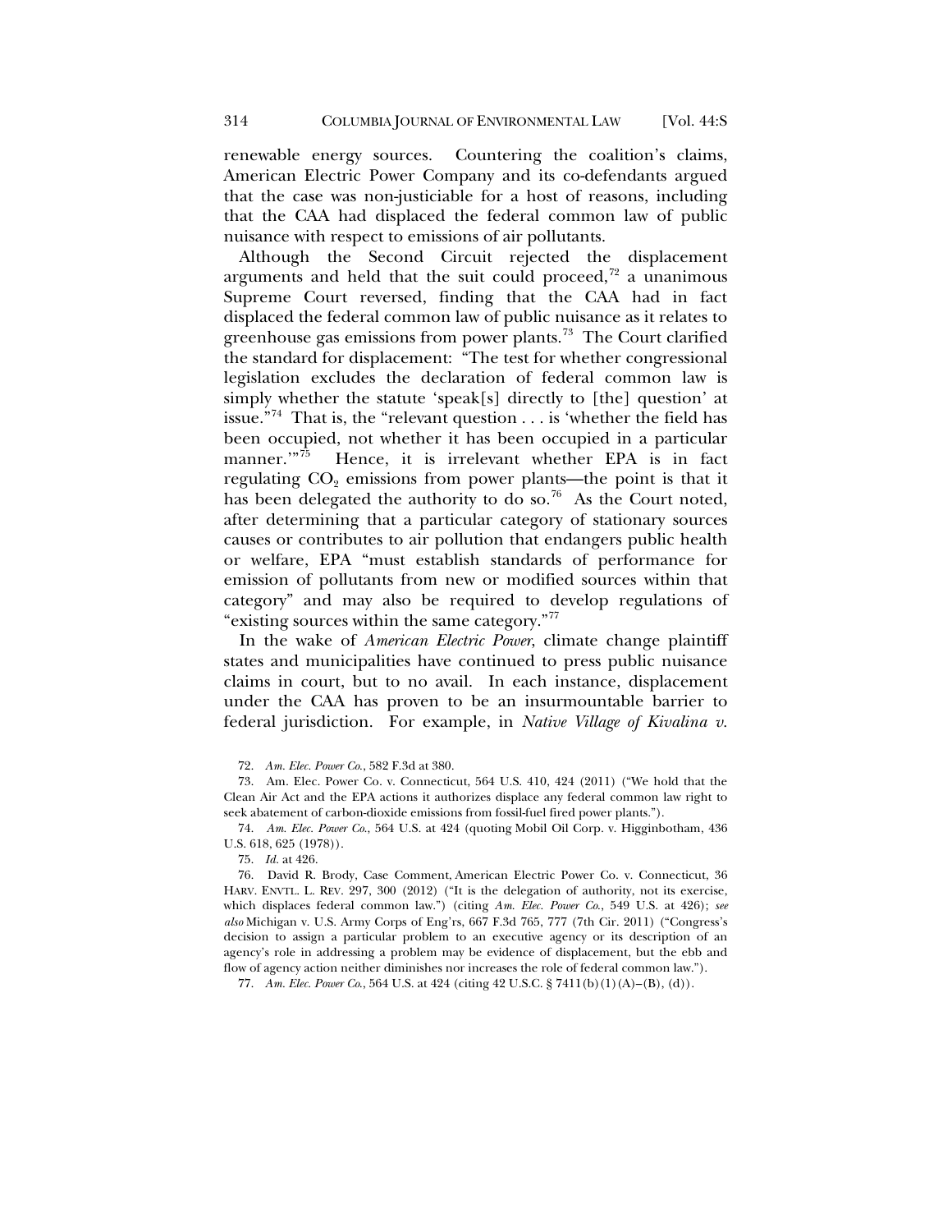renewable energy sources. Countering the coalition's claims, American Electric Power Company and its co-defendants argued that the case was non-justiciable for a host of reasons, including that the CAA had displaced the federal common law of public nuisance with respect to emissions of air pollutants.

Although the Second Circuit rejected the displacement arguments and held that the suit could proceed,[72] a unanimous Supreme Court reversed, finding that the CAA had in fact displaced the federal common law of public nuisance as it relates to greenhouse gas emissions from power plants.[73] The Court clarified the standard for displacement: "The test for whether congressional legislation excludes the declaration of federal common law is simply whether the statute 'speak[s] directly to [the] question' at issue."[74] That is, the "relevant question . . . is 'whether the field has been occupied, not whether it has been occupied in a particular manner.'"[75] Hence, it is irrelevant whether EPA is in fact regulating $CO_2$ emissions from power plants—the point is that it has been delegated the authority to do so.[76] As the Court noted, after determining that a particular category of stationary sources causes or contributes to air pollution that endangers public health or welfare, EPA "must establish standards of performance for emission of pollutants from new or modified sources within that category" and may also be required to develop regulations of "existing sources within the same category."[77]

In the wake of *American Electric Power*, climate change plaintiff states and municipalities have continued to press public nuisance claims in court, but to no avail. In each instance, displacement under the CAA has proven to be an insurmountable barrier to federal jurisdiction. For example, in *Native Village of Kivalina v.*

---

72. *Am. Elec. Power Co.*, 582 F.3d at 380.

73. Am. Elec. Power Co. v. Connecticut, 564 U.S. 410, 424 (2011) ("We hold that the Clean Air Act and the EPA actions it authorizes displace any federal common law right to seek abatement of carbon-dioxide emissions from fossil-fuel fired power plants.").

74. *Am. Elec. Power Co.,* 564 U.S. at 424 (quoting Mobil Oil Corp. v. Higginbotham, 436 U.S. 618, 625 (1978)).

75. *Id.* at 426.

76. David R. Brody, Case Comment, American Electric Power Co. v. Connecticut, 36 HARV. ENVTL. L. REV. 297, 300 (2012) ("It is the delegation of authority, not its exercise, which displaces federal common law.") (citing *Am. Elec. Power Co.*, 549 U.S. at 426); *see also* Michigan v. U.S. Army Corps of Eng'rs, 667 F.3d 765, 777 (7th Cir. 2011) ("Congress's decision to assign a particular problem to an executive agency or its description of an agency's role in addressing a problem may be evidence of displacement, but the ebb and flow of agency action neither diminishes nor increases the role of federal common law.").

77. *Am. Elec. Power Co.*, 564 U.S. at 424 (citing 42 U.S.C. § 7411(b)(1)(A)–(B), (d)).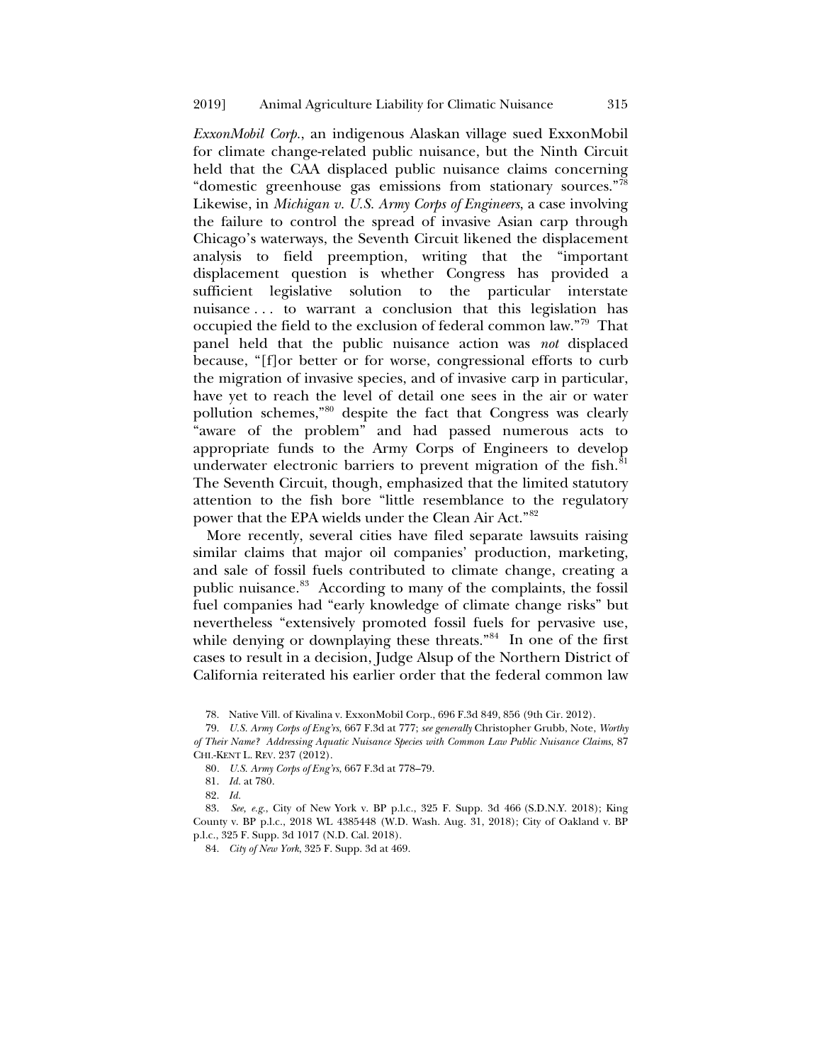*ExxonMobil Corp.*, an indigenous Alaskan village sued ExxonMobil for climate change-related public nuisance, but the Ninth Circuit held that the CAA displaced public nuisance claims concerning "domestic greenhouse gas emissions from stationary sources."[78] Likewise, in *Michigan v. U.S. Army Corps of Engineers*, a case involving the failure to control the spread of invasive Asian carp through Chicago's waterways, the Seventh Circuit likened the displacement analysis to field preemption, writing that the "important displacement question is whether Congress has provided a sufficient legislative solution to the particular interstate nuisance . . . to warrant a conclusion that this legislation has occupied the field to the exclusion of federal common law."[79] That panel held that the public nuisance action was *not* displaced because, "[f]or better or for worse, congressional efforts to curb the migration of invasive species, and of invasive carp in particular, have yet to reach the level of detail one sees in the air or water pollution schemes,"[80] despite the fact that Congress was clearly "aware of the problem" and had passed numerous acts to appropriate funds to the Army Corps of Engineers to develop underwater electronic barriers to prevent migration of the fish.[81] The Seventh Circuit, though, emphasized that the limited statutory attention to the fish bore "little resemblance to the regulatory power that the EPA wields under the Clean Air Act."[82]

More recently, several cities have filed separate lawsuits raising similar claims that major oil companies' production, marketing, and sale of fossil fuels contributed to climate change, creating a public nuisance.[83] According to many of the complaints, the fossil fuel companies had "early knowledge of climate change risks" but nevertheless "extensively promoted fossil fuels for pervasive use, while denying or downplaying these threats."[84] In one of the first cases to result in a decision, Judge Alsup of the Northern District of California reiterated his earlier order that the federal common law

78. Native Vill. of Kivalina v. ExxonMobil Corp., 696 F.3d 849, 856 (9th Cir. 2012).

79. *U.S. Army Corps of Eng'rs*, 667 F.3d at 777; *see generally* Christopher Grubb, Note, *Worthy of Their Name? Addressing Aquatic Nuisance Species with Common Law Public Nuisance Claims*, 87 CHI.-KENT L. REV. 237 (2012).

80. *U.S. Army Corps of Eng'rs*, 667 F.3d at 778–79.

81. *Id.* at 780.

82. *Id.*

83. *See, e.g.*, City of New York v. BP p.l.c., 325 F. Supp. 3d 466 (S.D.N.Y. 2018); King County v. BP p.l.c., 2018 WL 4385448 (W.D. Wash. Aug. 31, 2018); City of Oakland v. BP p.l.c., 325 F. Supp. 3d 1017 (N.D. Cal. 2018).

84. *City of New York*, 325 F. Supp. 3d at 469.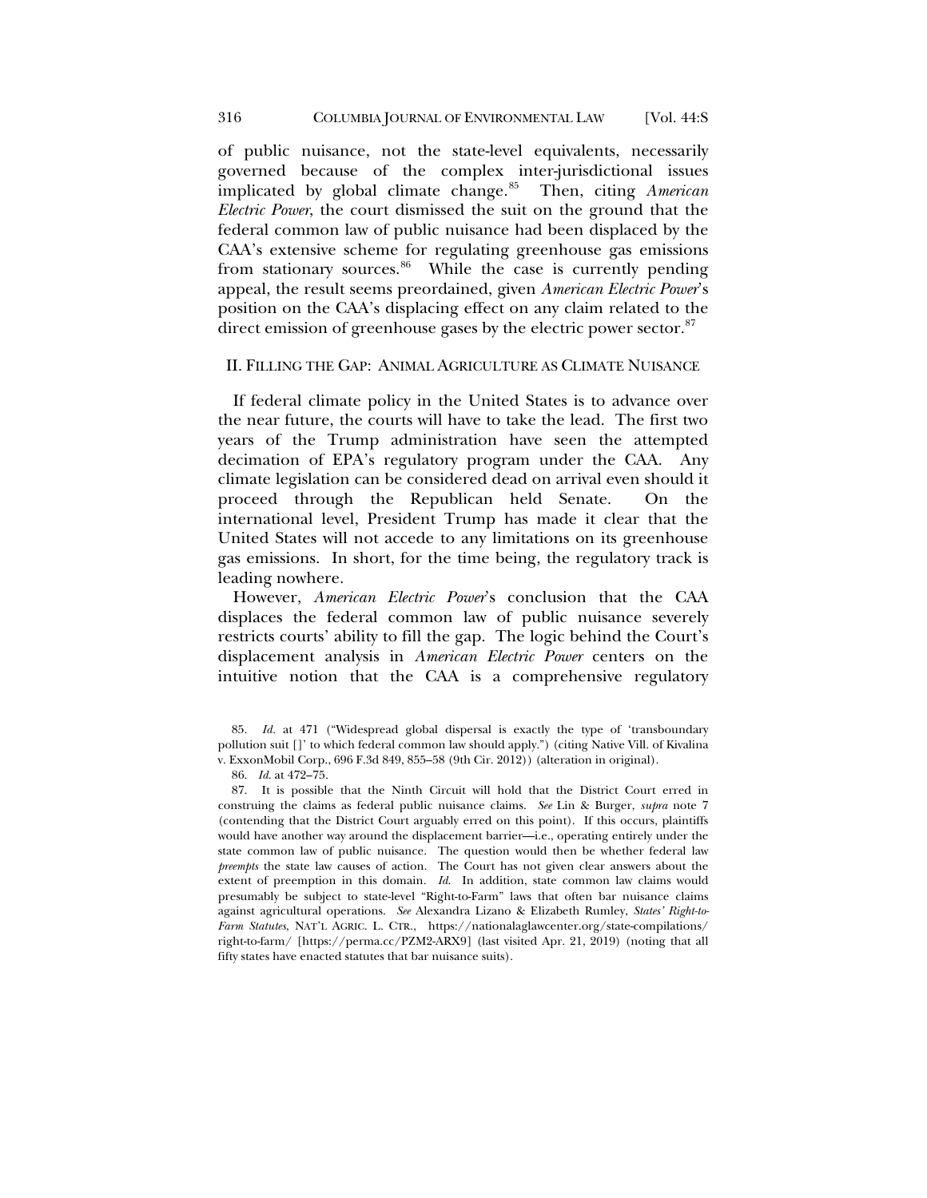of public nuisance, not the state-level equivalents, necessarily governed because of the complex inter-jurisdictional issues implicated by global climate change.[85] Then, citing *American Electric Power*, the court dismissed the suit on the ground that the federal common law of public nuisance had been displaced by the CAA's extensive scheme for regulating greenhouse gas emissions from stationary sources.[86] While the case is currently pending appeal, the result seems preordained, given *American Electric Power*'s position on the CAA's displacing effect on any claim related to the direct emission of greenhouse gases by the electric power sector.[87]

## II. Filling the Gap: Animal Agriculture as Climate Nuisance

If federal climate policy in the United States is to advance over the near future, the courts will have to take the lead. The first two years of the Trump administration have seen the attempted decimation of EPA's regulatory program under the CAA. Any climate legislation can be considered dead on arrival even should it proceed through the Republican held Senate. On the international level, President Trump has made it clear that the United States will not accede to any limitations on its greenhouse gas emissions. In short, for the time being, the regulatory track is leading nowhere.

However, *American Electric Power*'s conclusion that the CAA displaces the federal common law of public nuisance severely restricts courts' ability to fill the gap. The logic behind the Court's displacement analysis in *American Electric Power* centers on the intuitive notion that the CAA is a comprehensive regulatory

85. *Id.* at 471 ("Widespread global dispersal is exactly the type of 'transboundary pollution suit []' to which federal common law should apply.") (citing Native Vill. of Kivalina v. ExxonMobil Corp., 696 F.3d 849, 855–58 (9th Cir. 2012)) (alteration in original).

86. *Id.* at 472–75.

87. It is possible that the Ninth Circuit will hold that the District Court erred in construing the claims as federal public nuisance claims. *See* Lin & Burger, *supra* note 7 (contending that the District Court arguably erred on this point). If this occurs, plaintiffs would have another way around the displacement barrier—i.e., operating entirely under the state common law of public nuisance. The question would then be whether federal law *preempts* the state law causes of action. The Court has not given clear answers about the extent of preemption in this domain. *Id.* In addition, state common law claims would presumably be subject to state-level "Right-to-Farm" laws that often bar nuisance claims against agricultural operations. *See* Alexandra Lizano & Elizabeth Rumley, *States' Right-to-Farm Statutes*, NAT'L AGRIC. L. CTR., https://nationalaglawcenter.org/state-compilations/right-to-farm/ [https://perma.cc/PZM2-ARX9] (last visited Apr. 21, 2019) (noting that all fifty states have enacted statutes that bar nuisance suits).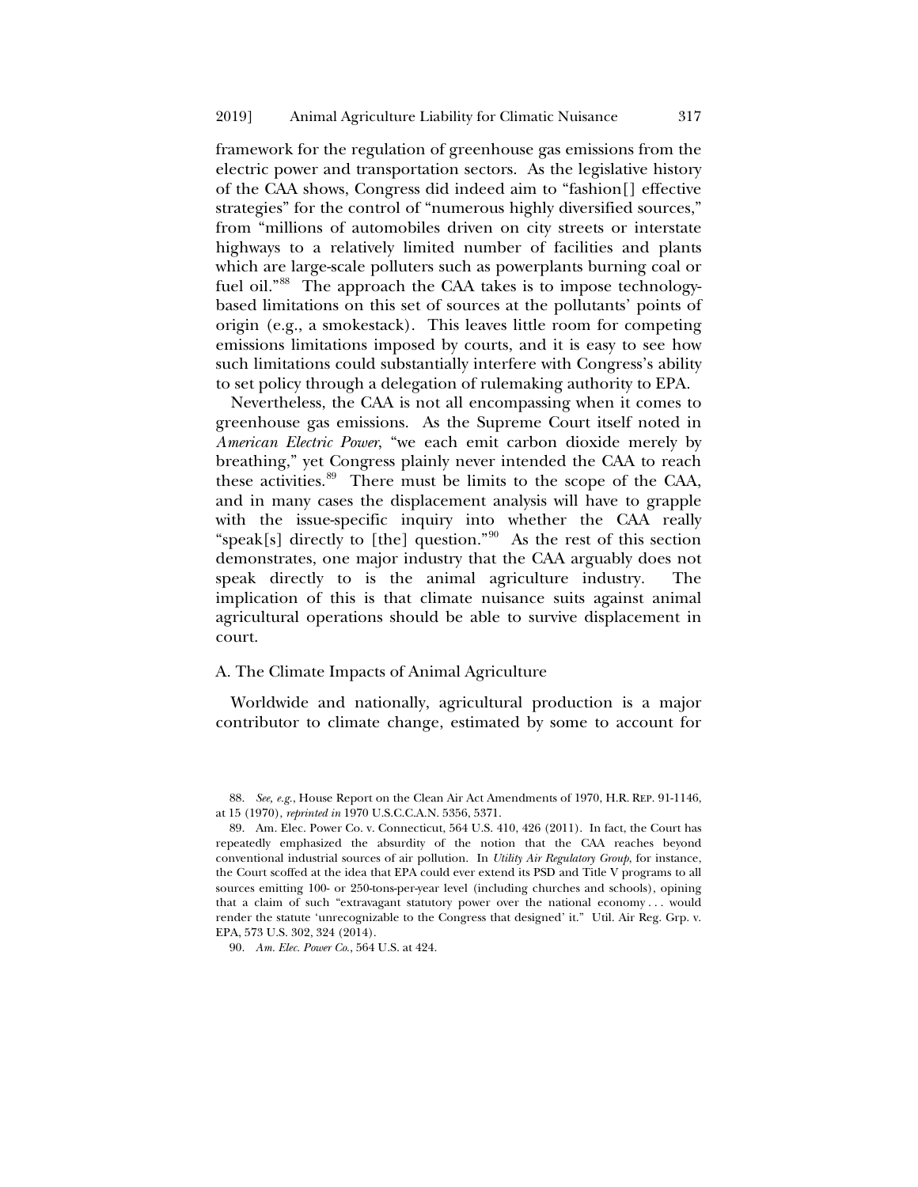framework for the regulation of greenhouse gas emissions from the electric power and transportation sectors. As the legislative history of the CAA shows, Congress did indeed aim to "fashion[] effective strategies" for the control of "numerous highly diversified sources," from "millions of automobiles driven on city streets or interstate highways to a relatively limited number of facilities and plants which are large-scale polluters such as powerplants burning coal or fuel oil."[88] The approach the CAA takes is to impose technology-based limitations on this set of sources at the pollutants' points of origin (e.g., a smokestack). This leaves little room for competing emissions limitations imposed by courts, and it is easy to see how such limitations could substantially interfere with Congress's ability to set policy through a delegation of rulemaking authority to EPA.

Nevertheless, the CAA is not all encompassing when it comes to greenhouse gas emissions. As the Supreme Court itself noted in *American Electric Power*, "we each emit carbon dioxide merely by breathing," yet Congress plainly never intended the CAA to reach these activities.[89] There must be limits to the scope of the CAA, and in many cases the displacement analysis will have to grapple with the issue-specific inquiry into whether the CAA really "speak[s] directly to [the] question."[90] As the rest of this section demonstrates, one major industry that the CAA arguably does not speak directly to is the animal agriculture industry. The implication of this is that climate nuisance suits against animal agricultural operations should be able to survive displacement in court.

### A. The Climate Impacts of Animal Agriculture

Worldwide and nationally, agricultural production is a major contributor to climate change, estimated by some to account for

---

88. *See, e.g.*, House Report on the Clean Air Act Amendments of 1970, H.R. REP. 91-1146, at 15 (1970), *reprinted in* 1970 U.S.C.C.A.N. 5356, 5371.

89. Am. Elec. Power Co. v. Connecticut, 564 U.S. 410, 426 (2011). In fact, the Court has repeatedly emphasized the absurdity of the notion that the CAA reaches beyond conventional industrial sources of air pollution. In *Utility Air Regulatory Group*, for instance, the Court scoffed at the idea that EPA could ever extend its PSD and Title V programs to all sources emitting 100- or 250-tons-per-year level (including churches and schools), opining that a claim of such "extravagant statutory power over the national economy . . . would render the statute 'unrecognizable to the Congress that designed' it." Util. Air Reg. Grp. v. EPA, 573 U.S. 302, 324 (2014).

90. *Am. Elec. Power Co.*, 564 U.S. at 424.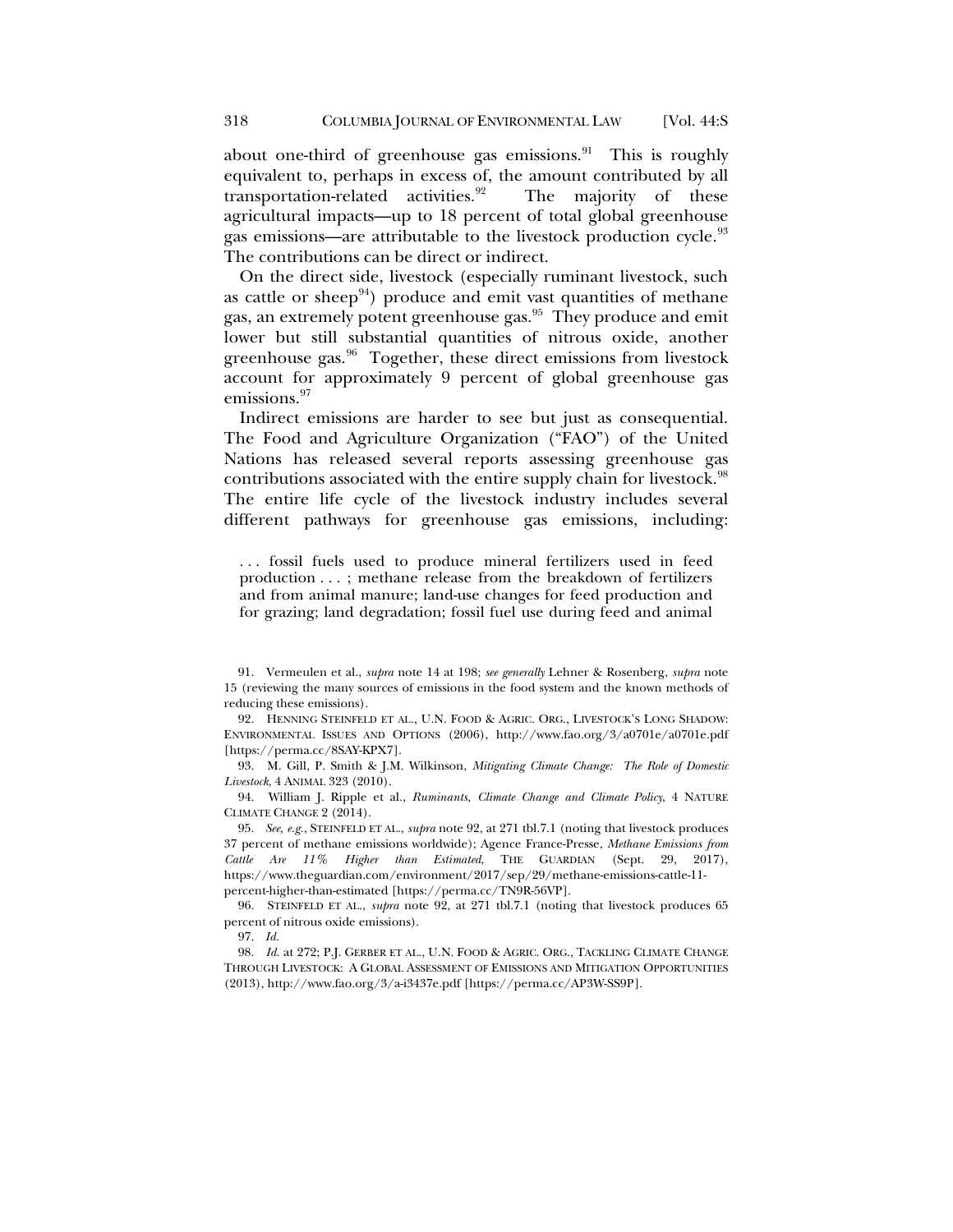about one-third of greenhouse gas emissions.[91] This is roughly equivalent to, perhaps in excess of, the amount contributed by all transportation-related activities.[92] The majority of these agricultural impacts—up to 18 percent of total global greenhouse gas emissions—are attributable to the livestock production cycle.[93] The contributions can be direct or indirect.

On the direct side, livestock (especially ruminant livestock, such as cattle or sheep[94]) produce and emit vast quantities of methane gas, an extremely potent greenhouse gas.[95] They produce and emit lower but still substantial quantities of nitrous oxide, another greenhouse gas.[96] Together, these direct emissions from livestock account for approximately 9 percent of global greenhouse gas emissions.[97]

Indirect emissions are harder to see but just as consequential. The Food and Agriculture Organization ("FAO") of the United Nations has released several reports assessing greenhouse gas contributions associated with the entire supply chain for livestock.[98] The entire life cycle of the livestock industry includes several different pathways for greenhouse gas emissions, including:

> . . . fossil fuels used to produce mineral fertilizers used in feed production . . . ; methane release from the breakdown of fertilizers and from animal manure; land-use changes for feed production and for grazing; land degradation; fossil fuel use during feed and animal

---

91. Vermeulen et al., *supra* note 14 at 198; *see generally* Lehner & Rosenberg, *supra* note 15 (reviewing the many sources of emissions in the food system and the known methods of reducing these emissions).

92. HENNING STEINFELD ET AL., U.N. FOOD & AGRIC. ORG., LIVESTOCK'S LONG SHADOW: ENVIRONMENTAL ISSUES AND OPTIONS (2006), http://www.fao.org/3/a0701e/a0701e.pdf [https://perma.cc/8SAY-KPX7].

93. M. Gill, P. Smith & J.M. Wilkinson, *Mitigating Climate Change: The Role of Domestic Livestock*, 4 ANIMAL 323 (2010).

94. William J. Ripple et al., *Ruminants, Climate Change and Climate Policy*, 4 NATURE CLIMATE CHANGE 2 (2014).

95. *See, e.g.*, STEINFELD ET AL., *supra* note 92, at 271 tbl.7.1 (noting that livestock produces 37 percent of methane emissions worldwide); Agence France-Presse, *Methane Emissions from Cattle Are 11% Higher than Estimated*, THE GUARDIAN (Sept. 29, 2017), https://www.theguardian.com/environment/2017/sep/29/methane-emissions-cattle-11-percent-higher-than-estimated [https://perma.cc/TN9R-56VP].

96. STEINFELD ET AL., *supra* note 92, at 271 tbl.7.1 (noting that livestock produces 65 percent of nitrous oxide emissions).

97. *Id.*

98. *Id.* at 272; P.J. GERBER ET AL., U.N. FOOD & AGRIC. ORG., TACKLING CLIMATE CHANGE THROUGH LIVESTOCK: A GLOBAL ASSESSMENT OF EMISSIONS AND MITIGATION OPPORTUNITIES (2013), http://www.fao.org/3/a-i3437e.pdf [https://perma.cc/AP3W-SS9P].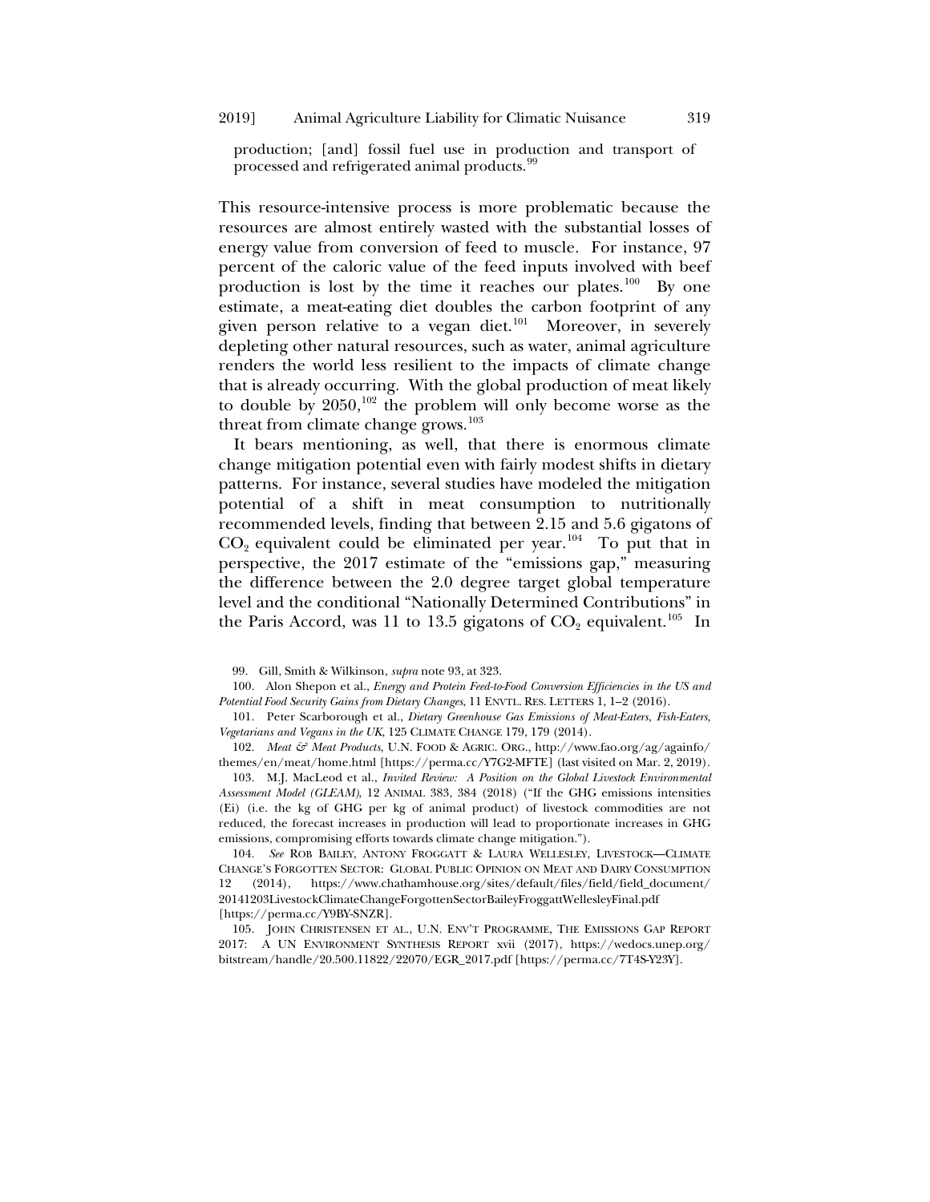production; [and] fossil fuel use in production and transport of processed and refrigerated animal products.[99]

This resource-intensive process is more problematic because the resources are almost entirely wasted with the substantial losses of energy value from conversion of feed to muscle. For instance, 97 percent of the caloric value of the feed inputs involved with beef production is lost by the time it reaches our plates.[100] By one estimate, a meat-eating diet doubles the carbon footprint of any given person relative to a vegan diet.[101] Moreover, in severely depleting other natural resources, such as water, animal agriculture renders the world less resilient to the impacts of climate change that is already occurring. With the global production of meat likely to double by 2050,[102] the problem will only become worse as the threat from climate change grows.[103]

It bears mentioning, as well, that there is enormous climate change mitigation potential even with fairly modest shifts in dietary patterns. For instance, several studies have modeled the mitigation potential of a shift in meat consumption to nutritionally recommended levels, finding that between 2.15 and 5.6 gigatons of $CO_2$ equivalent could be eliminated per year.[104] To put that in perspective, the 2017 estimate of the "emissions gap," measuring the difference between the 2.0 degree target global temperature level and the conditional "Nationally Determined Contributions" in the Paris Accord, was 11 to 13.5 gigatons of $CO_2$ equivalent.[105] In

99. Gill, Smith & Wilkinson, *supra* note 93, at 323.

100. Alon Shepon et al., *Energy and Protein Feed-to-Food Conversion Efficiencies in the US and Potential Food Security Gains from Dietary Changes*, 11 ENVTL. RES. LETTERS 1, 1–2 (2016).

101. Peter Scarborough et al., *Dietary Greenhouse Gas Emissions of Meat-Eaters, Fish-Eaters, Vegetarians and Vegans in the UK*, 125 CLIMATE CHANGE 179, 179 (2014).

102. *Meat & Meat Products*, U.N. FOOD & AGRIC. ORG., http://www.fao.org/ag/againfo/themes/en/meat/home.html [https://perma.cc/Y7G2-MFTE] (last visited on Mar. 2, 2019).

103. M.J. MacLeod et al., *Invited Review: A Position on the Global Livestock Environmental Assessment Model (GLEAM)*, 12 ANIMAL 383, 384 (2018) ("If the GHG emissions intensities (Ei) (i.e. the kg of GHG per kg of animal product) of livestock commodities are not reduced, the forecast increases in production will lead to proportionate increases in GHG emissions, compromising efforts towards climate change mitigation.").

104. *See* ROB BAILEY, ANTONY FROGGATT & LAURA WELLESLEY, LIVESTOCK—CLIMATE CHANGE'S FORGOTTEN SECTOR: GLOBAL PUBLIC OPINION ON MEAT AND DAIRY CONSUMPTION 12 (2014), https://www.chathamhouse.org/sites/default/files/field/field_document/20141203LivestockClimateChangeForgottenSectorBaileyFroggattWellesleyFinal.pdf [https://perma.cc/Y9BY-SNZR].

105. JOHN CHRISTENSEN ET AL., U.N. ENV'T PROGRAMME, THE EMISSIONS GAP REPORT 2017: A UN ENVIRONMENT SYNTHESIS REPORT xvii (2017), https://wedocs.unep.org/bitstream/handle/20.500.11822/22070/EGR_2017.pdf [https://perma.cc/7T4S-Y23Y].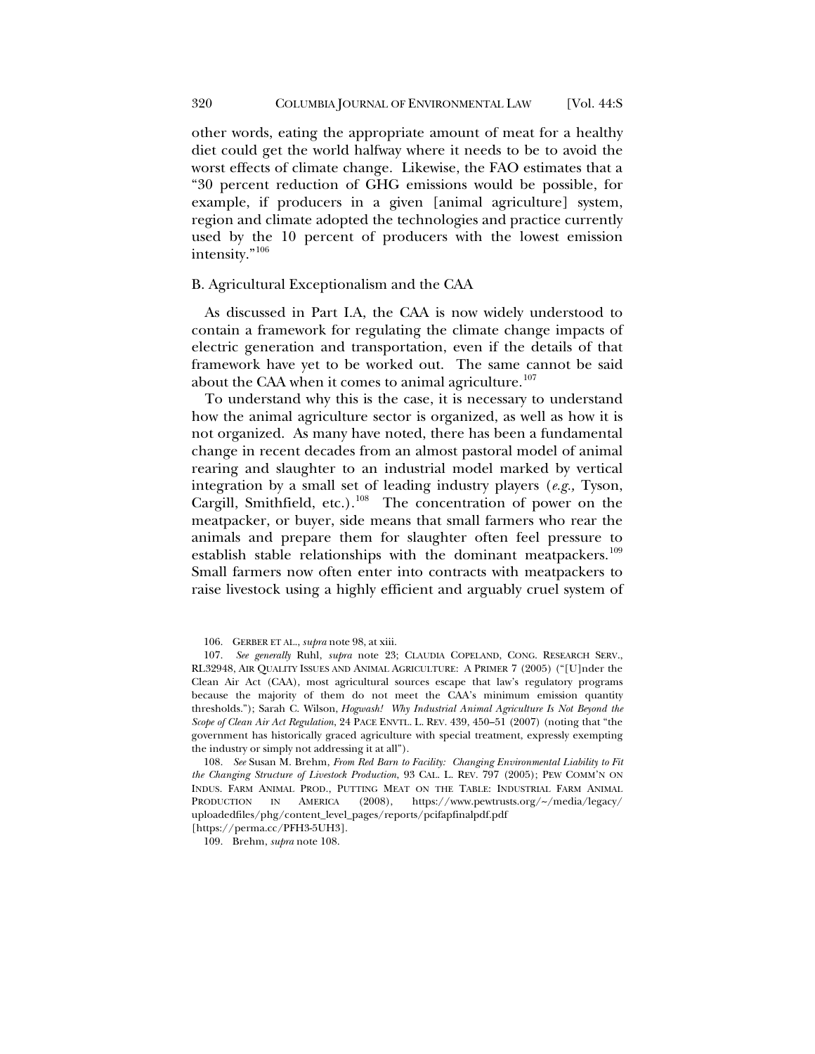other words, eating the appropriate amount of meat for a healthy diet could get the world halfway where it needs to be to avoid the worst effects of climate change. Likewise, the FAO estimates that a "30 percent reduction of GHG emissions would be possible, for example, if producers in a given [animal agriculture] system, region and climate adopted the technologies and practice currently used by the 10 percent of producers with the lowest emission intensity."[106]

### B. Agricultural Exceptionalism and the CAA

As discussed in Part I.A, the CAA is now widely understood to contain a framework for regulating the climate change impacts of electric generation and transportation, even if the details of that framework have yet to be worked out. The same cannot be said about the CAA when it comes to animal agriculture.[107]

To understand why this is the case, it is necessary to understand how the animal agriculture sector is organized, as well as how it is not organized. As many have noted, there has been a fundamental change in recent decades from an almost pastoral model of animal rearing and slaughter to an industrial model marked by vertical integration by a small set of leading industry players (*e.g.,* Tyson, Cargill, Smithfield, etc.).[108] The concentration of power on the meatpacker, or buyer, side means that small farmers who rear the animals and prepare them for slaughter often feel pressure to establish stable relationships with the dominant meatpackers.[109] Small farmers now often enter into contracts with meatpackers to raise livestock using a highly efficient and arguably cruel system of

---

106. GERBER ET AL., *supra* note 98, at xiii.

107. *See generally* Ruhl, *supra* note 23; CLAUDIA COPELAND, CONG. RESEARCH SERV., RL32948, AIR QUALITY ISSUES AND ANIMAL AGRICULTURE: A PRIMER 7 (2005) ("[U]nder the Clean Air Act (CAA), most agricultural sources escape that law's regulatory programs because the majority of them do not meet the CAA's minimum emission quantity thresholds."); Sarah C. Wilson, *Hogwash! Why Industrial Animal Agriculture Is Not Beyond the Scope of Clean Air Act Regulation*, 24 PACE ENVTL. L. REV. 439, 450–51 (2007) (noting that "the government has historically graced agriculture with special treatment, expressly exempting the industry or simply not addressing it at all").

108. *See* Susan M. Brehm, *From Red Barn to Facility: Changing Environmental Liability to Fit the Changing Structure of Livestock Production*, 93 CAL. L. REV. 797 (2005); PEW COMM'N ON INDUS. FARM ANIMAL PROD., PUTTING MEAT ON THE TABLE: INDUSTRIAL FARM ANIMAL PRODUCTION IN AMERICA (2008), https://www.pewtrusts.org/~/media/legacy/uploadedfiles/phg/content_level_pages/reports/pcifapfinalpdf.pdf [https://perma.cc/PFH3-5UH3].

109. Brehm, *supra* note 108.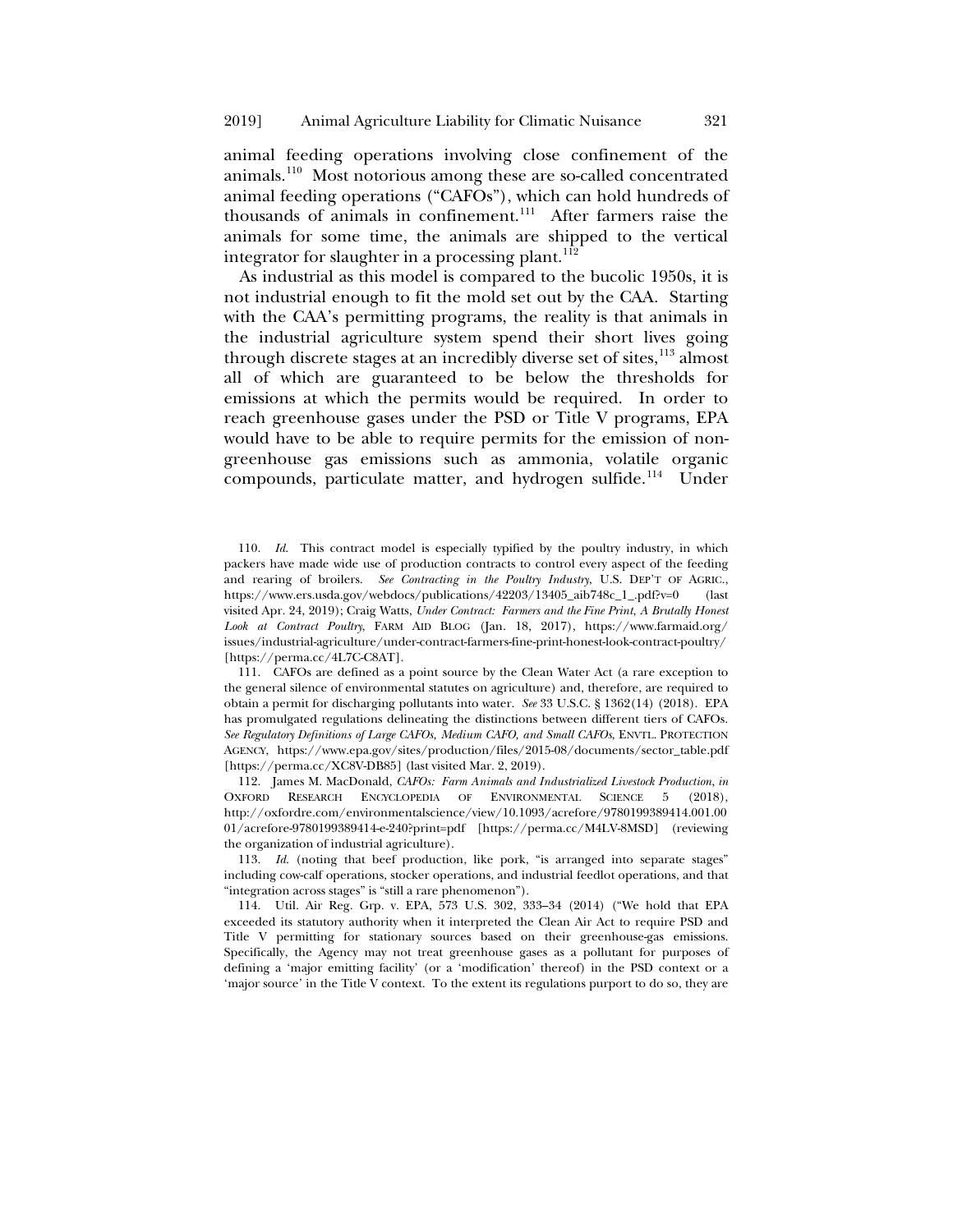animal feeding operations involving close confinement of the animals.[110] Most notorious among these are so-called concentrated animal feeding operations ("CAFOs"), which can hold hundreds of thousands of animals in confinement.[111] After farmers raise the animals for some time, the animals are shipped to the vertical integrator for slaughter in a processing plant.[112]

As industrial as this model is compared to the bucolic 1950s, it is not industrial enough to fit the mold set out by the CAA. Starting with the CAA's permitting programs, the reality is that animals in the industrial agriculture system spend their short lives going through discrete stages at an incredibly diverse set of sites,[113] almost all of which are guaranteed to be below the thresholds for emissions at which the permits would be required. In order to reach greenhouse gases under the PSD or Title V programs, EPA would have to be able to require permits for the emission of non-greenhouse gas emissions such as ammonia, volatile organic compounds, particulate matter, and hydrogen sulfide.[114] Under

---

110. *Id.* This contract model is especially typified by the poultry industry, in which packers have made wide use of production contracts to control every aspect of the feeding and rearing of broilers. *See Contracting in the Poultry Industry*, U.S. DEP'T OF AGRIC., https://www.ers.usda.gov/webdocs/publications/42203/13405_aib748c_1_.pdf?v=0 (last visited Apr. 24, 2019); Craig Watts, *Under Contract: Farmers and the Fine Print, A Brutally Honest Look at Contract Poultry*, FARM AID BLOG (Jan. 18, 2017), https://www.farmaid.org/issues/industrial-agriculture/under-contract-farmers-fine-print-honest-look-contract-poultry/ [https://perma.cc/4L7C-C8AT].

111. CAFOs are defined as a point source by the Clean Water Act (a rare exception to the general silence of environmental statutes on agriculture) and, therefore, are required to obtain a permit for discharging pollutants into water. *See* 33 U.S.C. § 1362(14) (2018). EPA has promulgated regulations delineating the distinctions between different tiers of CAFOs. *See Regulatory Definitions of Large CAFOs, Medium CAFO, and Small CAFOs*, ENVTL. PROTECTION AGENCY, https://www.epa.gov/sites/production/files/2015-08/documents/sector_table.pdf [https://perma.cc/XC8V-DB85] (last visited Mar. 2, 2019).

112. James M. MacDonald, *CAFOs: Farm Animals and Industrialized Livestock Production*, *in* OXFORD RESEARCH ENCYCLOPEDIA OF ENVIRONMENTAL SCIENCE 5 (2018), http://oxfordre.com/environmentalscience/view/10.1093/acrefore/9780199389414.001.0001/acrefore-9780199389414-e-240?print=pdf [https://perma.cc/M4LV-8MSD] (reviewing the organization of industrial agriculture).

113. *Id.* (noting that beef production, like pork, "is arranged into separate stages" including cow-calf operations, stocker operations, and industrial feedlot operations, and that "integration across stages" is "still a rare phenomenon").

114. Util. Air Reg. Grp. v. EPA, 573 U.S. 302, 333–34 (2014) ("We hold that EPA exceeded its statutory authority when it interpreted the Clean Air Act to require PSD and Title V permitting for stationary sources based on their greenhouse-gas emissions. Specifically, the Agency may not treat greenhouse gases as a pollutant for purposes of defining a 'major emitting facility' (or a 'modification' thereof) in the PSD context or a 'major source' in the Title V context. To the extent its regulations purport to do so, they are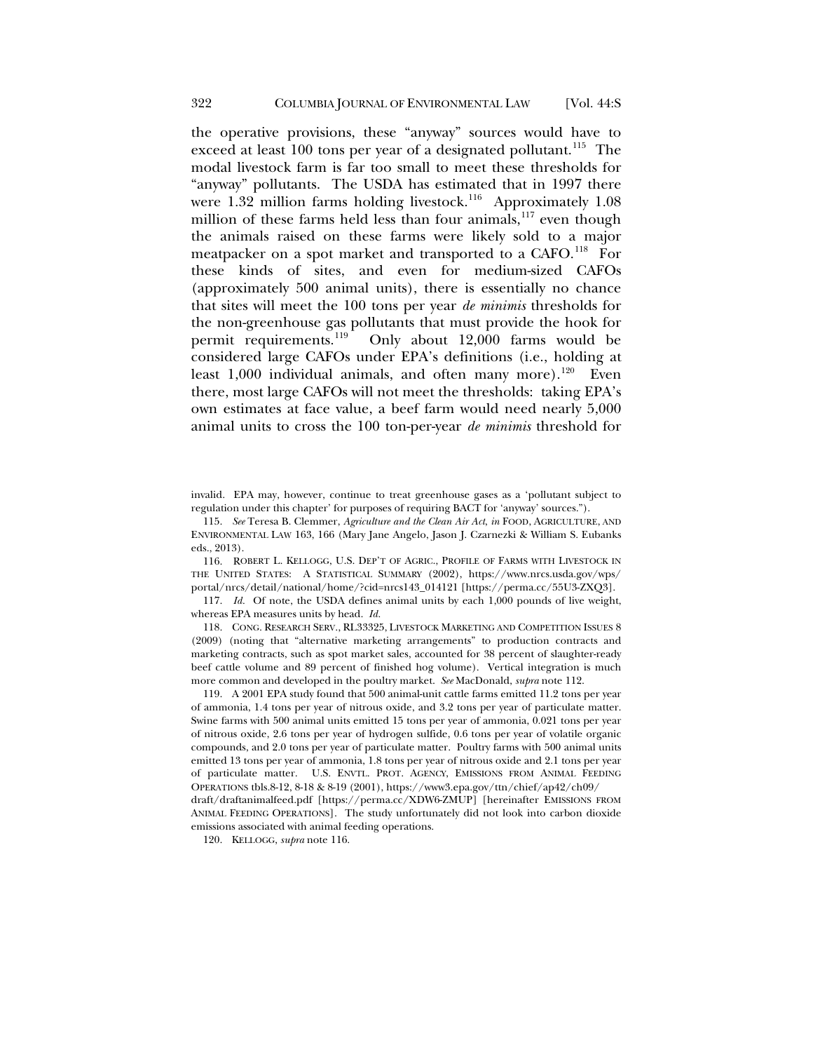the operative provisions, these "anyway" sources would have to exceed at least 100 tons per year of a designated pollutant.[115] The modal livestock farm is far too small to meet these thresholds for "anyway" pollutants. The USDA has estimated that in 1997 there were 1.32 million farms holding livestock.[116] Approximately 1.08 million of these farms held less than four animals,[117] even though the animals raised on these farms were likely sold to a major meatpacker on a spot market and transported to a CAFO.[118] For these kinds of sites, and even for medium-sized CAFOs (approximately 500 animal units), there is essentially no chance that sites will meet the 100 tons per year *de minimis* thresholds for the non-greenhouse gas pollutants that must provide the hook for permit requirements.[119] Only about 12,000 farms would be considered large CAFOs under EPA's definitions (i.e., holding at least 1,000 individual animals, and often many more).[120] Even there, most large CAFOs will not meet the thresholds: taking EPA's own estimates at face value, a beef farm would need nearly 5,000 animal units to cross the 100 ton-per-year *de minimis* threshold for

invalid. EPA may, however, continue to treat greenhouse gases as a 'pollutant subject to regulation under this chapter' for purposes of requiring BACT for 'anyway' sources.").

115. *See* Teresa B. Clemmer, *Agriculture and the Clean Air Act*, *in* FOOD, AGRICULTURE, AND ENVIRONMENTAL LAW 163, 166 (Mary Jane Angelo, Jason J. Czarnezki & William S. Eubanks eds., 2013).

116. ROBERT L. KELLOGG, U.S. DEP'T OF AGRIC., PROFILE OF FARMS WITH LIVESTOCK IN THE UNITED STATES: A STATISTICAL SUMMARY (2002), https://www.nrcs.usda.gov/wps/portal/nrcs/detail/national/home/?cid=nrcs143_014121 [https://perma.cc/55U3-ZXQ3].

117. *Id.* Of note, the USDA defines animal units by each 1,000 pounds of live weight, whereas EPA measures units by head. *Id.*

118. CONG. RESEARCH SERV., RL33325, LIVESTOCK MARKETING AND COMPETITION ISSUES 8 (2009) (noting that "alternative marketing arrangements" to production contracts and marketing contracts, such as spot market sales, accounted for 38 percent of slaughter-ready beef cattle volume and 89 percent of finished hog volume). Vertical integration is much more common and developed in the poultry market. *See* MacDonald, *supra* note 112.

119. A 2001 EPA study found that 500 animal-unit cattle farms emitted 11.2 tons per year of ammonia, 1.4 tons per year of nitrous oxide, and 3.2 tons per year of particulate matter. Swine farms with 500 animal units emitted 15 tons per year of ammonia, 0.021 tons per year of nitrous oxide, 2.6 tons per year of hydrogen sulfide, 0.6 tons per year of volatile organic compounds, and 2.0 tons per year of particulate matter. Poultry farms with 500 animal units emitted 13 tons per year of ammonia, 1.8 tons per year of nitrous oxide and 2.1 tons per year of particulate matter. U.S. ENVTL. PROT. AGENCY, EMISSIONS FROM ANIMAL FEEDING OPERATIONS tbls.8-12, 8-18 & 8-19 (2001), https://www3.epa.gov/ttn/chief/ap42/ch09/draft/draftanimalfeed.pdf [https://perma.cc/XDW6-ZMUP] [hereinafter EMISSIONS FROM ANIMAL FEEDING OPERATIONS]. The study unfortunately did not look into carbon dioxide emissions associated with animal feeding operations.

120. KELLOGG, *supra* note 116.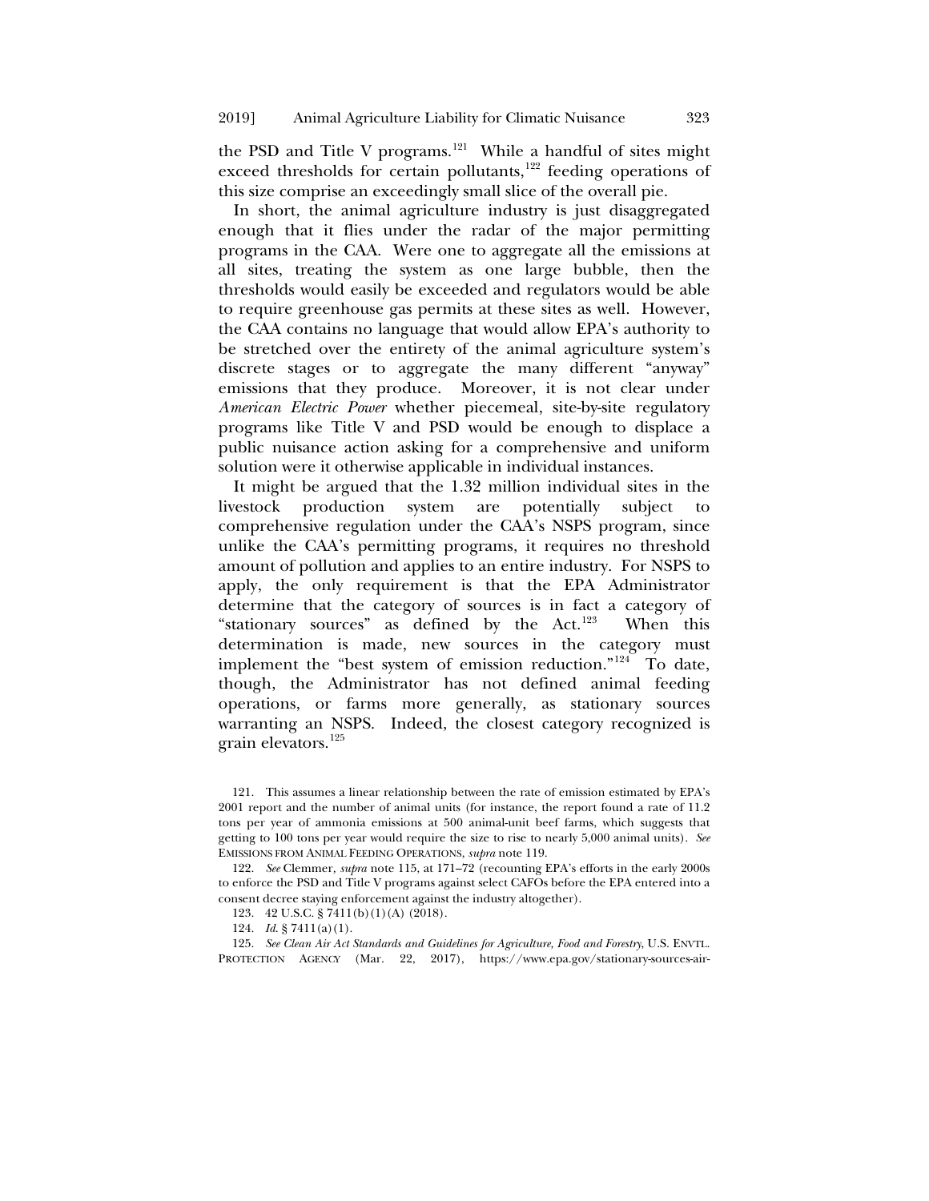the PSD and Title V programs.[121] While a handful of sites might exceed thresholds for certain pollutants,[122] feeding operations of this size comprise an exceedingly small slice of the overall pie.

In short, the animal agriculture industry is just disaggregated enough that it flies under the radar of the major permitting programs in the CAA. Were one to aggregate all the emissions at all sites, treating the system as one large bubble, then the thresholds would easily be exceeded and regulators would be able to require greenhouse gas permits at these sites as well. However, the CAA contains no language that would allow EPA's authority to be stretched over the entirety of the animal agriculture system's discrete stages or to aggregate the many different "anyway" emissions that they produce. Moreover, it is not clear under *American Electric Power* whether piecemeal, site-by-site regulatory programs like Title V and PSD would be enough to displace a public nuisance action asking for a comprehensive and uniform solution were it otherwise applicable in individual instances.

It might be argued that the 1.32 million individual sites in the livestock production system are potentially subject to comprehensive regulation under the CAA's NSPS program, since unlike the CAA's permitting programs, it requires no threshold amount of pollution and applies to an entire industry. For NSPS to apply, the only requirement is that the EPA Administrator determine that the category of sources is in fact a category of "stationary sources" as defined by the Act.[123] When this determination is made, new sources in the category must implement the "best system of emission reduction."[124] To date, though, the Administrator has not defined animal feeding operations, or farms more generally, as stationary sources warranting an NSPS. Indeed, the closest category recognized is grain elevators.[125]

---

121. This assumes a linear relationship between the rate of emission estimated by EPA's 2001 report and the number of animal units (for instance, the report found a rate of 11.2 tons per year of ammonia emissions at 500 animal-unit beef farms, which suggests that getting to 100 tons per year would require the size to rise to nearly 5,000 animal units). *See* EMISSIONS FROM ANIMAL FEEDING OPERATIONS, *supra* note 119.

122. *See* Clemmer, *supra* note 115, at 171–72 (recounting EPA's efforts in the early 2000s to enforce the PSD and Title V programs against select CAFOs before the EPA entered into a consent decree staying enforcement against the industry altogether).

123. 42 U.S.C. § 7411(b)(1)(A) (2018).

124. *Id.* § 7411(a)(1).

125. *See Clean Air Act Standards and Guidelines for Agriculture, Food and Forestry*, U.S. ENVTL. PROTECTION AGENCY (Mar. 22, 2017), https://www.epa.gov/stationary-sources-air-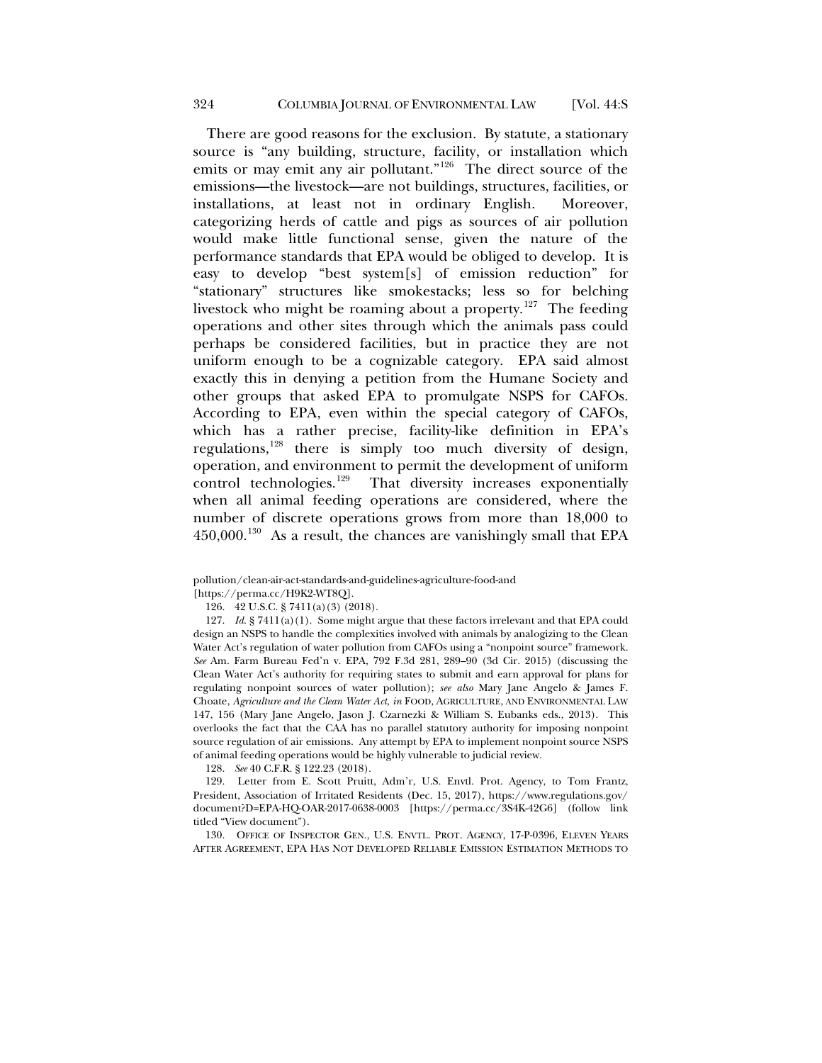There are good reasons for the exclusion. By statute, a stationary source is "any building, structure, facility, or installation which emits or may emit any air pollutant."[126] The direct source of the emissions—the livestock—are not buildings, structures, facilities, or installations, at least not in ordinary English. Moreover, categorizing herds of cattle and pigs as sources of air pollution would make little functional sense, given the nature of the performance standards that EPA would be obliged to develop. It is easy to develop "best system[s] of emission reduction" for "stationary" structures like smokestacks; less so for belching livestock who might be roaming about a property.[127] The feeding operations and other sites through which the animals pass could perhaps be considered facilities, but in practice they are not uniform enough to be a cognizable category. EPA said almost exactly this in denying a petition from the Humane Society and other groups that asked EPA to promulgate NSPS for CAFOs. According to EPA, even within the special category of CAFOs, which has a rather precise, facility-like definition in EPA's regulations,[128] there is simply too much diversity of design, operation, and environment to permit the development of uniform control technologies.[129] That diversity increases exponentially when all animal feeding operations are considered, where the number of discrete operations grows from more than 18,000 to 450,000.[130] As a result, the chances are vanishingly small that EPA

pollution/clean-air-act-standards-and-guidelines-agriculture-food-and [https://perma.cc/H9K2-WT8Q].

126. 42 U.S.C. § 7411(a)(3) (2018).

127. *Id.* § 7411(a)(1). Some might argue that these factors irrelevant and that EPA could design an NSPS to handle the complexities involved with animals by analogizing to the Clean Water Act's regulation of water pollution from CAFOs using a "nonpoint source" framework. *See* Am. Farm Bureau Fed'n v. EPA, 792 F.3d 281, 289–90 (3d Cir. 2015) (discussing the Clean Water Act's authority for requiring states to submit and earn approval for plans for regulating nonpoint sources of water pollution); *see also* Mary Jane Angelo & James F. Choate, *Agriculture and the Clean Water Act*, *in* FOOD, AGRICULTURE, AND ENVIRONMENTAL LAW 147, 156 (Mary Jane Angelo, Jason J. Czarnezki & William S. Eubanks eds., 2013). This overlooks the fact that the CAA has no parallel statutory authority for imposing nonpoint source regulation of air emissions. Any attempt by EPA to implement nonpoint source NSPS of animal feeding operations would be highly vulnerable to judicial review.

128. *See* 40 C.F.R. § 122.23 (2018).

129. Letter from E. Scott Pruitt, Adm'r, U.S. Envtl. Prot. Agency, to Tom Frantz, President, Association of Irritated Residents (Dec. 15, 2017), https://www.regulations.gov/document?D=EPA-HQ-OAR-2017-0638-0003 [https://perma.cc/3S4K-42G6] (follow link titled "View document").

130. OFFICE OF INSPECTOR GEN., U.S. ENVTL. PROT. AGENCY, 17-P-0396, ELEVEN YEARS AFTER AGREEMENT, EPA HAS NOT DEVELOPED RELIABLE EMISSION ESTIMATION METHODS TO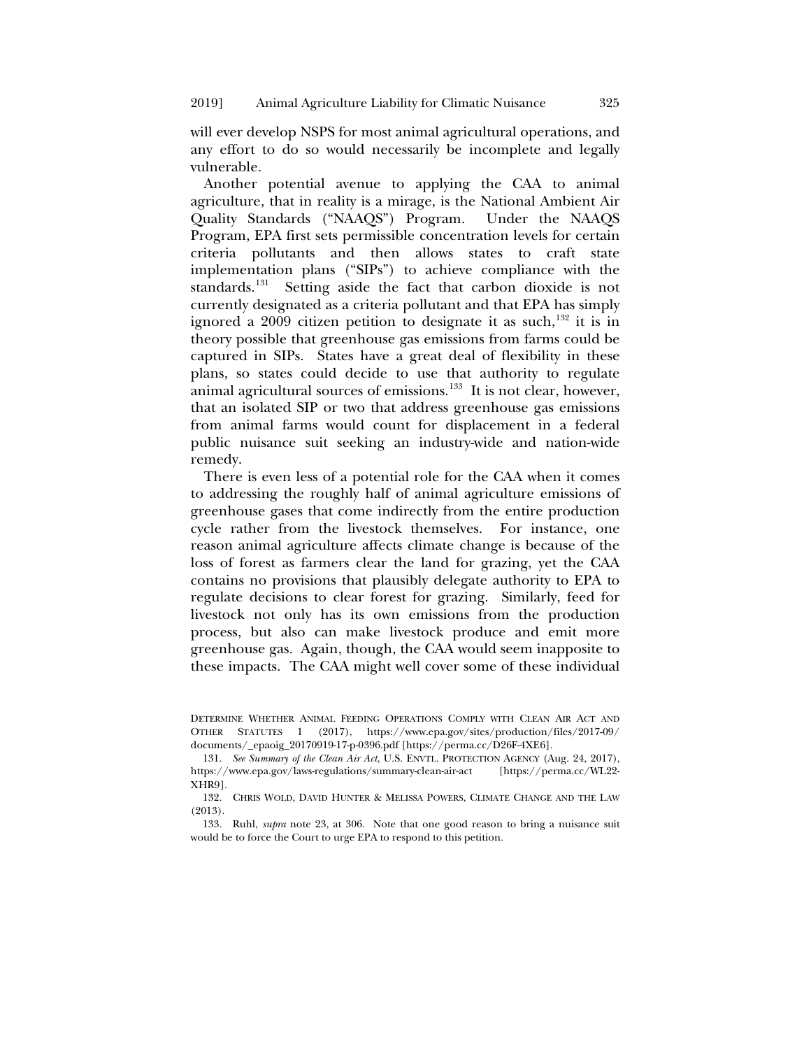will ever develop NSPS for most animal agricultural operations, and any effort to do so would necessarily be incomplete and legally vulnerable.

Another potential avenue to applying the CAA to animal agriculture, that in reality is a mirage, is the National Ambient Air Quality Standards ("NAAQS") Program. Under the NAAQS Program, EPA first sets permissible concentration levels for certain criteria pollutants and then allows states to craft state implementation plans ("SIPs") to achieve compliance with the standards.[131] Setting aside the fact that carbon dioxide is not currently designated as a criteria pollutant and that EPA has simply ignored a 2009 citizen petition to designate it as such,[132] it is in theory possible that greenhouse gas emissions from farms could be captured in SIPs. States have a great deal of flexibility in these plans, so states could decide to use that authority to regulate animal agricultural sources of emissions.[133] It is not clear, however, that an isolated SIP or two that address greenhouse gas emissions from animal farms would count for displacement in a federal public nuisance suit seeking an industry-wide and nation-wide remedy.

There is even less of a potential role for the CAA when it comes to addressing the roughly half of animal agriculture emissions of greenhouse gases that come indirectly from the entire production cycle rather from the livestock themselves. For instance, one reason animal agriculture affects climate change is because of the loss of forest as farmers clear the land for grazing, yet the CAA contains no provisions that plausibly delegate authority to EPA to regulate decisions to clear forest for grazing. Similarly, feed for livestock not only has its own emissions from the production process, but also can make livestock produce and emit more greenhouse gas. Again, though, the CAA would seem inapposite to these impacts. The CAA might well cover some of these individual

---

DETERMINE WHETHER ANIMAL FEEDING OPERATIONS COMPLY WITH CLEAN AIR ACT AND OTHER STATUTES 1 (2017), https://www.epa.gov/sites/production/files/2017-09/documents/_epaoig_20170919-17-p-0396.pdf [https://perma.cc/D26F-4XE6].

131. *See Summary of the Clean Air Act*, U.S. ENVTL. PROTECTION AGENCY (Aug. 24, 2017), https://www.epa.gov/laws-regulations/summary-clean-air-act [https://perma.cc/WL22-XHR9].

132. CHRIS WOLD, DAVID HUNTER & MELISSA POWERS, CLIMATE CHANGE AND THE LAW (2013).

133. Ruhl, *supra* note 23, at 306. Note that one good reason to bring a nuisance suit would be to force the Court to urge EPA to respond to this petition.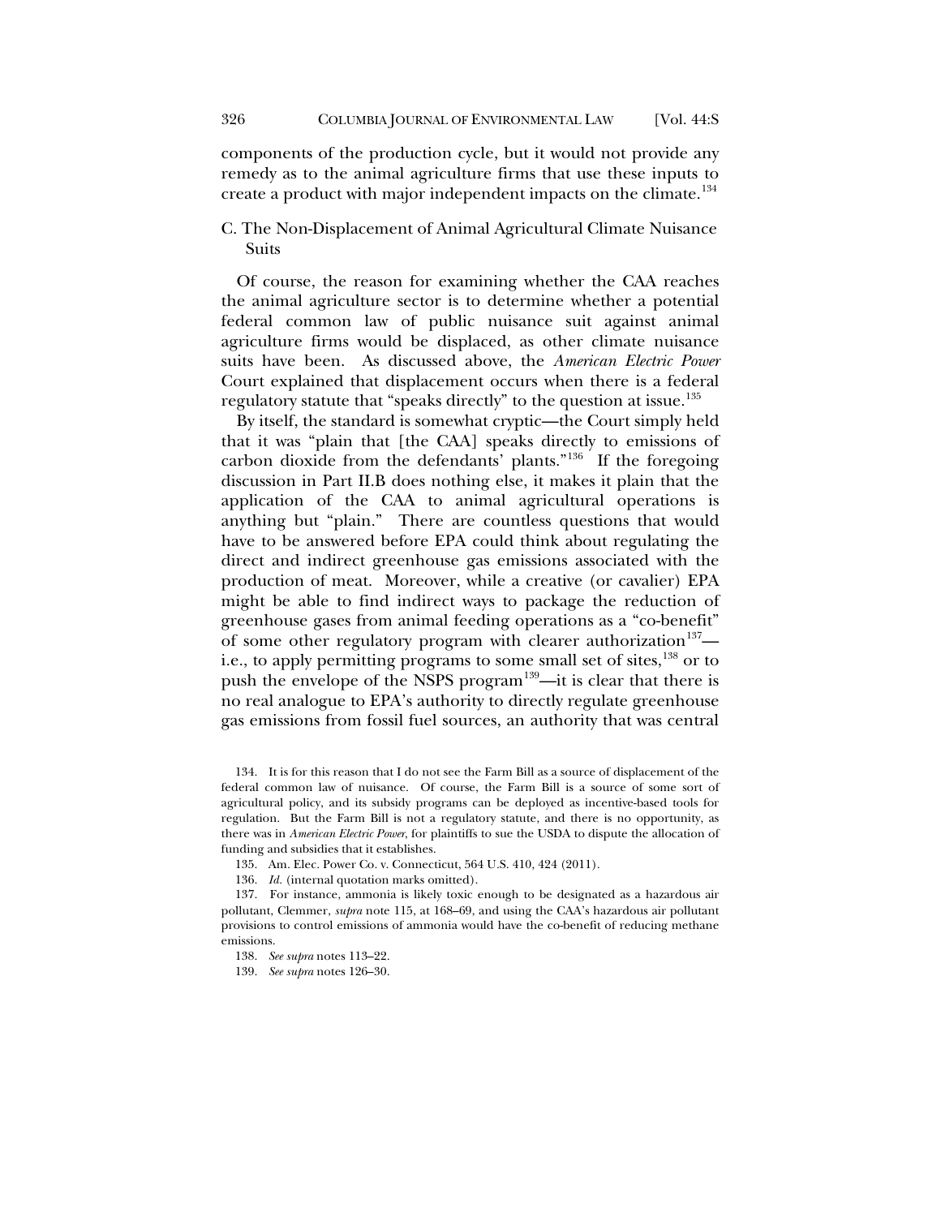components of the production cycle, but it would not provide any remedy as to the animal agriculture firms that use these inputs to create a product with major independent impacts on the climate.[134]

### C. The Non-Displacement of Animal Agricultural Climate Nuisance Suits

Of course, the reason for examining whether the CAA reaches the animal agriculture sector is to determine whether a potential federal common law of public nuisance suit against animal agriculture firms would be displaced, as other climate nuisance suits have been. As discussed above, the *American Electric Power* Court explained that displacement occurs when there is a federal regulatory statute that "speaks directly" to the question at issue.[135]

By itself, the standard is somewhat cryptic—the Court simply held that it was "plain that [the CAA] speaks directly to emissions of carbon dioxide from the defendants' plants."[136] If the foregoing discussion in Part II.B does nothing else, it makes it plain that the application of the CAA to animal agricultural operations is anything but "plain." There are countless questions that would have to be answered before EPA could think about regulating the direct and indirect greenhouse gas emissions associated with the production of meat. Moreover, while a creative (or cavalier) EPA might be able to find indirect ways to package the reduction of greenhouse gases from animal feeding operations as a "co-benefit" of some other regulatory program with clearer authorization[137]—i.e., to apply permitting programs to some small set of sites,[138] or to push the envelope of the NSPS program[139]—it is clear that there is no real analogue to EPA's authority to directly regulate greenhouse gas emissions from fossil fuel sources, an authority that was central

134. It is for this reason that I do not see the Farm Bill as a source of displacement of the federal common law of nuisance. Of course, the Farm Bill is a source of some sort of agricultural policy, and its subsidy programs can be deployed as incentive-based tools for regulation. But the Farm Bill is not a regulatory statute, and there is no opportunity, as there was in *American Electric Power*, for plaintiffs to sue the USDA to dispute the allocation of funding and subsidies that it establishes.

135. Am. Elec. Power Co. v. Connecticut, 564 U.S. 410, 424 (2011).

136. *Id.* (internal quotation marks omitted).

137. For instance, ammonia is likely toxic enough to be designated as a hazardous air pollutant, Clemmer, *supra* note 115, at 168–69, and using the CAA's hazardous air pollutant provisions to control emissions of ammonia would have the co-benefit of reducing methane emissions.

138. *See supra* notes 113–22.

139. *See supra* notes 126–30.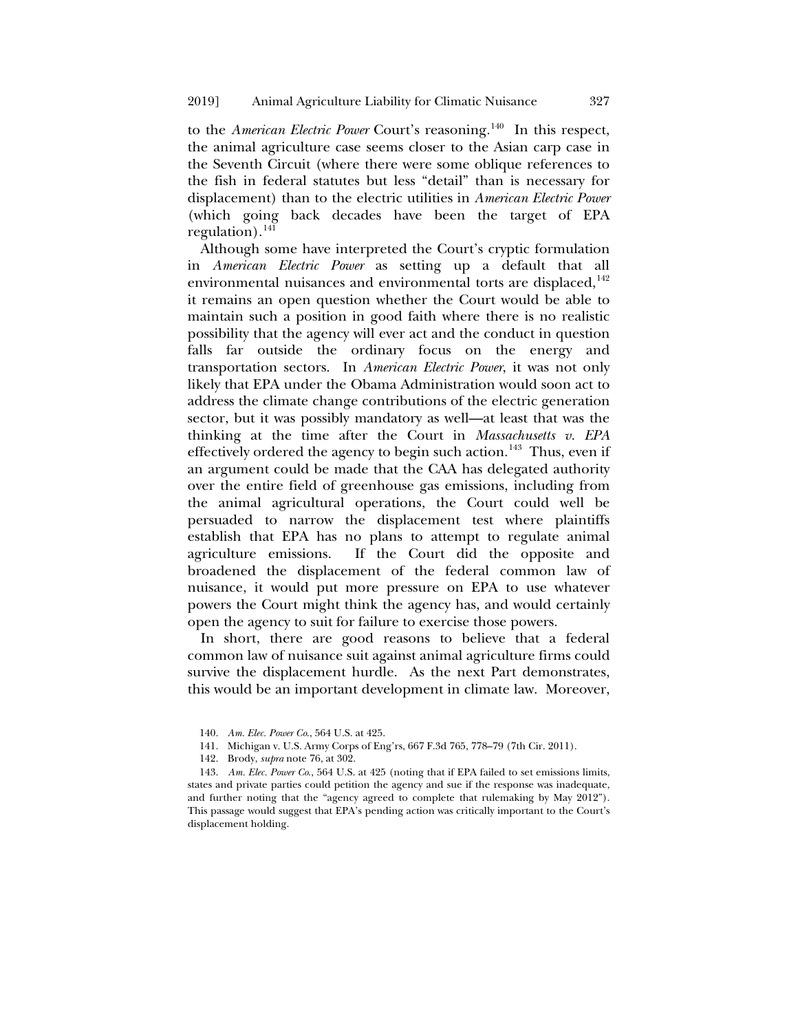to the *American Electric Power* Court's reasoning.[140] In this respect, the animal agriculture case seems closer to the Asian carp case in the Seventh Circuit (where there were some oblique references to the fish in federal statutes but less "detail" than is necessary for displacement) than to the electric utilities in *American Electric Power* (which going back decades have been the target of EPA regulation).[141]

Although some have interpreted the Court's cryptic formulation in *American Electric Power* as setting up a default that all environmental nuisances and environmental torts are displaced,[142] it remains an open question whether the Court would be able to maintain such a position in good faith where there is no realistic possibility that the agency will ever act and the conduct in question falls far outside the ordinary focus on the energy and transportation sectors. In *American Electric Power*, it was not only likely that EPA under the Obama Administration would soon act to address the climate change contributions of the electric generation sector, but it was possibly mandatory as well—at least that was the thinking at the time after the Court in *Massachusetts v. EPA* effectively ordered the agency to begin such action.[143] Thus, even if an argument could be made that the CAA has delegated authority over the entire field of greenhouse gas emissions, including from the animal agricultural operations, the Court could well be persuaded to narrow the displacement test where plaintiffs establish that EPA has no plans to attempt to regulate animal agriculture emissions. If the Court did the opposite and broadened the displacement of the federal common law of nuisance, it would put more pressure on EPA to use whatever powers the Court might think the agency has, and would certainly open the agency to suit for failure to exercise those powers.

In short, there are good reasons to believe that a federal common law of nuisance suit against animal agriculture firms could survive the displacement hurdle. As the next Part demonstrates, this would be an important development in climate law. Moreover,

---

140. *Am. Elec. Power Co.*, 564 U.S. at 425.

141. Michigan v. U.S. Army Corps of Eng'rs, 667 F.3d 765, 778–79 (7th Cir. 2011).

142. Brody, *supra* note 76, at 302.

143. *Am. Elec. Power Co.*, 564 U.S. at 425 (noting that if EPA failed to set emissions limits, states and private parties could petition the agency and sue if the response was inadequate, and further noting that the "agency agreed to complete that rulemaking by May 2012"). This passage would suggest that EPA's pending action was critically important to the Court's displacement holding.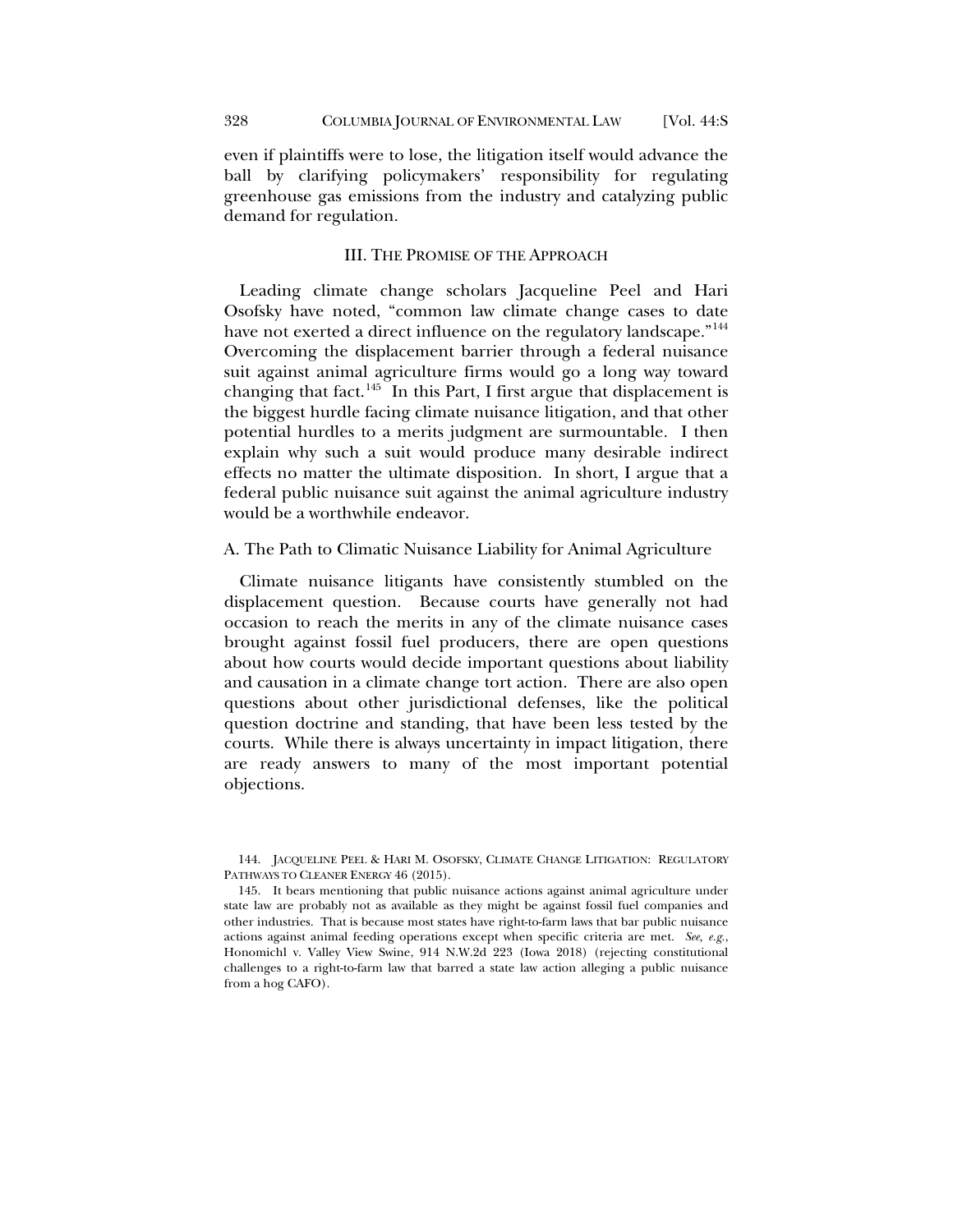even if plaintiffs were to lose, the litigation itself would advance the ball by clarifying policymakers' responsibility for regulating greenhouse gas emissions from the industry and catalyzing public demand for regulation.

## III. THE PROMISE OF THE APPROACH

Leading climate change scholars Jacqueline Peel and Hari Osofsky have noted, "common law climate change cases to date have not exerted a direct influence on the regulatory landscape."[144] Overcoming the displacement barrier through a federal nuisance suit against animal agriculture firms would go a long way toward changing that fact.[145] In this Part, I first argue that displacement is the biggest hurdle facing climate nuisance litigation, and that other potential hurdles to a merits judgment are surmountable. I then explain why such a suit would produce many desirable indirect effects no matter the ultimate disposition. In short, I argue that a federal public nuisance suit against the animal agriculture industry would be a worthwhile endeavor.

### A. The Path to Climatic Nuisance Liability for Animal Agriculture

Climate nuisance litigants have consistently stumbled on the displacement question. Because courts have generally not had occasion to reach the merits in any of the climate nuisance cases brought against fossil fuel producers, there are open questions about how courts would decide important questions about liability and causation in a climate change tort action. There are also open questions about other jurisdictional defenses, like the political question doctrine and standing, that have been less tested by the courts. While there is always uncertainty in impact litigation, there are ready answers to many of the most important potential objections.

---

144. JACQUELINE PEEL & HARI M. OSOFSKY, CLIMATE CHANGE LITIGATION: REGULATORY PATHWAYS TO CLEANER ENERGY 46 (2015).

145. It bears mentioning that public nuisance actions against animal agriculture under state law are probably not as available as they might be against fossil fuel companies and other industries. That is because most states have right-to-farm laws that bar public nuisance actions against animal feeding operations except when specific criteria are met. *See, e.g.*, Honomichl v. Valley View Swine, 914 N.W.2d 223 (Iowa 2018) (rejecting constitutional challenges to a right-to-farm law that barred a state law action alleging a public nuisance from a hog CAFO).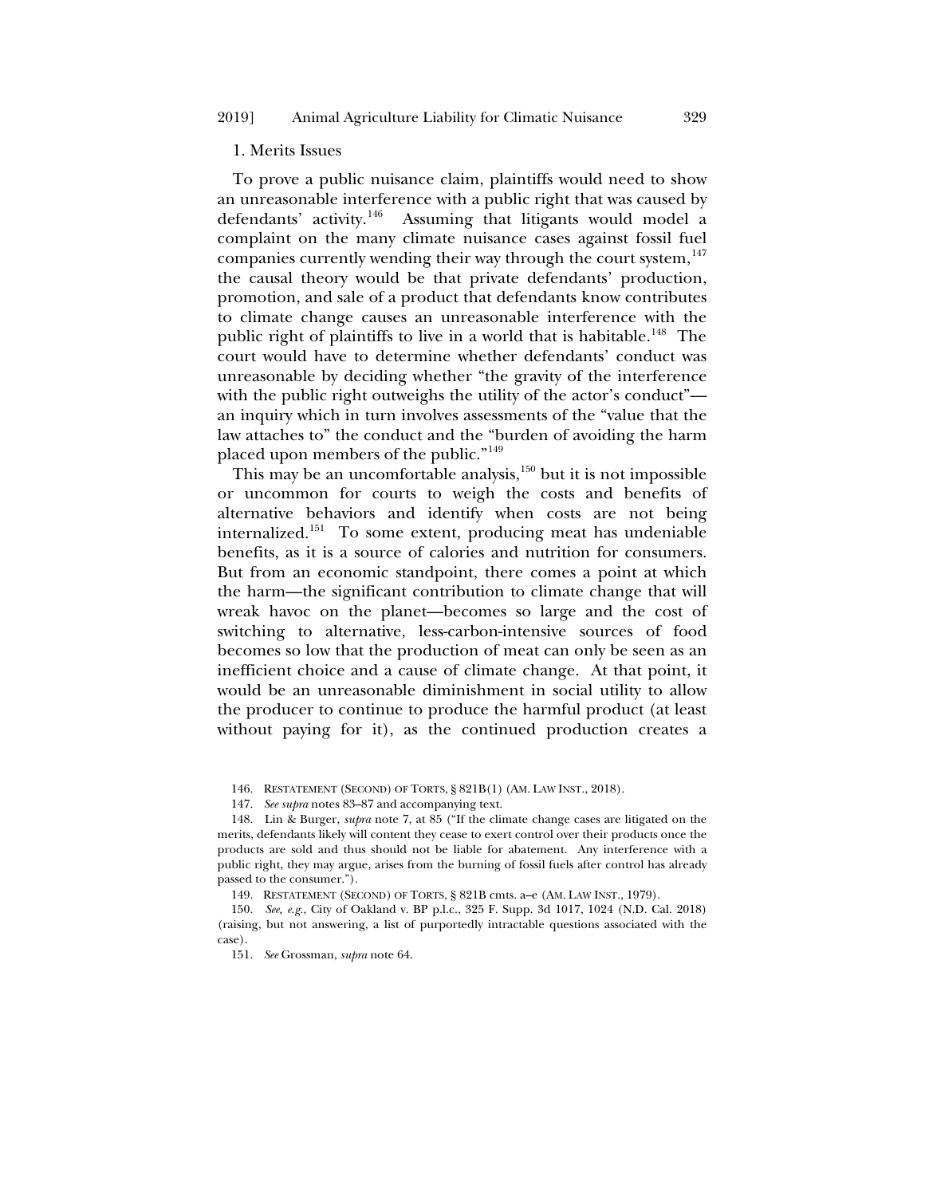### 1. Merits Issues

To prove a public nuisance claim, plaintiffs would need to show an unreasonable interference with a public right that was caused by defendants' activity.[146] Assuming that litigants would model a complaint on the many climate nuisance cases against fossil fuel companies currently wending their way through the court system,[147] the causal theory would be that private defendants' production, promotion, and sale of a product that defendants know contributes to climate change causes an unreasonable interference with the public right of plaintiffs to live in a world that is habitable.[148] The court would have to determine whether defendants' conduct was unreasonable by deciding whether "the gravity of the interference with the public right outweighs the utility of the actor's conduct"—an inquiry which in turn involves assessments of the "value that the law attaches to" the conduct and the "burden of avoiding the harm placed upon members of the public."[149]

This may be an uncomfortable analysis,[150] but it is not impossible or uncommon for courts to weigh the costs and benefits of alternative behaviors and identify when costs are not being internalized.[151] To some extent, producing meat has undeniable benefits, as it is a source of calories and nutrition for consumers. But from an economic standpoint, there comes a point at which the harm—the significant contribution to climate change that will wreak havoc on the planet—becomes so large and the cost of switching to alternative, less-carbon-intensive sources of food becomes so low that the production of meat can only be seen as an inefficient choice and a cause of climate change. At that point, it would be an unreasonable diminishment in social utility to allow the producer to continue to produce the harmful product (at least without paying for it), as the continued production creates a

146. RESTATEMENT (SECOND) OF TORTS, § 821B(1) (AM. LAW INST., 2018).

147. *See supra* notes 83–87 and accompanying text.

148. Lin & Burger, *supra* note 7, at 85 ("If the climate change cases are litigated on the merits, defendants likely will content they cease to exert control over their products once the products are sold and thus should not be liable for abatement. Any interference with a public right, they may argue, arises from the burning of fossil fuels after control has already passed to the consumer.").

149. RESTATEMENT (SECOND) OF TORTS, § 821B cmts. a–e (AM. LAW INST., 1979).

150. *See, e.g.*, City of Oakland v. BP p.l.c., 325 F. Supp. 3d 1017, 1024 (N.D. Cal. 2018) (raising, but not answering, a list of purportedly intractable questions associated with the case).

151. *See* Grossman, *supra* note 64.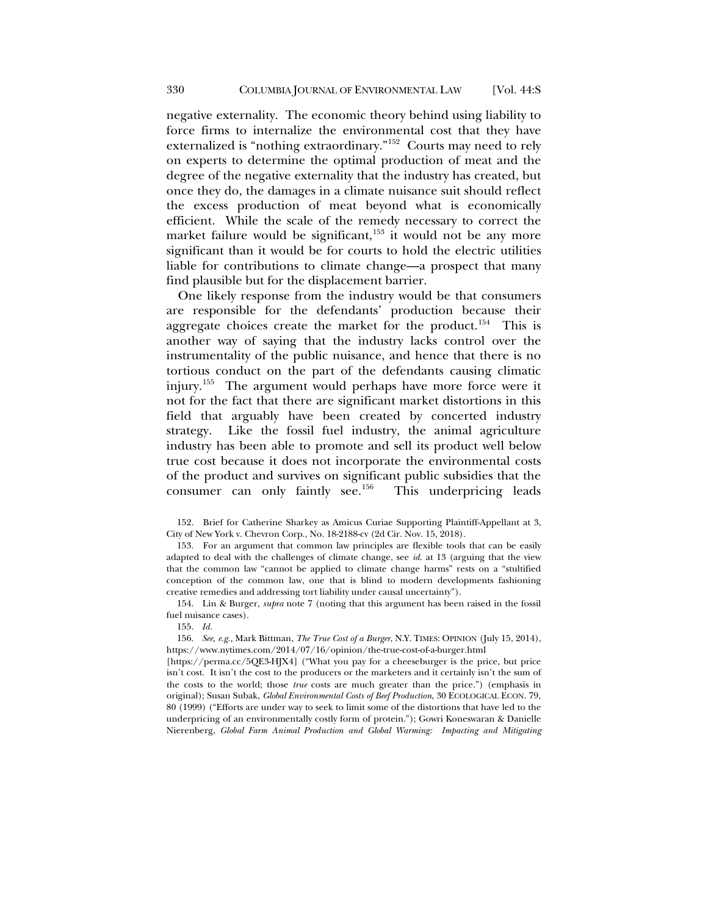negative externality. The economic theory behind using liability to force firms to internalize the environmental cost that they have externalized is "nothing extraordinary."[152] Courts may need to rely on experts to determine the optimal production of meat and the degree of the negative externality that the industry has created, but once they do, the damages in a climate nuisance suit should reflect the excess production of meat beyond what is economically efficient. While the scale of the remedy necessary to correct the market failure would be significant,[153] it would not be any more significant than it would be for courts to hold the electric utilities liable for contributions to climate change—a prospect that many find plausible but for the displacement barrier.

One likely response from the industry would be that consumers are responsible for the defendants' production because their aggregate choices create the market for the product.[154] This is another way of saying that the industry lacks control over the instrumentality of the public nuisance, and hence that there is no tortious conduct on the part of the defendants causing climatic injury.[155] The argument would perhaps have more force were it not for the fact that there are significant market distortions in this field that arguably have been created by concerted industry strategy. Like the fossil fuel industry, the animal agriculture industry has been able to promote and sell its product well below true cost because it does not incorporate the environmental costs of the product and survives on significant public subsidies that the consumer can only faintly see.[156] This underpricing leads

152. Brief for Catherine Sharkey as Amicus Curiae Supporting Plaintiff-Appellant at 3, City of New York v. Chevron Corp., No. 18-2188-cv (2d Cir. Nov. 15, 2018).

153. For an argument that common law principles are flexible tools that can be easily adapted to deal with the challenges of climate change, see *id.* at 13 (arguing that the view that the common law "cannot be applied to climate change harms" rests on a "stultified conception of the common law, one that is blind to modern developments fashioning creative remedies and addressing tort liability under causal uncertainty").

154. Lin & Burger, *supra* note 7 (noting that this argument has been raised in the fossil fuel nuisance cases).

155. *Id.*

156. *See, e.g.*, Mark Bittman, *The True Cost of a Burger*, N.Y. TIMES: OPINION (July 15, 2014), https://www.nytimes.com/2014/07/16/opinion/the-true-cost-of-a-burger.html [https://perma.cc/5QE3-HJX4] ("What you pay for a cheeseburger is the price, but price isn't cost. It isn't the cost to the producers or the marketers and it certainly isn't the sum of the costs to the world; those *true* costs are much greater than the price.") (emphasis in original); Susan Subak, *Global Environmental Costs of Beef Production*, 30 ECOLOGICAL ECON. 79, 80 (1999) ("Efforts are under way to seek to limit some of the distortions that have led to the underpricing of an environmentally costly form of protein."); Gowri Koneswaran & Danielle Nierenberg, *Global Farm Animal Production and Global Warming: Impacting and Mitigating*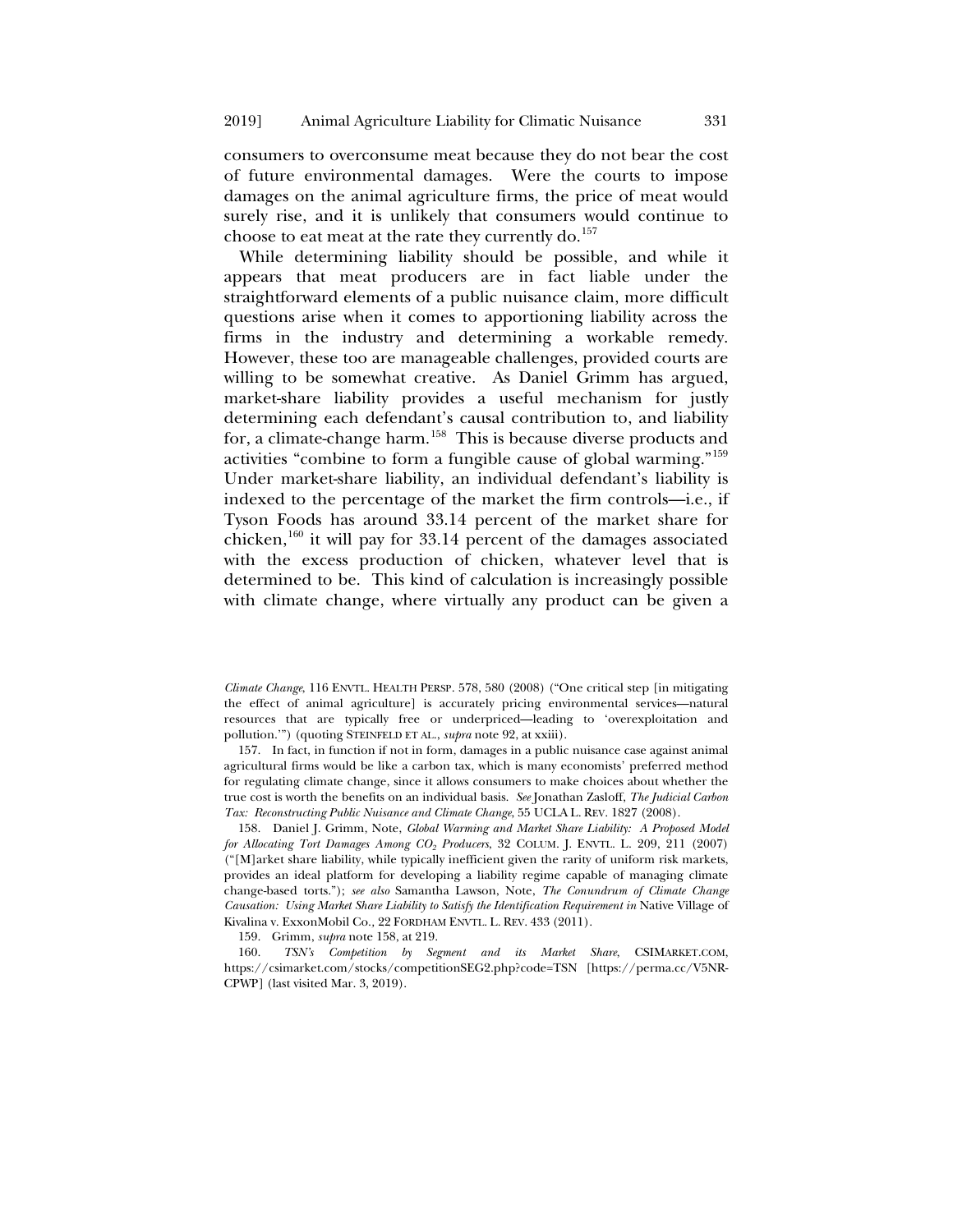consumers to overconsume meat because they do not bear the cost of future environmental damages. Were the courts to impose damages on the animal agriculture firms, the price of meat would surely rise, and it is unlikely that consumers would continue to choose to eat meat at the rate they currently do.[157]

While determining liability should be possible, and while it appears that meat producers are in fact liable under the straightforward elements of a public nuisance claim, more difficult questions arise when it comes to apportioning liability across the firms in the industry and determining a workable remedy. However, these too are manageable challenges, provided courts are willing to be somewhat creative. As Daniel Grimm has argued, market-share liability provides a useful mechanism for justly determining each defendant's causal contribution to, and liability for, a climate-change harm.[158] This is because diverse products and activities "combine to form a fungible cause of global warming."[159] Under market-share liability, an individual defendant's liability is indexed to the percentage of the market the firm controls—i.e., if Tyson Foods has around 33.14 percent of the market share for chicken,[160] it will pay for 33.14 percent of the damages associated with the excess production of chicken, whatever level that is determined to be. This kind of calculation is increasingly possible with climate change, where virtually any product can be given a

---

*Climate Change*, 116 ENVTL. HEALTH PERSP. 578, 580 (2008) ("One critical step [in mitigating the effect of animal agriculture] is accurately pricing environmental services—natural resources that are typically free or underpriced—leading to 'overexploitation and pollution.'") (quoting STEINFELD ET AL., *supra* note 92, at xxiii).

157. In fact, in function if not in form, damages in a public nuisance case against animal agricultural firms would be like a carbon tax, which is many economists' preferred method for regulating climate change, since it allows consumers to make choices about whether the true cost is worth the benefits on an individual basis. *See* Jonathan Zasloff, *The Judicial Carbon Tax: Reconstructing Public Nuisance and Climate Change*, 55 UCLA L. REV. 1827 (2008).

158. Daniel J. Grimm, Note, *Global Warming and Market Share Liability: A Proposed Model for Allocating Tort Damages Among $CO_2$ Producers*, 32 COLUM. J. ENVTL. L. 209, 211 (2007) ("[M]arket share liability, while typically inefficient given the rarity of uniform risk markets, provides an ideal platform for developing a liability regime capable of managing climate change-based torts."); *see also* Samantha Lawson, Note, *The Conundrum of Climate Change Causation: Using Market Share Liability to Satisfy the Identification Requirement in* Native Village of Kivalina v. ExxonMobil Co., 22 FORDHAM ENVTL. L. REV. 433 (2011).

159. Grimm, *supra* note 158, at 219.

160. *TSN's Competition by Segment and its Market Share*, CSIMARKET.COM, https://csimarket.com/stocks/competitionSEG2.php?code=TSN [https://perma.cc/V5NR-CPWP] (last visited Mar. 3, 2019).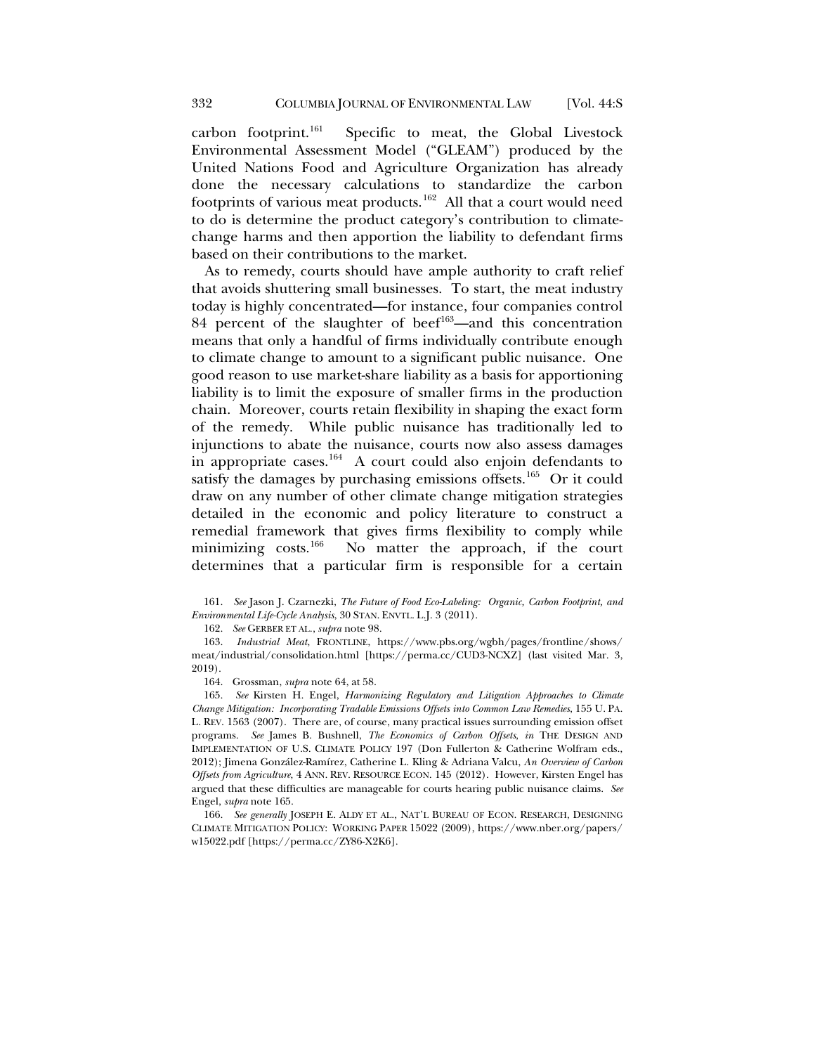carbon footprint.[161] Specific to meat, the Global Livestock Environmental Assessment Model ("GLEAM") produced by the United Nations Food and Agriculture Organization has already done the necessary calculations to standardize the carbon footprints of various meat products.[162] All that a court would need to do is determine the product category's contribution to climate-change harms and then apportion the liability to defendant firms based on their contributions to the market.

As to remedy, courts should have ample authority to craft relief that avoids shuttering small businesses. To start, the meat industry today is highly concentrated—for instance, four companies control 84 percent of the slaughter of beef[163]—and this concentration means that only a handful of firms individually contribute enough to climate change to amount to a significant public nuisance. One good reason to use market-share liability as a basis for apportioning liability is to limit the exposure of smaller firms in the production chain. Moreover, courts retain flexibility in shaping the exact form of the remedy. While public nuisance has traditionally led to injunctions to abate the nuisance, courts now also assess damages in appropriate cases.[164] A court could also enjoin defendants to satisfy the damages by purchasing emissions offsets.[165] Or it could draw on any number of other climate change mitigation strategies detailed in the economic and policy literature to construct a remedial framework that gives firms flexibility to comply while minimizing costs.[166] No matter the approach, if the court determines that a particular firm is responsible for a certain

161. *See* Jason J. Czarnezki, *The Future of Food Eco-Labeling: Organic, Carbon Footprint, and Environmental Life-Cycle Analysis*, 30 STAN. ENVTL. L.J. 3 (2011).

162. *See* GERBER ET AL., *supra* note 98.

163. *Industrial Meat*, FRONTLINE, https://www.pbs.org/wgbh/pages/frontline/shows/meat/industrial/consolidation.html [https://perma.cc/CUD3-NCXZ] (last visited Mar. 3, 2019).

164. Grossman, *supra* note 64, at 58.

165. *See* Kirsten H. Engel, *Harmonizing Regulatory and Litigation Approaches to Climate Change Mitigation: Incorporating Tradable Emissions Offsets into Common Law Remedies*, 155 U. PA. L. REV. 1563 (2007). There are, of course, many practical issues surrounding emission offset programs. *See* James B. Bushnell, *The Economics of Carbon Offsets*, *in* THE DESIGN AND IMPLEMENTATION OF U.S. CLIMATE POLICY 197 (Don Fullerton & Catherine Wolfram eds., 2012); Jimena González-Ramírez, Catherine L. Kling & Adriana Valcu, *An Overview of Carbon Offsets from Agriculture*, 4 ANN. REV. RESOURCE ECON. 145 (2012). However, Kirsten Engel has argued that these difficulties are manageable for courts hearing public nuisance claims. *See* Engel, *supra* note 165.

166. *See generally* JOSEPH E. ALDY ET AL., NAT'L BUREAU OF ECON. RESEARCH, DESIGNING CLIMATE MITIGATION POLICY: WORKING PAPER 15022 (2009), https://www.nber.org/papers/w15022.pdf [https://perma.cc/ZY86-X2K6].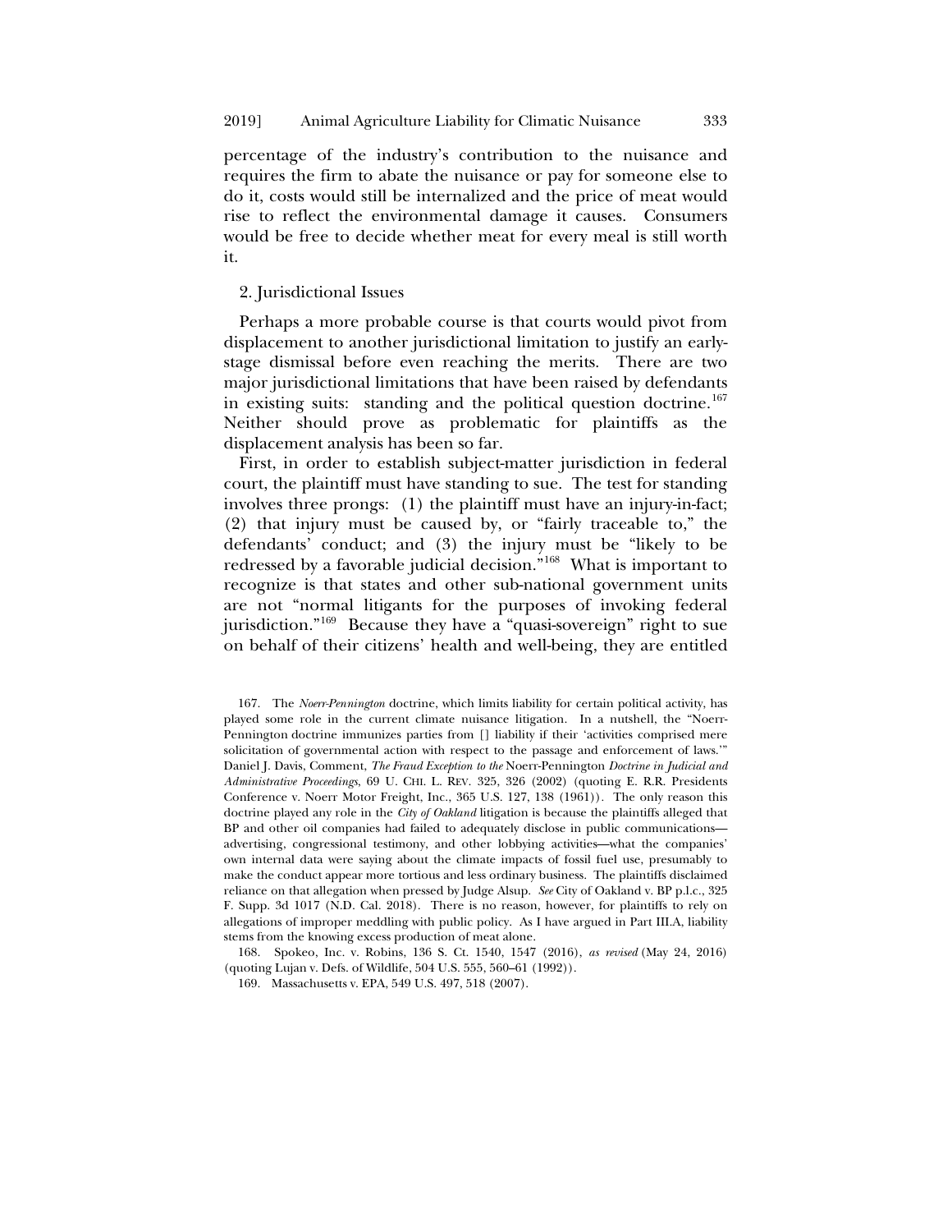percentage of the industry's contribution to the nuisance and requires the firm to abate the nuisance or pay for someone else to do it, costs would still be internalized and the price of meat would rise to reflect the environmental damage it causes. Consumers would be free to decide whether meat for every meal is still worth it.

### 2. Jurisdictional Issues

Perhaps a more probable course is that courts would pivot from displacement to another jurisdictional limitation to justify an early-stage dismissal before even reaching the merits. There are two major jurisdictional limitations that have been raised by defendants in existing suits: standing and the political question doctrine.[167] Neither should prove as problematic for plaintiffs as the displacement analysis has been so far.

First, in order to establish subject-matter jurisdiction in federal court, the plaintiff must have standing to sue. The test for standing involves three prongs: (1) the plaintiff must have an injury-in-fact; (2) that injury must be caused by, or "fairly traceable to," the defendants' conduct; and (3) the injury must be "likely to be redressed by a favorable judicial decision."[168] What is important to recognize is that states and other sub-national government units are not "normal litigants for the purposes of invoking federal jurisdiction."[169] Because they have a "quasi-sovereign" right to sue on behalf of their citizens' health and well-being, they are entitled

---

167. The *Noerr-Pennington* doctrine, which limits liability for certain political activity, has played some role in the current climate nuisance litigation. In a nutshell, the "Noerr-Pennington doctrine immunizes parties from [] liability if their 'activities comprised mere solicitation of governmental action with respect to the passage and enforcement of laws.'" Daniel J. Davis, Comment, *The Fraud Exception to the* Noerr-Pennington *Doctrine in Judicial and Administrative Proceedings*, 69 U. CHI. L. REV. 325, 326 (2002) (quoting E. R.R. Presidents Conference v. Noerr Motor Freight, Inc., 365 U.S. 127, 138 (1961)). The only reason this doctrine played any role in the *City of Oakland* litigation is because the plaintiffs alleged that BP and other oil companies had failed to adequately disclose in public communications—advertising, congressional testimony, and other lobbying activities—what the companies' own internal data were saying about the climate impacts of fossil fuel use, presumably to make the conduct appear more tortious and less ordinary business. The plaintiffs disclaimed reliance on that allegation when pressed by Judge Alsup. *See* City of Oakland v. BP p.l.c., 325 F. Supp. 3d 1017 (N.D. Cal. 2018). There is no reason, however, for plaintiffs to rely on allegations of improper meddling with public policy. As I have argued in Part III.A, liability stems from the knowing excess production of meat alone.

168. Spokeo, Inc. v. Robins, 136 S. Ct. 1540, 1547 (2016), *as revised* (May 24, 2016) (quoting Lujan v. Defs. of Wildlife, 504 U.S. 555, 560–61 (1992)).

169. Massachusetts v. EPA, 549 U.S. 497, 518 (2007).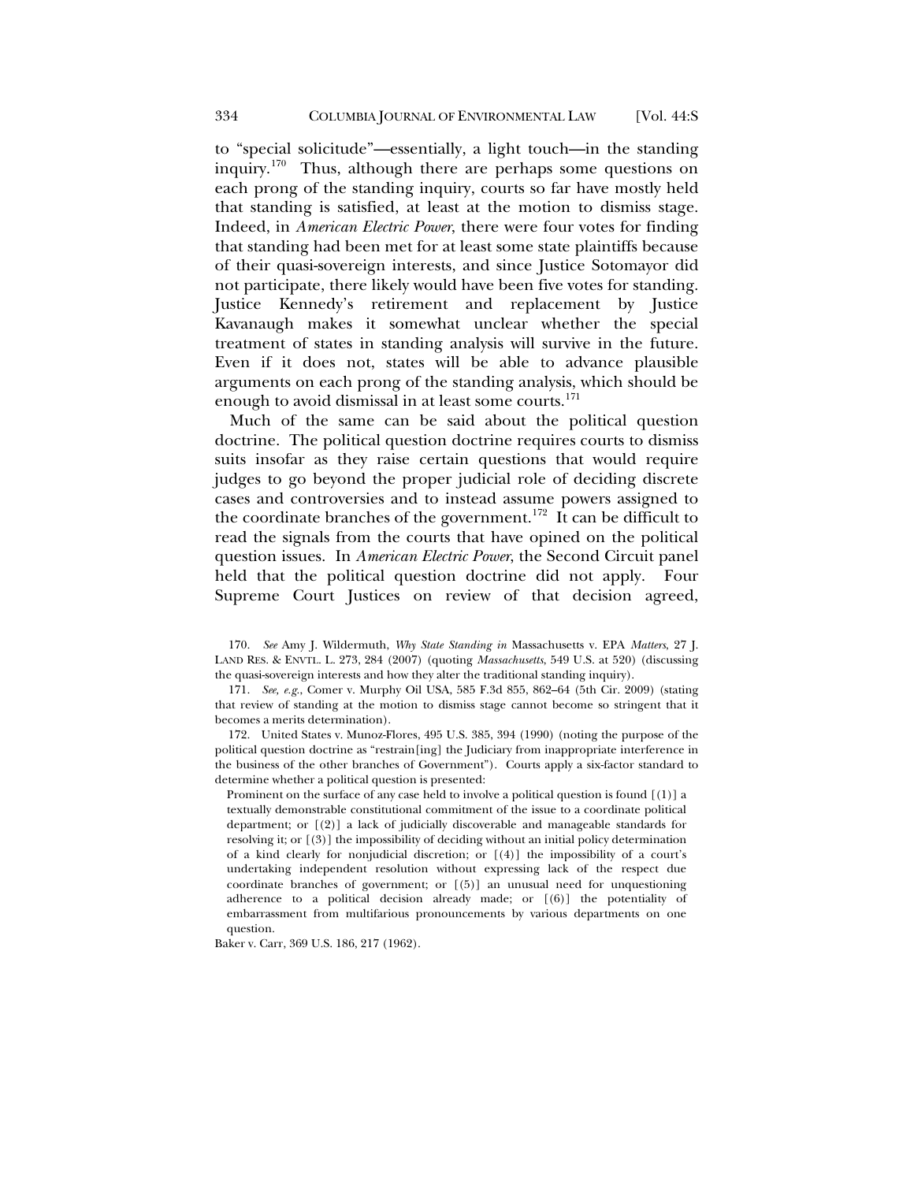to "special solicitude"—essentially, a light touch—in the standing inquiry.[170] Thus, although there are perhaps some questions on each prong of the standing inquiry, courts so far have mostly held that standing is satisfied, at least at the motion to dismiss stage. Indeed, in *American Electric Power*, there were four votes for finding that standing had been met for at least some state plaintiffs because of their quasi-sovereign interests, and since Justice Sotomayor did not participate, there likely would have been five votes for standing. Justice Kennedy's retirement and replacement by Justice Kavanaugh makes it somewhat unclear whether the special treatment of states in standing analysis will survive in the future. Even if it does not, states will be able to advance plausible arguments on each prong of the standing analysis, which should be enough to avoid dismissal in at least some courts.[171]

Much of the same can be said about the political question doctrine. The political question doctrine requires courts to dismiss suits insofar as they raise certain questions that would require judges to go beyond the proper judicial role of deciding discrete cases and controversies and to instead assume powers assigned to the coordinate branches of the government.[172] It can be difficult to read the signals from the courts that have opined on the political question issues. In *American Electric Power*, the Second Circuit panel held that the political question doctrine did not apply. Four Supreme Court Justices on review of that decision agreed,

170. *See* Amy J. Wildermuth, *Why State Standing in* Massachusetts v. EPA *Matters*, 27 J. LAND RES. & ENVTL. L. 273, 284 (2007) (quoting *Massachusetts*, 549 U.S. at 520) (discussing the quasi-sovereign interests and how they alter the traditional standing inquiry).

171. *See, e.g.*, Comer v. Murphy Oil USA, 585 F.3d 855, 862–64 (5th Cir. 2009) (stating that review of standing at the motion to dismiss stage cannot become so stringent that it becomes a merits determination).

172. United States v. Munoz-Flores, 495 U.S. 385, 394 (1990) (noting the purpose of the political question doctrine as "restrain[ing] the Judiciary from inappropriate interference in the business of the other branches of Government"). Courts apply a six-factor standard to determine whether a political question is presented:

> Prominent on the surface of any case held to involve a political question is found [(1)] a textually demonstrable constitutional commitment of the issue to a coordinate political department; or [(2)] a lack of judicially discoverable and manageable standards for resolving it; or [(3)] the impossibility of deciding without an initial policy determination of a kind clearly for nonjudicial discretion; or [(4)] the impossibility of a court's undertaking independent resolution without expressing lack of the respect due coordinate branches of government; or [(5)] an unusual need for unquestioning adherence to a political decision already made; or [(6)] the potentiality of embarrassment from multifarious pronouncements by various departments on one question.

Baker v. Carr, 369 U.S. 186, 217 (1962).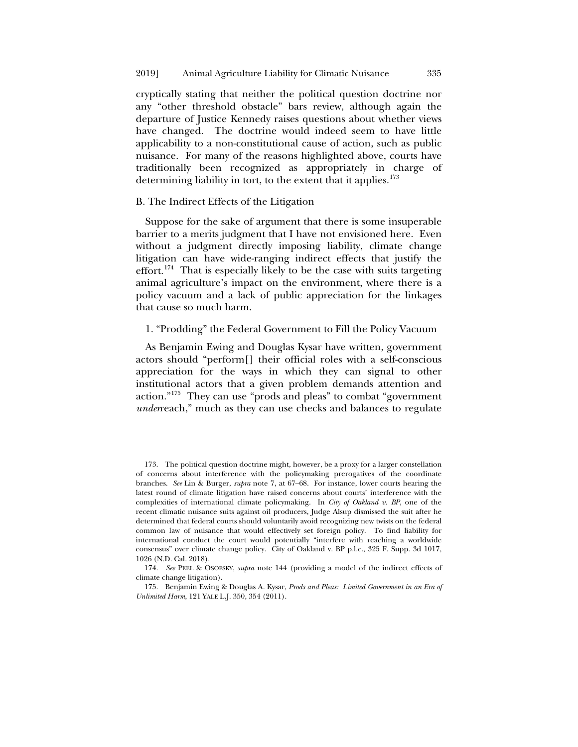cryptically stating that neither the political question doctrine nor any "other threshold obstacle" bars review, although again the departure of Justice Kennedy raises questions about whether views have changed. The doctrine would indeed seem to have little applicability to a non-constitutional cause of action, such as public nuisance. For many of the reasons highlighted above, courts have traditionally been recognized as appropriately in charge of determining liability in tort, to the extent that it applies.[173]

### B. The Indirect Effects of the Litigation

Suppose for the sake of argument that there is some insuperable barrier to a merits judgment that I have not envisioned here. Even without a judgment directly imposing liability, climate change litigation can have wide-ranging indirect effects that justify the effort.[174] That is especially likely to be the case with suits targeting animal agriculture's impact on the environment, where there is a policy vacuum and a lack of public appreciation for the linkages that cause so much harm.

#### 1. "Prodding" the Federal Government to Fill the Policy Vacuum

As Benjamin Ewing and Douglas Kysar have written, government actors should "perform[] their official roles with a self-conscious appreciation for the ways in which they can signal to other institutional actors that a given problem demands attention and action."[175] They can use "prods and pleas" to combat "government *under*reach," much as they can use checks and balances to regulate

---

173. The political question doctrine might, however, be a proxy for a larger constellation of concerns about interference with the policymaking prerogatives of the coordinate branches. *See* Lin & Burger, *supra* note 7, at 67–68. For instance, lower courts hearing the latest round of climate litigation have raised concerns about courts' interference with the complexities of international climate policymaking. In *City of Oakland v. BP*, one of the recent climatic nuisance suits against oil producers, Judge Alsup dismissed the suit after he determined that federal courts should voluntarily avoid recognizing new twists on the federal common law of nuisance that would effectively set foreign policy. To find liability for international conduct the court would potentially "interfere with reaching a worldwide consensus" over climate change policy. City of Oakland v. BP p.l.c., 325 F. Supp. 3d 1017, 1026 (N.D. Cal. 2018).

174. *See* PEEL & OSOFSKY, *supra* note 144 (providing a model of the indirect effects of climate change litigation).

175. Benjamin Ewing & Douglas A. Kysar, *Prods and Pleas: Limited Government in an Era of Unlimited Harm*, 121 YALE L.J. 350, 354 (2011).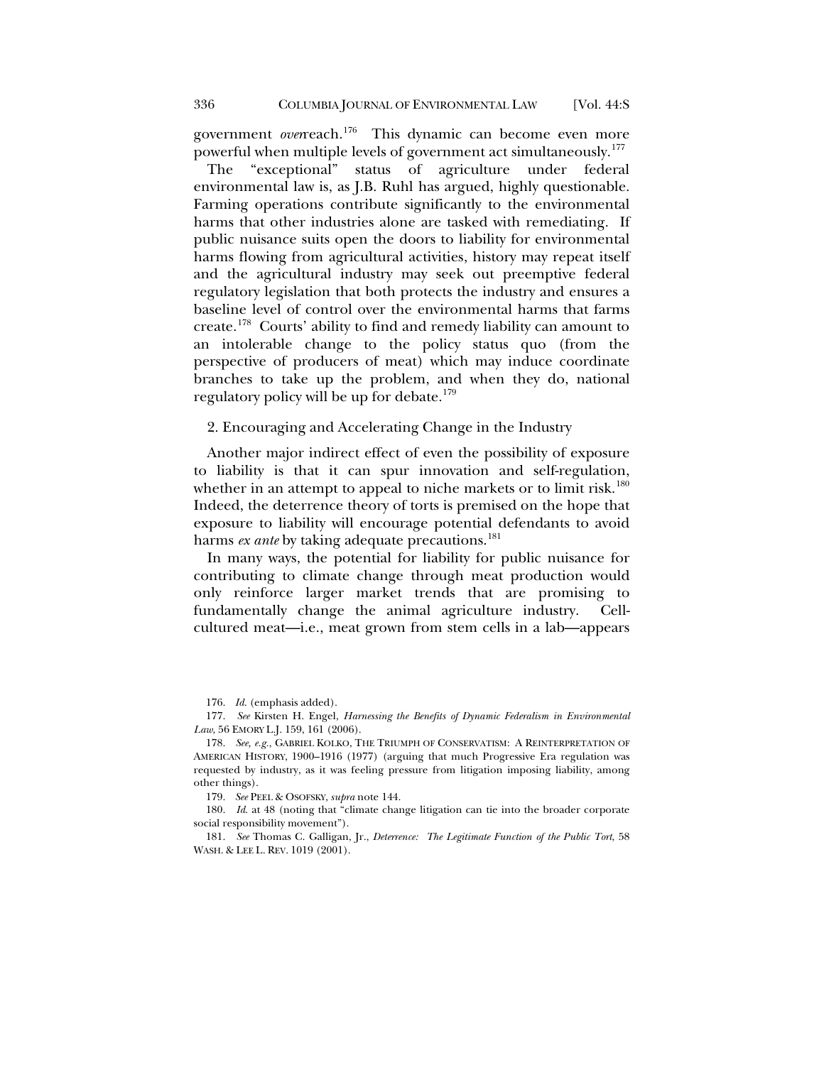government *over*reach.[176] This dynamic can become even more powerful when multiple levels of government act simultaneously.[177]

The "exceptional" status of agriculture under federal environmental law is, as J.B. Ruhl has argued, highly questionable. Farming operations contribute significantly to the environmental harms that other industries alone are tasked with remediating. If public nuisance suits open the doors to liability for environmental harms flowing from agricultural activities, history may repeat itself and the agricultural industry may seek out preemptive federal regulatory legislation that both protects the industry and ensures a baseline level of control over the environmental harms that farms create.[178] Courts' ability to find and remedy liability can amount to an intolerable change to the policy status quo (from the perspective of producers of meat) which may induce coordinate branches to take up the problem, and when they do, national regulatory policy will be up for debate.[179]

2. Encouraging and Accelerating Change in the Industry

Another major indirect effect of even the possibility of exposure to liability is that it can spur innovation and self-regulation, whether in an attempt to appeal to niche markets or to limit risk.[180] Indeed, the deterrence theory of torts is premised on the hope that exposure to liability will encourage potential defendants to avoid harms *ex ante* by taking adequate precautions.[181]

In many ways, the potential for liability for public nuisance for contributing to climate change through meat production would only reinforce larger market trends that are promising to fundamentally change the animal agriculture industry. Cell-cultured meat—i.e., meat grown from stem cells in a lab—appears

176. *Id.* (emphasis added).

177. *See* Kirsten H. Engel, *Harnessing the Benefits of Dynamic Federalism in Environmental Law*, 56 EMORY L.J. 159, 161 (2006).

178. *See, e.g.*, GABRIEL KOLKO, THE TRIUMPH OF CONSERVATISM: A REINTERPRETATION OF AMERICAN HISTORY, 1900–1916 (1977) (arguing that much Progressive Era regulation was requested by industry, as it was feeling pressure from litigation imposing liability, among other things).

179. *See* PEEL & OSOFSKY, *supra* note 144.

180. *Id.* at 48 (noting that "climate change litigation can tie into the broader corporate social responsibility movement").

181. *See* Thomas C. Galligan, Jr., *Deterrence: The Legitimate Function of the Public Tort*, 58 WASH. & LEE L. REV. 1019 (2001).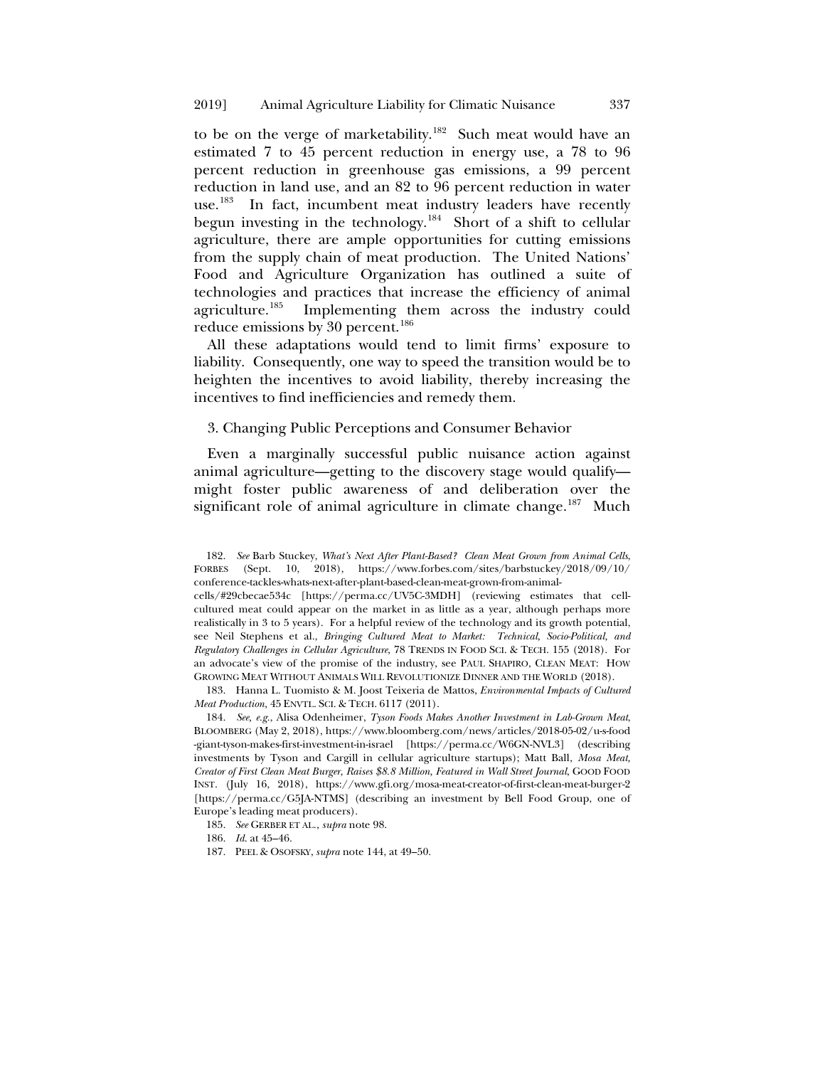to be on the verge of marketability.[182] Such meat would have an estimated 7 to 45 percent reduction in energy use, a 78 to 96 percent reduction in greenhouse gas emissions, a 99 percent reduction in land use, and an 82 to 96 percent reduction in water use.[183] In fact, incumbent meat industry leaders have recently begun investing in the technology.[184] Short of a shift to cellular agriculture, there are ample opportunities for cutting emissions from the supply chain of meat production. The United Nations' Food and Agriculture Organization has outlined a suite of technologies and practices that increase the efficiency of animal agriculture.[185] Implementing them across the industry could reduce emissions by 30 percent.[186]

All these adaptations would tend to limit firms' exposure to liability. Consequently, one way to speed the transition would be to heighten the incentives to avoid liability, thereby increasing the incentives to find inefficiencies and remedy them.

### 3. Changing Public Perceptions and Consumer Behavior

Even a marginally successful public nuisance action against animal agriculture—getting to the discovery stage would qualify—might foster public awareness of and deliberation over the significant role of animal agriculture in climate change.[187] Much

182. *See* Barb Stuckey, *What's Next After Plant-Based? Clean Meat Grown from Animal Cells*, FORBES (Sept. 10, 2018), https://www.forbes.com/sites/barbstuckey/2018/09/10/conference-tackles-whats-next-after-plant-based-clean-meat-grown-from-animal-cells/#29cbecae534c [https://perma.cc/UV5C-3MDH] (reviewing estimates that cell-cultured meat could appear on the market in as little as a year, although perhaps more realistically in 3 to 5 years). For a helpful review of the technology and its growth potential, see Neil Stephens et al., *Bringing Cultured Meat to Market: Technical, Socio-Political, and Regulatory Challenges in Cellular Agriculture*, 78 TRENDS IN FOOD SCI. & TECH. 155 (2018). For an advocate's view of the promise of the industry, see PAUL SHAPIRO, CLEAN MEAT: HOW GROWING MEAT WITHOUT ANIMALS WILL REVOLUTIONIZE DINNER AND THE WORLD (2018).

183. Hanna L. Tuomisto & M. Joost Teixeira de Mattos, *Environmental Impacts of Cultured Meat Production*, 45 ENVTL. SCI. & TECH. 6117 (2011).

184. *See, e.g.*, Alisa Odenheimer, *Tyson Foods Makes Another Investment in Lab-Grown Meat*, BLOOMBERG (May 2, 2018), https://www.bloomberg.com/news/articles/2018-05-02/u-s-food-giant-tyson-makes-first-investment-in-israel [https://perma.cc/W6GN-NVL3] (describing investments by Tyson and Cargill in cellular agriculture startups); Matt Ball, *Mosa Meat, Creator of First Clean Meat Burger, Raises $8.8 Million, Featured in Wall Street Journal*, GOOD FOOD INST. (July 16, 2018), https://www.gfi.org/mosa-meat-creator-of-first-clean-meat-burger-2 [https://perma.cc/G5JA-NTMS] (describing an investment by Bell Food Group, one of Europe's leading meat producers).

185. *See* GERBER ET AL., *supra* note 98.

186. *Id.* at 45–46.

187. PEEL & OSOFSKY, *supra* note 144, at 49–50.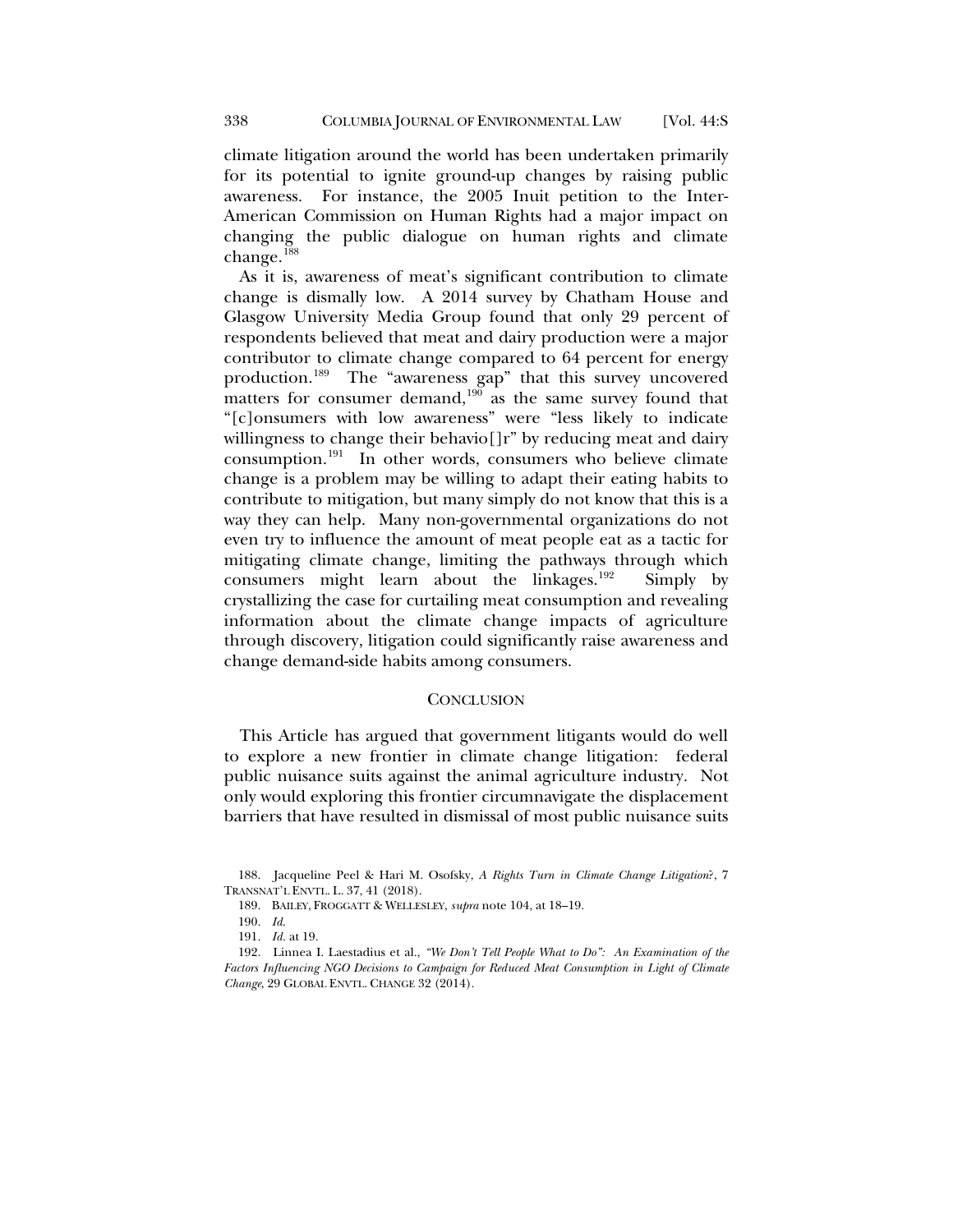climate litigation around the world has been undertaken primarily for its potential to ignite ground-up changes by raising public awareness. For instance, the 2005 Inuit petition to the Inter-American Commission on Human Rights had a major impact on changing the public dialogue on human rights and climate change.[188]

As it is, awareness of meat's significant contribution to climate change is dismally low. A 2014 survey by Chatham House and Glasgow University Media Group found that only 29 percent of respondents believed that meat and dairy production were a major contributor to climate change compared to 64 percent for energy production.[189] The "awareness gap" that this survey uncovered matters for consumer demand,[190] as the same survey found that "[c]onsumers with low awareness" were "less likely to indicate willingness to change their behavio[]r" by reducing meat and dairy consumption.[191] In other words, consumers who believe climate change is a problem may be willing to adapt their eating habits to contribute to mitigation, but many simply do not know that this is a way they can help. Many non-governmental organizations do not even try to influence the amount of meat people eat as a tactic for mitigating climate change, limiting the pathways through which consumers might learn about the linkages.[192] Simply by crystallizing the case for curtailing meat consumption and revealing information about the climate change impacts of agriculture through discovery, litigation could significantly raise awareness and change demand-side habits among consumers.

## CONCLUSION

This Article has argued that government litigants would do well to explore a new frontier in climate change litigation: federal public nuisance suits against the animal agriculture industry. Not only would exploring this frontier circumnavigate the displacement barriers that have resulted in dismissal of most public nuisance suits

---

188. Jacqueline Peel & Hari M. Osofsky, *A Rights Turn in Climate Change Litigation?*, 7 TRANSNAT'L ENVTL. L. 37, 41 (2018).

189. BAILEY, FROGGATT & WELLESLEY, *supra* note 104, at 18–19.

190. *Id.*

191. *Id.* at 19.

192. Linnea I. Laestadius et al., *"We Don't Tell People What to Do": An Examination of the Factors Influencing NGO Decisions to Campaign for Reduced Meat Consumption in Light of Climate Change*, 29 GLOBAL ENVTL. CHANGE 32 (2014).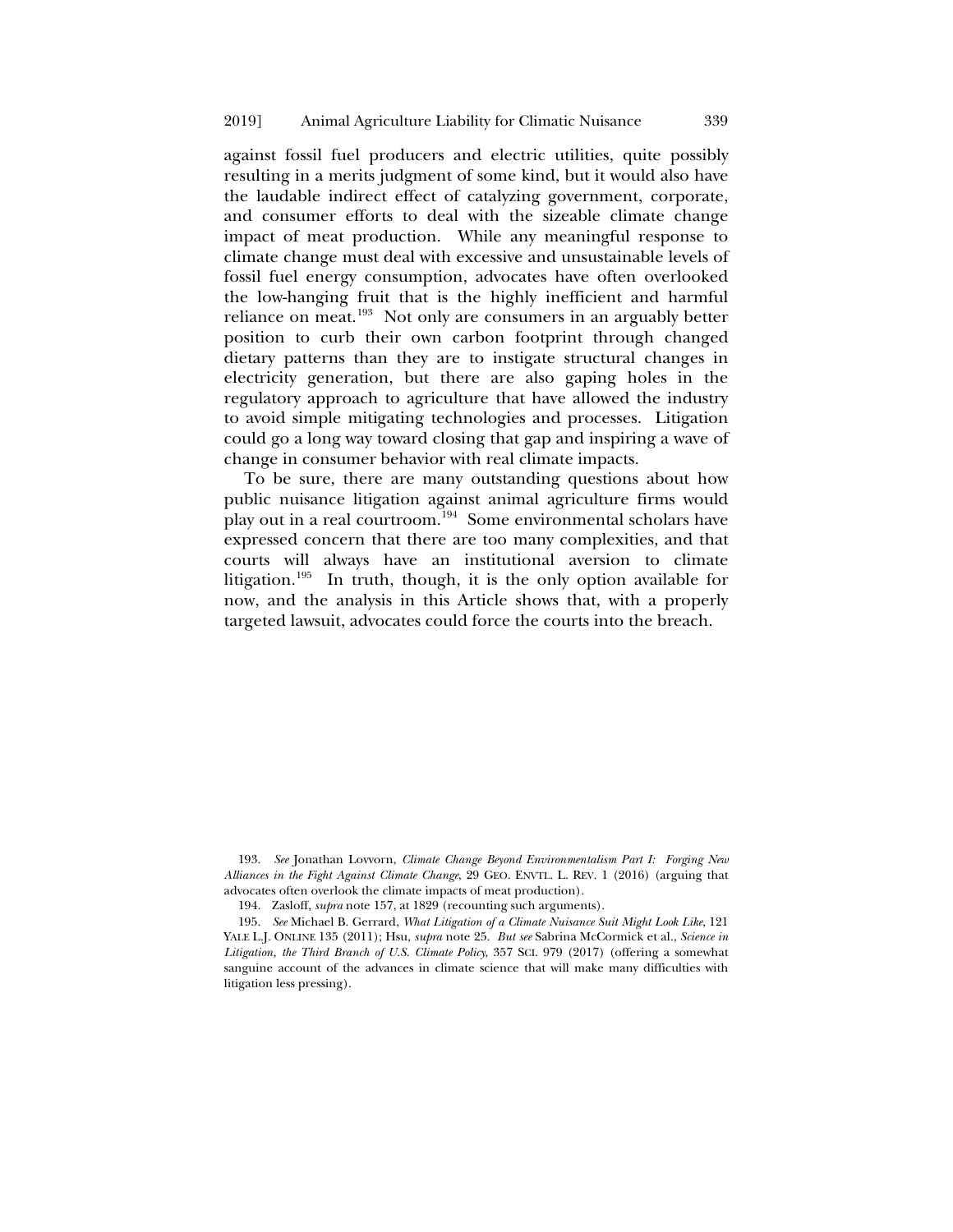against fossil fuel producers and electric utilities, quite possibly resulting in a merits judgment of some kind, but it would also have the laudable indirect effect of catalyzing government, corporate, and consumer efforts to deal with the sizeable climate change impact of meat production. While any meaningful response to climate change must deal with excessive and unsustainable levels of fossil fuel energy consumption, advocates have often overlooked the low-hanging fruit that is the highly inefficient and harmful reliance on meat.[193] Not only are consumers in an arguably better position to curb their own carbon footprint through changed dietary patterns than they are to instigate structural changes in electricity generation, but there are also gaping holes in the regulatory approach to agriculture that have allowed the industry to avoid simple mitigating technologies and processes. Litigation could go a long way toward closing that gap and inspiring a wave of change in consumer behavior with real climate impacts.

To be sure, there are many outstanding questions about how public nuisance litigation against animal agriculture firms would play out in a real courtroom.[194] Some environmental scholars have expressed concern that there are too many complexities, and that courts will always have an institutional aversion to climate litigation.[195] In truth, though, it is the only option available for now, and the analysis in this Article shows that, with a properly targeted lawsuit, advocates could force the courts into the breach.

---

193. *See* Jonathan Lovvorn, *Climate Change Beyond Environmentalism Part I: Forging New Alliances in the Fight Against Climate Change*, 29 GEO. ENVTL. L. REV. 1 (2016) (arguing that advocates often overlook the climate impacts of meat production).

194. Zasloff, *supra* note 157, at 1829 (recounting such arguments).

195. *See* Michael B. Gerrard, *What Litigation of a Climate Nuisance Suit Might Look Like*, 121 YALE L.J. ONLINE 135 (2011); Hsu, *supra* note 25. *But see* Sabrina McCormick et al., *Science in Litigation, the Third Branch of U.S. Climate Policy*, 357 SCI. 979 (2017) (offering a somewhat sanguine account of the advances in climate science that will make many difficulties with litigation less pressing).